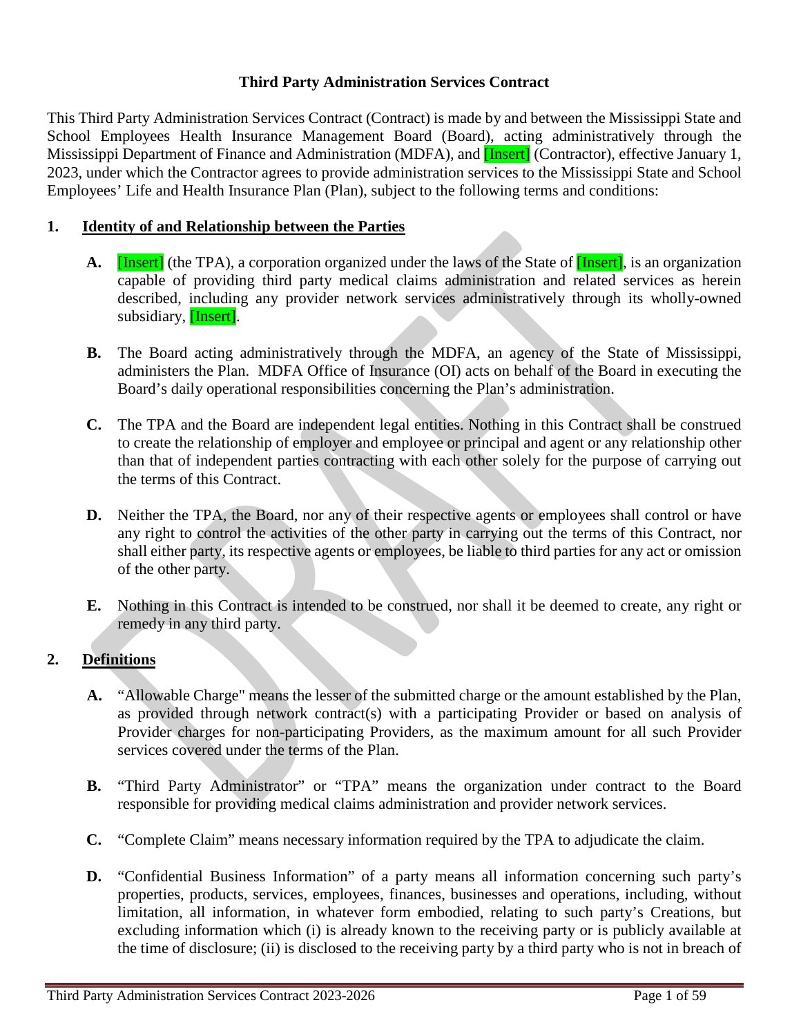# Third Party Administration Services Contract

This Third Party Administration Services Contract (Contract) is made by and between the Mississippi State and School Employees Health Insurance Management Board (Board), acting administratively through the Mississippi Department of Finance and Administration (MDFA), and [Insert] (Contractor), effective January 1, 2023, under which the Contractor agrees to provide administration services to the Mississippi State and School Employees' Life and Health Insurance Plan (Plan), subject to the following terms and conditions:

## 1. Identity of and Relationship between the Parties

**A.** [Insert] (the TPA), a corporation organized under the laws of the State of [Insert], is an organization capable of providing third party medical claims administration and related services as herein described, including any provider network services administratively through its wholly-owned subsidiary, [Insert].

**B.** The Board acting administratively through the MDFA, an agency of the State of Mississippi, administers the Plan. MDFA Office of Insurance (OI) acts on behalf of the Board in executing the Board's daily operational responsibilities concerning the Plan's administration.

**C.** The TPA and the Board are independent legal entities. Nothing in this Contract shall be construed to create the relationship of employer and employee or principal and agent or any relationship other than that of independent parties contracting with each other solely for the purpose of carrying out the terms of this Contract.

**D.** Neither the TPA, the Board, nor any of their respective agents or employees shall control or have any right to control the activities of the other party in carrying out the terms of this Contract, nor shall either party, its respective agents or employees, be liable to third parties for any act or omission of the other party.

**E.** Nothing in this Contract is intended to be construed, nor shall it be deemed to create, any right or remedy in any third party.

## 2. Definitions

**A.** "Allowable Charge" means the lesser of the submitted charge or the amount established by the Plan, as provided through network contract(s) with a participating Provider or based on analysis of Provider charges for non-participating Providers, as the maximum amount for all such Provider services covered under the terms of the Plan.

**B.** "Third Party Administrator" or "TPA" means the organization under contract to the Board responsible for providing medical claims administration and provider network services.

**C.** "Complete Claim" means necessary information required by the TPA to adjudicate the claim.

**D.** "Confidential Business Information" of a party means all information concerning such party's properties, products, services, employees, finances, businesses and operations, including, without limitation, all information, in whatever form embodied, relating to such party's Creations, but excluding information which (i) is already known to the receiving party or is publicly available at the time of disclosure; (ii) is disclosed to the receiving party by a third party who is not in breach of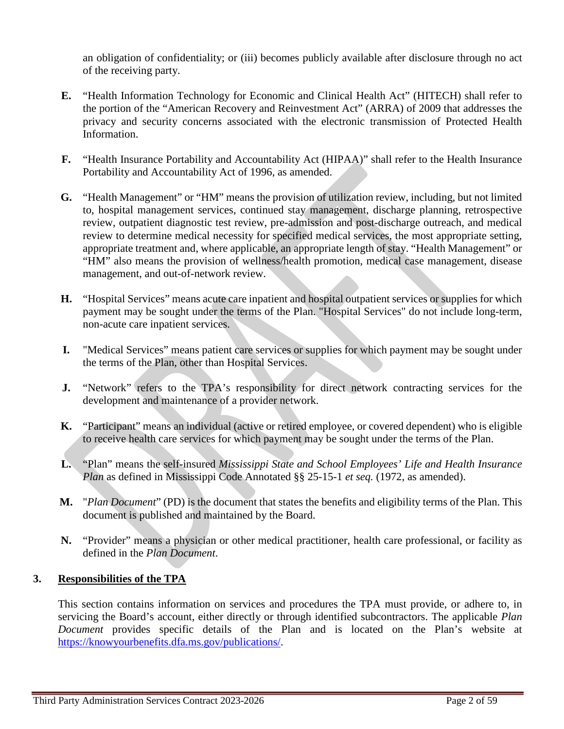an obligation of confidentiality; or (iii) becomes publicly available after disclosure through no act of the receiving party.

**E.** "Health Information Technology for Economic and Clinical Health Act" (HITECH) shall refer to the portion of the "American Recovery and Reinvestment Act" (ARRA) of 2009 that addresses the privacy and security concerns associated with the electronic transmission of Protected Health Information.

**F.** "Health Insurance Portability and Accountability Act (HIPAA)" shall refer to the Health Insurance Portability and Accountability Act of 1996, as amended.

**G.** "Health Management" or "HM" means the provision of utilization review, including, but not limited to, hospital management services, continued stay management, discharge planning, retrospective review, outpatient diagnostic test review, pre-admission and post-discharge outreach, and medical review to determine medical necessity for specified medical services, the most appropriate setting, appropriate treatment and, where applicable, an appropriate length of stay. "Health Management" or "HM" also means the provision of wellness/health promotion, medical case management, disease management, and out-of-network review.

**H.** "Hospital Services" means acute care inpatient and hospital outpatient services or supplies for which payment may be sought under the terms of the Plan. "Hospital Services" do not include long-term, non-acute care inpatient services.

**I.** "Medical Services" means patient care services or supplies for which payment may be sought under the terms of the Plan, other than Hospital Services.

**J.** "Network" refers to the TPA's responsibility for direct network contracting services for the development and maintenance of a provider network.

**K.** "Participant" means an individual (active or retired employee, or covered dependent) who is eligible to receive health care services for which payment may be sought under the terms of the Plan.

**L.** "Plan" means the self-insured *Mississippi State and School Employees' Life and Health Insurance Plan* as defined in Mississippi Code Annotated §§ 25-15-1 *et seq.* (1972, as amended).

**M.** "*Plan Document*" (PD) is the document that states the benefits and eligibility terms of the Plan. This document is published and maintained by the Board.

**N.** "Provider" means a physician or other medical practitioner, health care professional, or facility as defined in the *Plan Document*.

## 3. Responsibilities of the TPA

This section contains information on services and procedures the TPA must provide, or adhere to, in servicing the Board's account, either directly or through identified subcontractors. The applicable *Plan Document* provides specific details of the Plan and is located on the Plan's website at https://knowyourbenefits.dfa.ms.gov/publications/.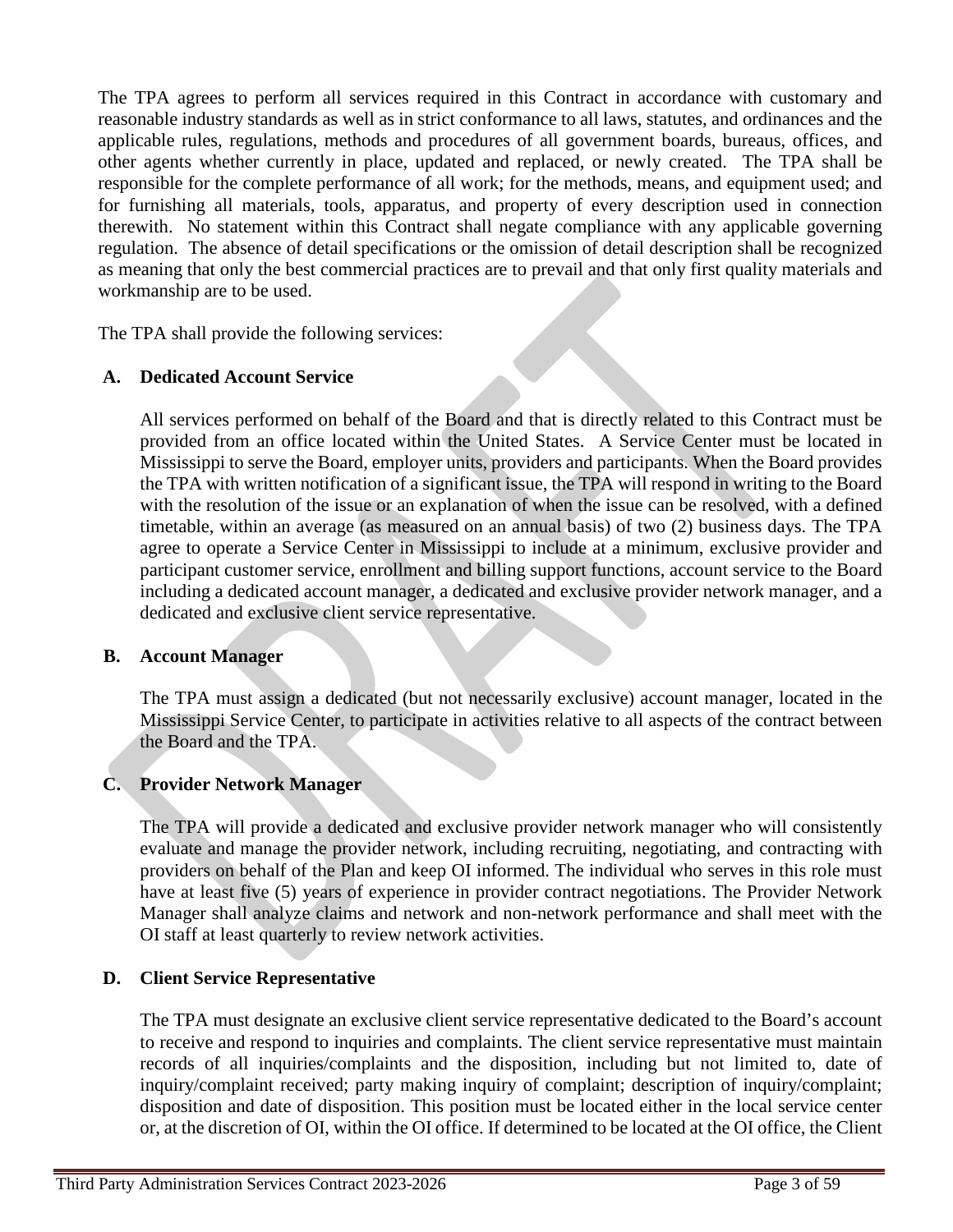The TPA agrees to perform all services required in this Contract in accordance with customary and reasonable industry standards as well as in strict conformance to all laws, statutes, and ordinances and the applicable rules, regulations, methods and procedures of all government boards, bureaus, offices, and other agents whether currently in place, updated and replaced, or newly created. The TPA shall be responsible for the complete performance of all work; for the methods, means, and equipment used; and for furnishing all materials, tools, apparatus, and property of every description used in connection therewith. No statement within this Contract shall negate compliance with any applicable governing regulation. The absence of detail specifications or the omission of detail description shall be recognized as meaning that only the best commercial practices are to prevail and that only first quality materials and workmanship are to be used.

The TPA shall provide the following services:

## A. Dedicated Account Service

All services performed on behalf of the Board and that is directly related to this Contract must be provided from an office located within the United States. A Service Center must be located in Mississippi to serve the Board, employer units, providers and participants. When the Board provides the TPA with written notification of a significant issue, the TPA will respond in writing to the Board with the resolution of the issue or an explanation of when the issue can be resolved, with a defined timetable, within an average (as measured on an annual basis) of two (2) business days. The TPA agree to operate a Service Center in Mississippi to include at a minimum, exclusive provider and participant customer service, enrollment and billing support functions, account service to the Board including a dedicated account manager, a dedicated and exclusive provider network manager, and a dedicated and exclusive client service representative.

## B. Account Manager

The TPA must assign a dedicated (but not necessarily exclusive) account manager, located in the Mississippi Service Center, to participate in activities relative to all aspects of the contract between the Board and the TPA.

## C. Provider Network Manager

The TPA will provide a dedicated and exclusive provider network manager who will consistently evaluate and manage the provider network, including recruiting, negotiating, and contracting with providers on behalf of the Plan and keep OI informed. The individual who serves in this role must have at least five (5) years of experience in provider contract negotiations. The Provider Network Manager shall analyze claims and network and non-network performance and shall meet with the OI staff at least quarterly to review network activities.

## D. Client Service Representative

The TPA must designate an exclusive client service representative dedicated to the Board's account to receive and respond to inquiries and complaints. The client service representative must maintain records of all inquiries/complaints and the disposition, including but not limited to, date of inquiry/complaint received; party making inquiry of complaint; description of inquiry/complaint; disposition and date of disposition. This position must be located either in the local service center or, at the discretion of OI, within the OI office. If determined to be located at the OI office, the Client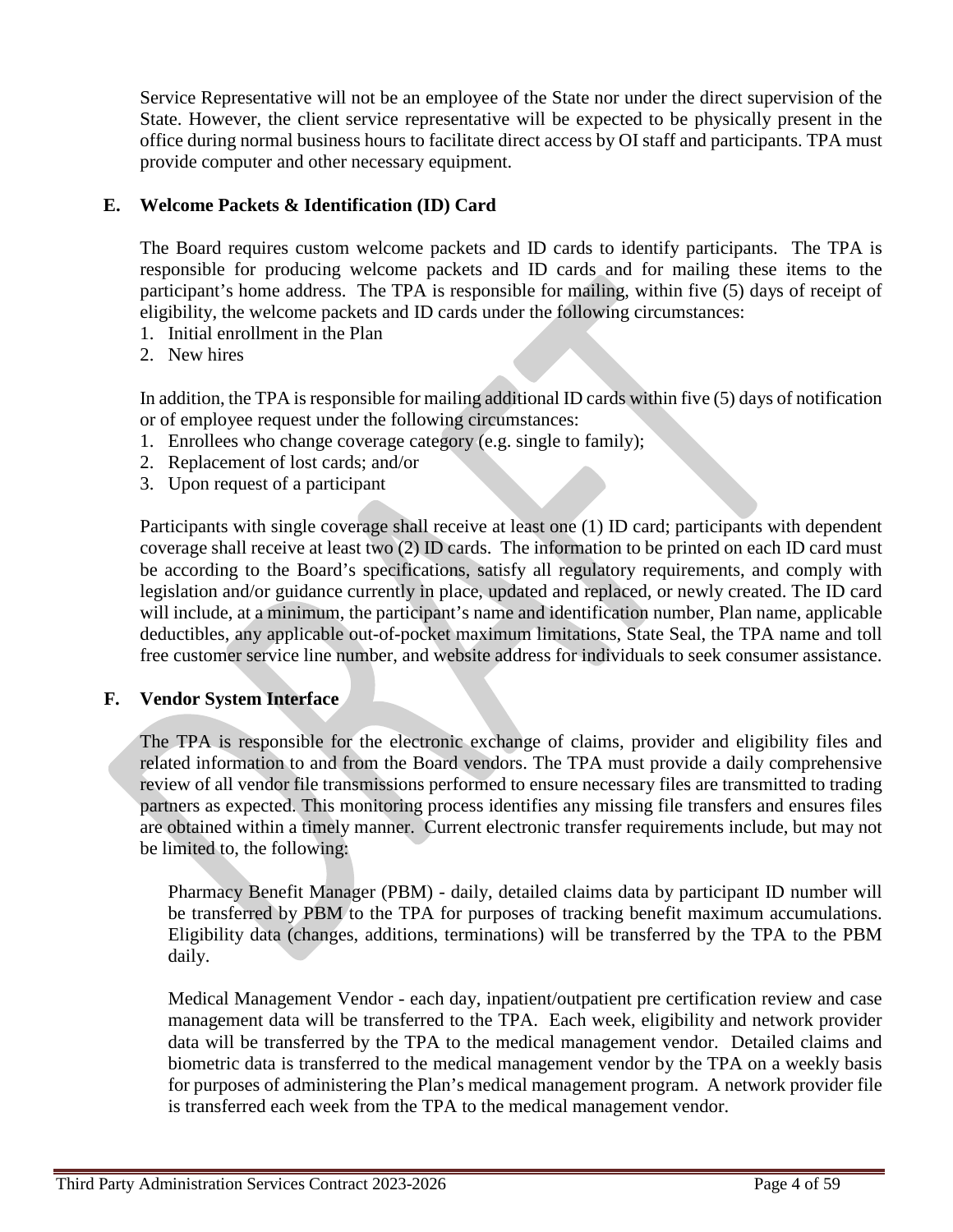Service Representative will not be an employee of the State nor under the direct supervision of the State. However, the client service representative will be expected to be physically present in the office during normal business hours to facilitate direct access by OI staff and participants. TPA must provide computer and other necessary equipment.

## E. Welcome Packets & Identification (ID) Card

The Board requires custom welcome packets and ID cards to identify participants. The TPA is responsible for producing welcome packets and ID cards and for mailing these items to the participant's home address. The TPA is responsible for mailing, within five (5) days of receipt of eligibility, the welcome packets and ID cards under the following circumstances:

1. Initial enrollment in the Plan
2. New hires

In addition, the TPA is responsible for mailing additional ID cards within five (5) days of notification or of employee request under the following circumstances:

1. Enrollees who change coverage category (e.g. single to family);
2. Replacement of lost cards; and/or
3. Upon request of a participant

Participants with single coverage shall receive at least one (1) ID card; participants with dependent coverage shall receive at least two (2) ID cards. The information to be printed on each ID card must be according to the Board's specifications, satisfy all regulatory requirements, and comply with legislation and/or guidance currently in place, updated and replaced, or newly created. The ID card will include, at a minimum, the participant's name and identification number, Plan name, applicable deductibles, any applicable out-of-pocket maximum limitations, State Seal, the TPA name and toll free customer service line number, and website address for individuals to seek consumer assistance.

## F. Vendor System Interface

The TPA is responsible for the electronic exchange of claims, provider and eligibility files and related information to and from the Board vendors. The TPA must provide a daily comprehensive review of all vendor file transmissions performed to ensure necessary files are transmitted to trading partners as expected. This monitoring process identifies any missing file transfers and ensures files are obtained within a timely manner. Current electronic transfer requirements include, but may not be limited to, the following:

Pharmacy Benefit Manager (PBM) - daily, detailed claims data by participant ID number will be transferred by PBM to the TPA for purposes of tracking benefit maximum accumulations. Eligibility data (changes, additions, terminations) will be transferred by the TPA to the PBM daily.

Medical Management Vendor - each day, inpatient/outpatient pre certification review and case management data will be transferred to the TPA. Each week, eligibility and network provider data will be transferred by the TPA to the medical management vendor. Detailed claims and biometric data is transferred to the medical management vendor by the TPA on a weekly basis for purposes of administering the Plan's medical management program. A network provider file is transferred each week from the TPA to the medical management vendor.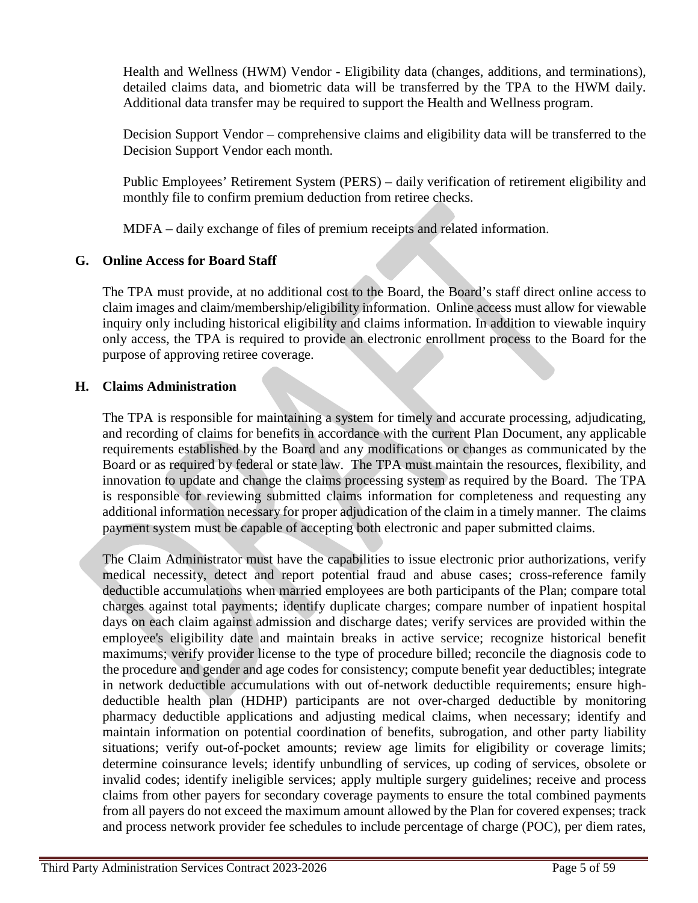Health and Wellness (HWM) Vendor - Eligibility data (changes, additions, and terminations), detailed claims data, and biometric data will be transferred by the TPA to the HWM daily. Additional data transfer may be required to support the Health and Wellness program.

Decision Support Vendor – comprehensive claims and eligibility data will be transferred to the Decision Support Vendor each month.

Public Employees' Retirement System (PERS) – daily verification of retirement eligibility and monthly file to confirm premium deduction from retiree checks.

MDFA – daily exchange of files of premium receipts and related information.

## G. Online Access for Board Staff

The TPA must provide, at no additional cost to the Board, the Board's staff direct online access to claim images and claim/membership/eligibility information. Online access must allow for viewable inquiry only including historical eligibility and claims information. In addition to viewable inquiry only access, the TPA is required to provide an electronic enrollment process to the Board for the purpose of approving retiree coverage.

## H. Claims Administration

The TPA is responsible for maintaining a system for timely and accurate processing, adjudicating, and recording of claims for benefits in accordance with the current Plan Document, any applicable requirements established by the Board and any modifications or changes as communicated by the Board or as required by federal or state law. The TPA must maintain the resources, flexibility, and innovation to update and change the claims processing system as required by the Board. The TPA is responsible for reviewing submitted claims information for completeness and requesting any additional information necessary for proper adjudication of the claim in a timely manner. The claims payment system must be capable of accepting both electronic and paper submitted claims.

The Claim Administrator must have the capabilities to issue electronic prior authorizations, verify medical necessity, detect and report potential fraud and abuse cases; cross-reference family deductible accumulations when married employees are both participants of the Plan; compare total charges against total payments; identify duplicate charges; compare number of inpatient hospital days on each claim against admission and discharge dates; verify services are provided within the employee's eligibility date and maintain breaks in active service; recognize historical benefit maximums; verify provider license to the type of procedure billed; reconcile the diagnosis code to the procedure and gender and age codes for consistency; compute benefit year deductibles; integrate in network deductible accumulations with out of-network deductible requirements; ensure high-deductible health plan (HDHP) participants are not over-charged deductible by monitoring pharmacy deductible applications and adjusting medical claims, when necessary; identify and maintain information on potential coordination of benefits, subrogation, and other party liability situations; verify out-of-pocket amounts; review age limits for eligibility or coverage limits; determine coinsurance levels; identify unbundling of services, up coding of services, obsolete or invalid codes; identify ineligible services; apply multiple surgery guidelines; receive and process claims from other payers for secondary coverage payments to ensure the total combined payments from all payers do not exceed the maximum amount allowed by the Plan for covered expenses; track and process network provider fee schedules to include percentage of charge (POC), per diem rates,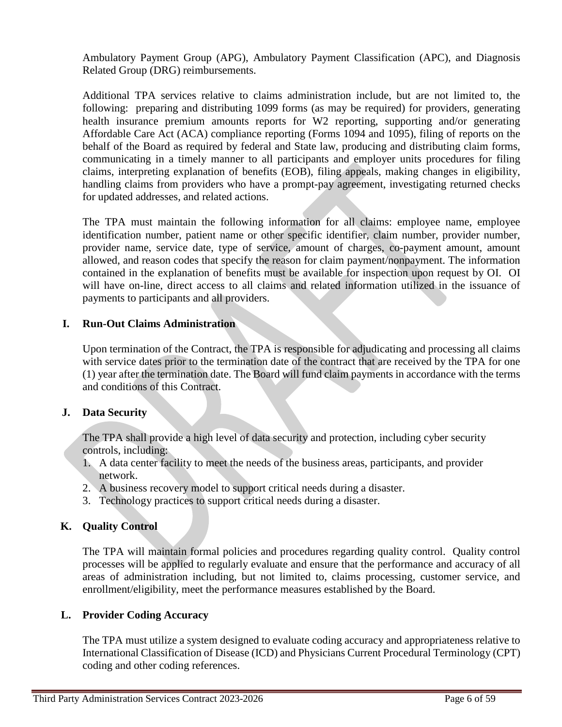Ambulatory Payment Group (APG), Ambulatory Payment Classification (APC), and Diagnosis Related Group (DRG) reimbursements.

Additional TPA services relative to claims administration include, but are not limited to, the following: preparing and distributing 1099 forms (as may be required) for providers, generating health insurance premium amounts reports for W2 reporting, supporting and/or generating Affordable Care Act (ACA) compliance reporting (Forms 1094 and 1095), filing of reports on the behalf of the Board as required by federal and State law, producing and distributing claim forms, communicating in a timely manner to all participants and employer units procedures for filing claims, interpreting explanation of benefits (EOB), filing appeals, making changes in eligibility, handling claims from providers who have a prompt-pay agreement, investigating returned checks for updated addresses, and related actions.

The TPA must maintain the following information for all claims: employee name, employee identification number, patient name or other specific identifier, claim number, provider number, provider name, service date, type of service, amount of charges, co-payment amount, amount allowed, and reason codes that specify the reason for claim payment/nonpayment. The information contained in the explanation of benefits must be available for inspection upon request by OI. OI will have on-line, direct access to all claims and related information utilized in the issuance of payments to participants and all providers.

## I. Run-Out Claims Administration

Upon termination of the Contract, the TPA is responsible for adjudicating and processing all claims with service dates prior to the termination date of the contract that are received by the TPA for one (1) year after the termination date. The Board will fund claim payments in accordance with the terms and conditions of this Contract.

## J. Data Security

The TPA shall provide a high level of data security and protection, including cyber security controls, including:

1. A data center facility to meet the needs of the business areas, participants, and provider network.
2. A business recovery model to support critical needs during a disaster.
3. Technology practices to support critical needs during a disaster.

## K. Quality Control

The TPA will maintain formal policies and procedures regarding quality control. Quality control processes will be applied to regularly evaluate and ensure that the performance and accuracy of all areas of administration including, but not limited to, claims processing, customer service, and enrollment/eligibility, meet the performance measures established by the Board.

## L. Provider Coding Accuracy

The TPA must utilize a system designed to evaluate coding accuracy and appropriateness relative to International Classification of Disease (ICD) and Physicians Current Procedural Terminology (CPT) coding and other coding references.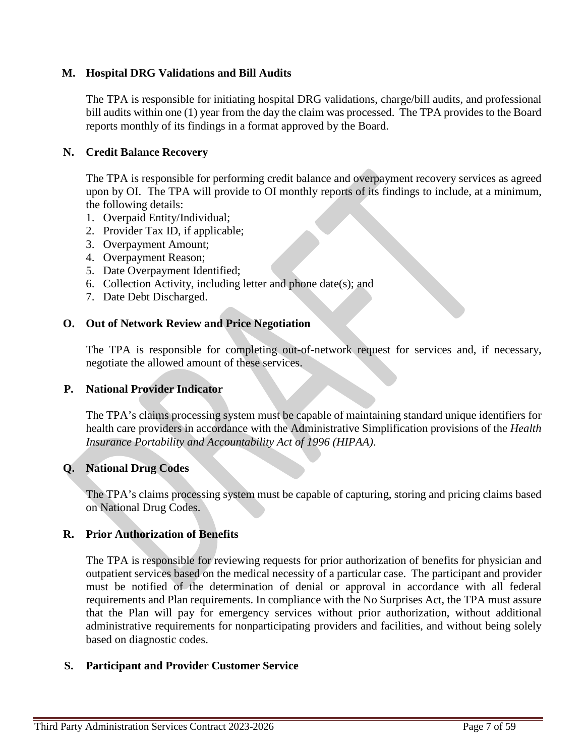## M. Hospital DRG Validations and Bill Audits

The TPA is responsible for initiating hospital DRG validations, charge/bill audits, and professional bill audits within one (1) year from the day the claim was processed. The TPA provides to the Board reports monthly of its findings in a format approved by the Board.

## N. Credit Balance Recovery

The TPA is responsible for performing credit balance and overpayment recovery services as agreed upon by OI. The TPA will provide to OI monthly reports of its findings to include, at a minimum, the following details:

1. Overpaid Entity/Individual;
2. Provider Tax ID, if applicable;
3. Overpayment Amount;
4. Overpayment Reason;
5. Date Overpayment Identified;
6. Collection Activity, including letter and phone date(s); and
7. Date Debt Discharged.

## O. Out of Network Review and Price Negotiation

The TPA is responsible for completing out-of-network request for services and, if necessary, negotiate the allowed amount of these services.

## P. National Provider Indicator

The TPA's claims processing system must be capable of maintaining standard unique identifiers for health care providers in accordance with the Administrative Simplification provisions of the *Health Insurance Portability and Accountability Act of 1996 (HIPAA)*.

## Q. National Drug Codes

The TPA's claims processing system must be capable of capturing, storing and pricing claims based on National Drug Codes.

## R. Prior Authorization of Benefits

The TPA is responsible for reviewing requests for prior authorization of benefits for physician and outpatient services based on the medical necessity of a particular case. The participant and provider must be notified of the determination of denial or approval in accordance with all federal requirements and Plan requirements. In compliance with the No Surprises Act, the TPA must assure that the Plan will pay for emergency services without prior authorization, without additional administrative requirements for nonparticipating providers and facilities, and without being solely based on diagnostic codes.

## S. Participant and Provider Customer Service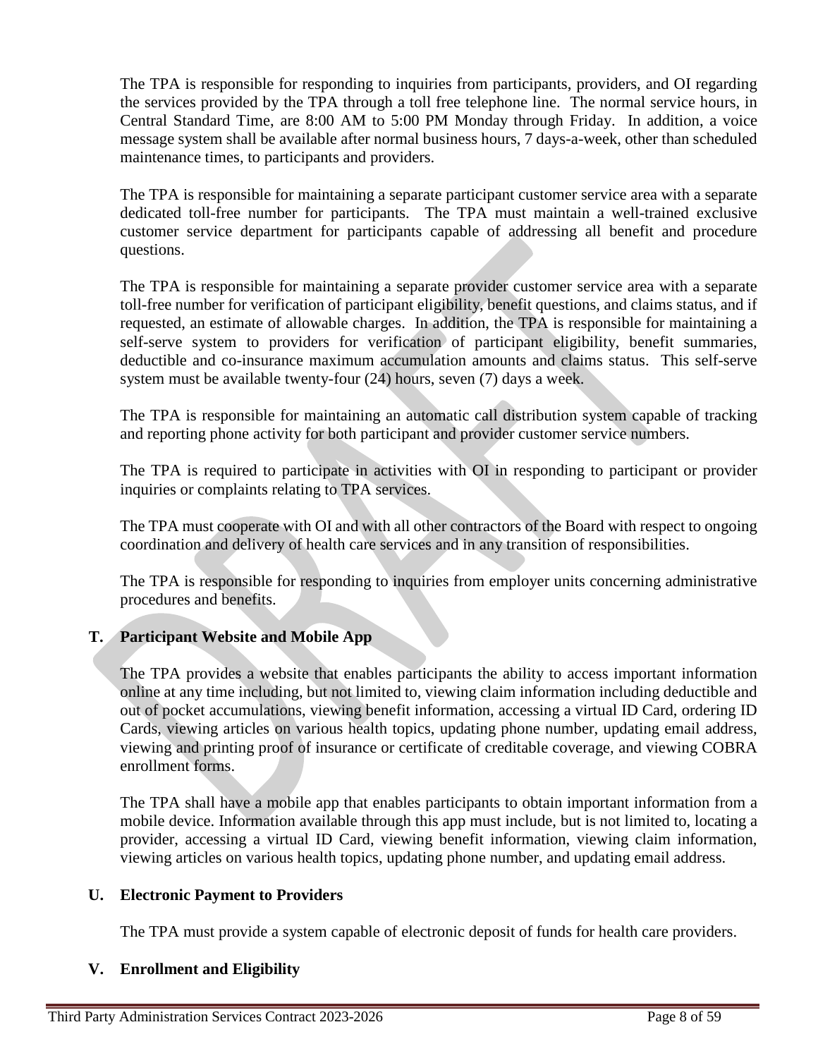The TPA is responsible for responding to inquiries from participants, providers, and OI regarding the services provided by the TPA through a toll free telephone line. The normal service hours, in Central Standard Time, are 8:00 AM to 5:00 PM Monday through Friday. In addition, a voice message system shall be available after normal business hours, 7 days-a-week, other than scheduled maintenance times, to participants and providers.

The TPA is responsible for maintaining a separate participant customer service area with a separate dedicated toll-free number for participants. The TPA must maintain a well-trained exclusive customer service department for participants capable of addressing all benefit and procedure questions.

The TPA is responsible for maintaining a separate provider customer service area with a separate toll-free number for verification of participant eligibility, benefit questions, and claims status, and if requested, an estimate of allowable charges. In addition, the TPA is responsible for maintaining a self-serve system to providers for verification of participant eligibility, benefit summaries, deductible and co-insurance maximum accumulation amounts and claims status. This self-serve system must be available twenty-four (24) hours, seven (7) days a week.

The TPA is responsible for maintaining an automatic call distribution system capable of tracking and reporting phone activity for both participant and provider customer service numbers.

The TPA is required to participate in activities with OI in responding to participant or provider inquiries or complaints relating to TPA services.

The TPA must cooperate with OI and with all other contractors of the Board with respect to ongoing coordination and delivery of health care services and in any transition of responsibilities.

The TPA is responsible for responding to inquiries from employer units concerning administrative procedures and benefits.

## T. Participant Website and Mobile App

The TPA provides a website that enables participants the ability to access important information online at any time including, but not limited to, viewing claim information including deductible and out of pocket accumulations, viewing benefit information, accessing a virtual ID Card, ordering ID Cards, viewing articles on various health topics, updating phone number, updating email address, viewing and printing proof of insurance or certificate of creditable coverage, and viewing COBRA enrollment forms.

The TPA shall have a mobile app that enables participants to obtain important information from a mobile device. Information available through this app must include, but is not limited to, locating a provider, accessing a virtual ID Card, viewing benefit information, viewing claim information, viewing articles on various health topics, updating phone number, and updating email address.

## U. Electronic Payment to Providers

The TPA must provide a system capable of electronic deposit of funds for health care providers.

## V. Enrollment and Eligibility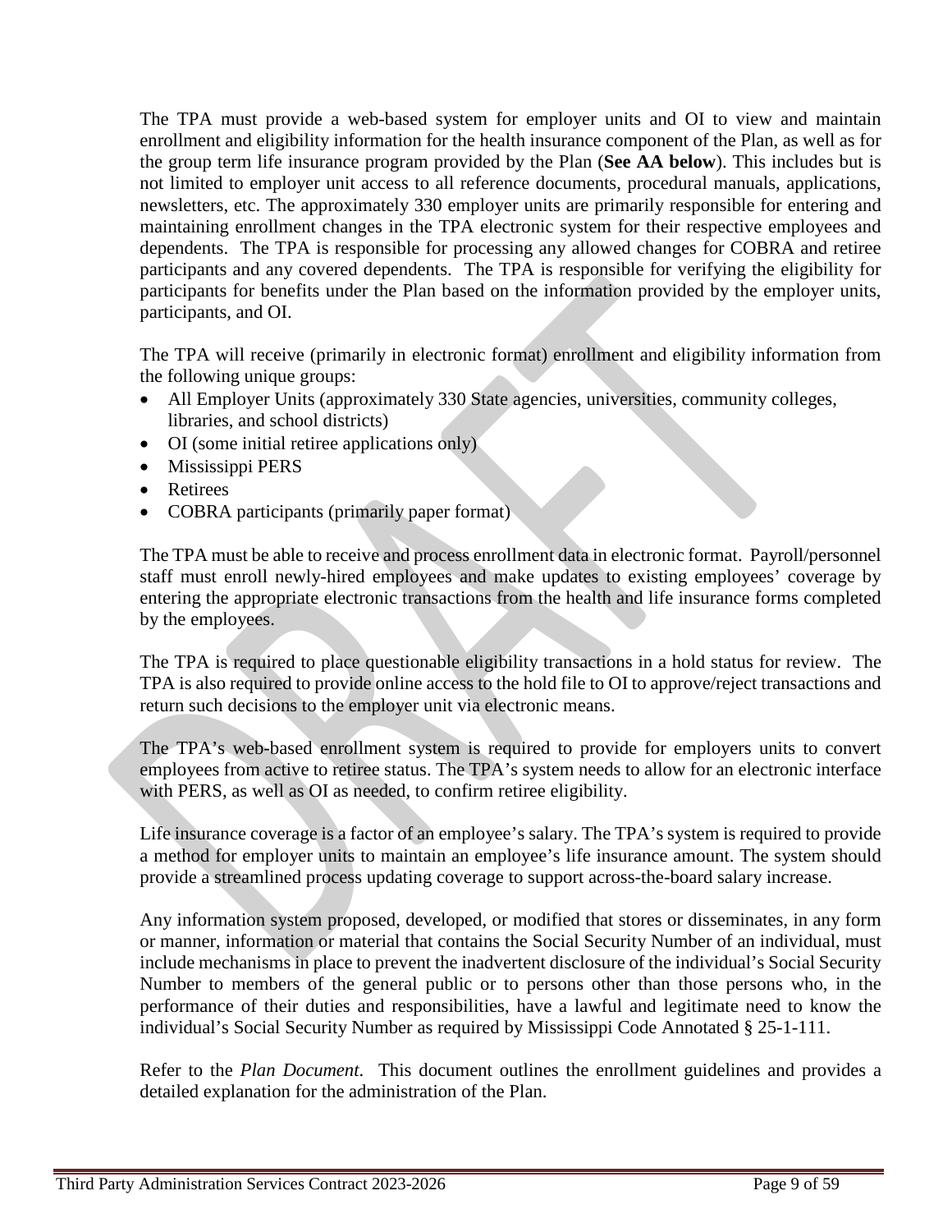The TPA must provide a web-based system for employer units and OI to view and maintain enrollment and eligibility information for the health insurance component of the Plan, as well as for the group term life insurance program provided by the Plan (**See AA below**). This includes but is not limited to employer unit access to all reference documents, procedural manuals, applications, newsletters, etc. The approximately 330 employer units are primarily responsible for entering and maintaining enrollment changes in the TPA electronic system for their respective employees and dependents. The TPA is responsible for processing any allowed changes for COBRA and retiree participants and any covered dependents. The TPA is responsible for verifying the eligibility for participants for benefits under the Plan based on the information provided by the employer units, participants, and OI.

The TPA will receive (primarily in electronic format) enrollment and eligibility information from the following unique groups:

- All Employer Units (approximately 330 State agencies, universities, community colleges, libraries, and school districts)
- OI (some initial retiree applications only)
- Mississippi PERS
- Retirees
- COBRA participants (primarily paper format)

The TPA must be able to receive and process enrollment data in electronic format. Payroll/personnel staff must enroll newly-hired employees and make updates to existing employees' coverage by entering the appropriate electronic transactions from the health and life insurance forms completed by the employees.

The TPA is required to place questionable eligibility transactions in a hold status for review. The TPA is also required to provide online access to the hold file to OI to approve/reject transactions and return such decisions to the employer unit via electronic means.

The TPA's web-based enrollment system is required to provide for employers units to convert employees from active to retiree status. The TPA's system needs to allow for an electronic interface with PERS, as well as OI as needed, to confirm retiree eligibility.

Life insurance coverage is a factor of an employee's salary. The TPA's system is required to provide a method for employer units to maintain an employee's life insurance amount. The system should provide a streamlined process updating coverage to support across-the-board salary increase.

Any information system proposed, developed, or modified that stores or disseminates, in any form or manner, information or material that contains the Social Security Number of an individual, must include mechanisms in place to prevent the inadvertent disclosure of the individual's Social Security Number to members of the general public or to persons other than those persons who, in the performance of their duties and responsibilities, have a lawful and legitimate need to know the individual's Social Security Number as required by Mississippi Code Annotated § 25-1-111.

Refer to the *Plan Document*. This document outlines the enrollment guidelines and provides a detailed explanation for the administration of the Plan.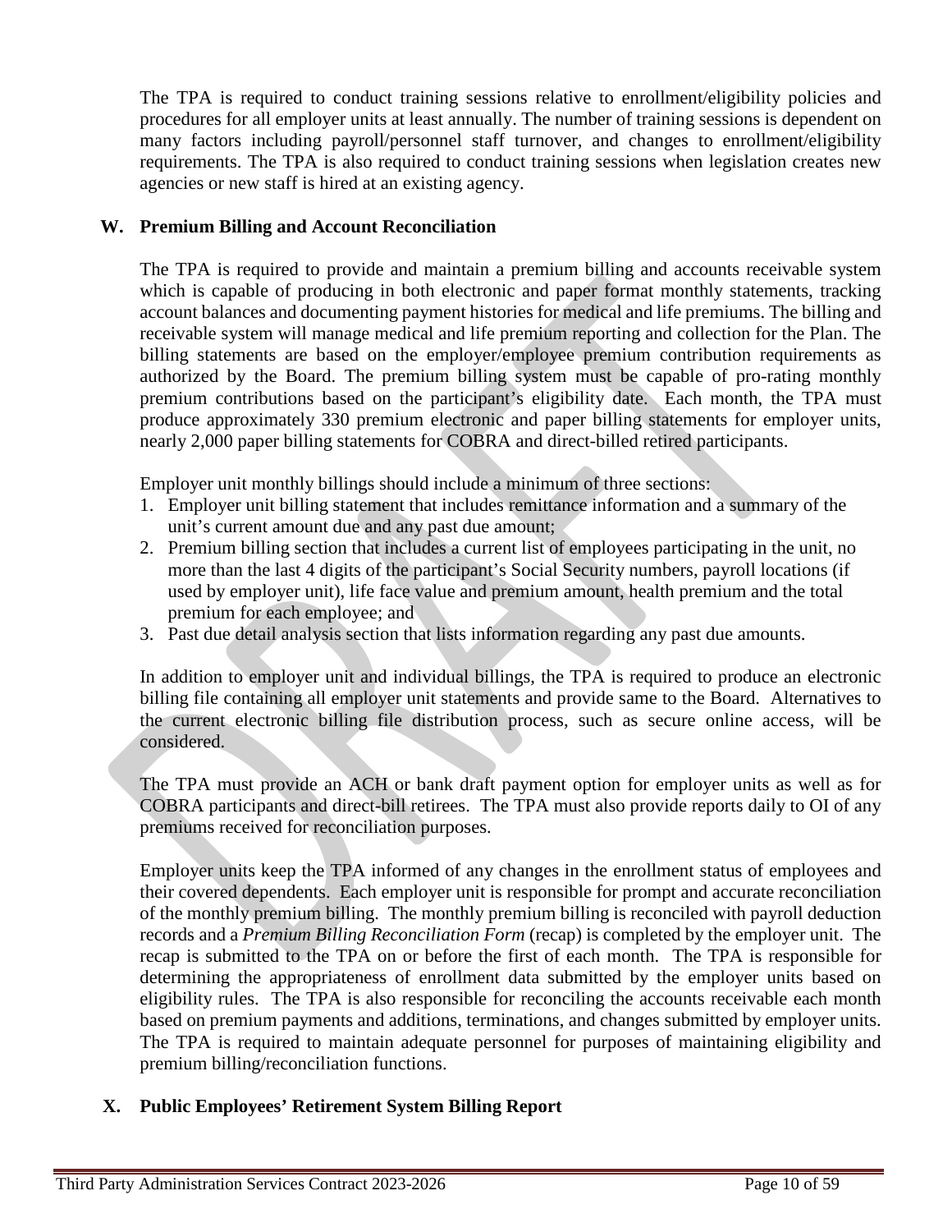The TPA is required to conduct training sessions relative to enrollment/eligibility policies and procedures for all employer units at least annually. The number of training sessions is dependent on many factors including payroll/personnel staff turnover, and changes to enrollment/eligibility requirements. The TPA is also required to conduct training sessions when legislation creates new agencies or new staff is hired at an existing agency.

## W. Premium Billing and Account Reconciliation

The TPA is required to provide and maintain a premium billing and accounts receivable system which is capable of producing in both electronic and paper format monthly statements, tracking account balances and documenting payment histories for medical and life premiums. The billing and receivable system will manage medical and life premium reporting and collection for the Plan. The billing statements are based on the employer/employee premium contribution requirements as authorized by the Board. The premium billing system must be capable of pro-rating monthly premium contributions based on the participant's eligibility date. Each month, the TPA must produce approximately 330 premium electronic and paper billing statements for employer units, nearly 2,000 paper billing statements for COBRA and direct-billed retired participants.

Employer unit monthly billings should include a minimum of three sections:

1. Employer unit billing statement that includes remittance information and a summary of the unit's current amount due and any past due amount;
2. Premium billing section that includes a current list of employees participating in the unit, no more than the last 4 digits of the participant's Social Security numbers, payroll locations (if used by employer unit), life face value and premium amount, health premium and the total premium for each employee; and
3. Past due detail analysis section that lists information regarding any past due amounts.

In addition to employer unit and individual billings, the TPA is required to produce an electronic billing file containing all employer unit statements and provide same to the Board. Alternatives to the current electronic billing file distribution process, such as secure online access, will be considered.

The TPA must provide an ACH or bank draft payment option for employer units as well as for COBRA participants and direct-bill retirees. The TPA must also provide reports daily to OI of any premiums received for reconciliation purposes.

Employer units keep the TPA informed of any changes in the enrollment status of employees and their covered dependents. Each employer unit is responsible for prompt and accurate reconciliation of the monthly premium billing. The monthly premium billing is reconciled with payroll deduction records and a *Premium Billing Reconciliation Form* (recap) is completed by the employer unit. The recap is submitted to the TPA on or before the first of each month. The TPA is responsible for determining the appropriateness of enrollment data submitted by the employer units based on eligibility rules. The TPA is also responsible for reconciling the accounts receivable each month based on premium payments and additions, terminations, and changes submitted by employer units. The TPA is required to maintain adequate personnel for purposes of maintaining eligibility and premium billing/reconciliation functions.

## X. Public Employees' Retirement System Billing Report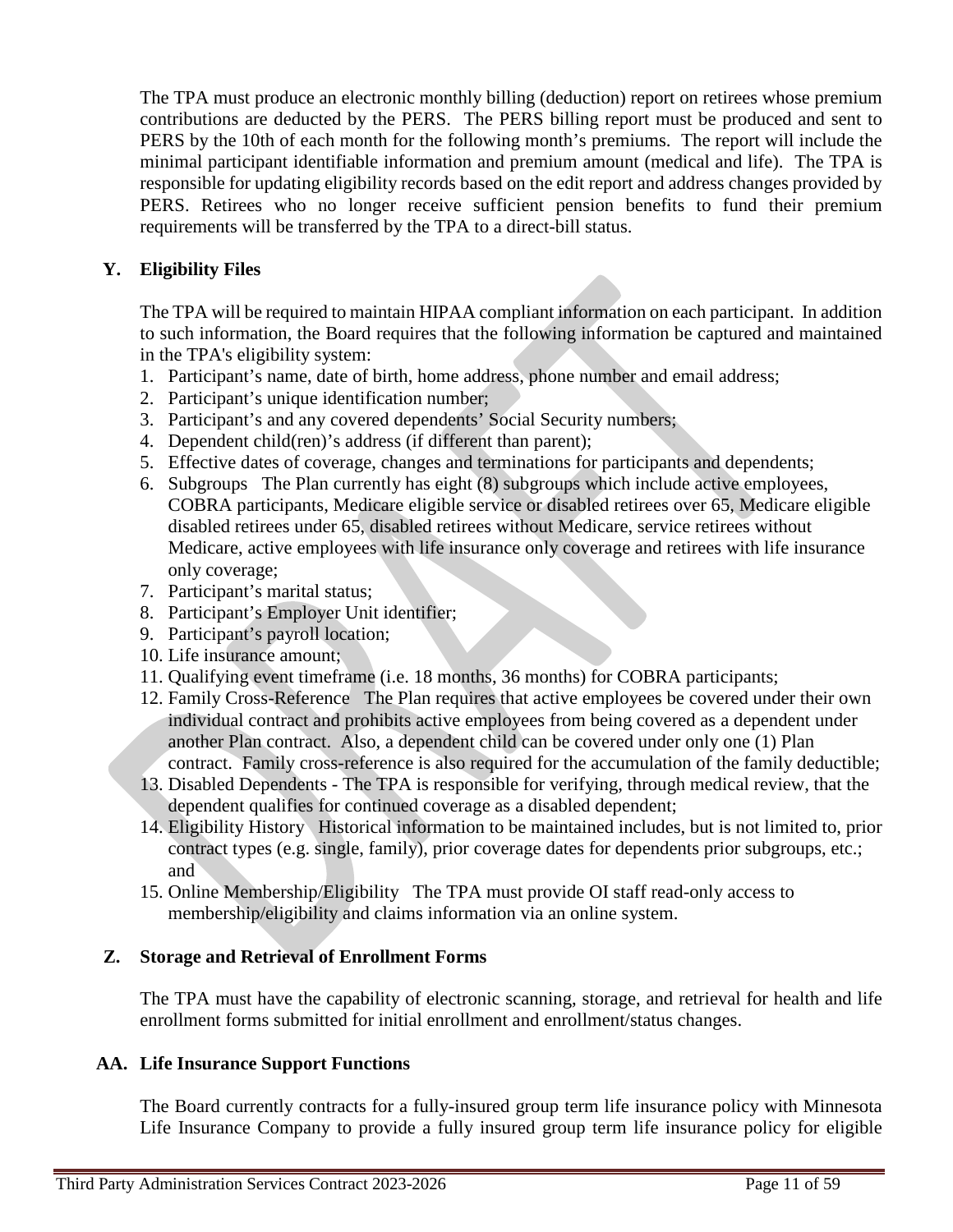The TPA must produce an electronic monthly billing (deduction) report on retirees whose premium contributions are deducted by the PERS. The PERS billing report must be produced and sent to PERS by the 10th of each month for the following month's premiums. The report will include the minimal participant identifiable information and premium amount (medical and life). The TPA is responsible for updating eligibility records based on the edit report and address changes provided by PERS. Retirees who no longer receive sufficient pension benefits to fund their premium requirements will be transferred by the TPA to a direct-bill status.

## Y. Eligibility Files

The TPA will be required to maintain HIPAA compliant information on each participant. In addition to such information, the Board requires that the following information be captured and maintained in the TPA's eligibility system:

1. Participant's name, date of birth, home address, phone number and email address;
2. Participant's unique identification number;
3. Participant's and any covered dependents' Social Security numbers;
4. Dependent child(ren)'s address (if different than parent);
5. Effective dates of coverage, changes and terminations for participants and dependents;
6. Subgroups The Plan currently has eight (8) subgroups which include active employees, COBRA participants, Medicare eligible service or disabled retirees over 65, Medicare eligible disabled retirees under 65, disabled retirees without Medicare, service retirees without Medicare, active employees with life insurance only coverage and retirees with life insurance only coverage;
7. Participant's marital status;
8. Participant's Employer Unit identifier;
9. Participant's payroll location;
10. Life insurance amount;
11. Qualifying event timeframe (i.e. 18 months, 36 months) for COBRA participants;
12. Family Cross-Reference The Plan requires that active employees be covered under their own individual contract and prohibits active employees from being covered as a dependent under another Plan contract. Also, a dependent child can be covered under only one (1) Plan contract. Family cross-reference is also required for the accumulation of the family deductible;
13. Disabled Dependents - The TPA is responsible for verifying, through medical review, that the dependent qualifies for continued coverage as a disabled dependent;
14. Eligibility History Historical information to be maintained includes, but is not limited to, prior contract types (e.g. single, family), prior coverage dates for dependents prior subgroups, etc.; and
15. Online Membership/Eligibility The TPA must provide OI staff read-only access to membership/eligibility and claims information via an online system.

## Z. Storage and Retrieval of Enrollment Forms

The TPA must have the capability of electronic scanning, storage, and retrieval for health and life enrollment forms submitted for initial enrollment and enrollment/status changes.

## AA. Life Insurance Support Functions

The Board currently contracts for a fully-insured group term life insurance policy with Minnesota Life Insurance Company to provide a fully insured group term life insurance policy for eligible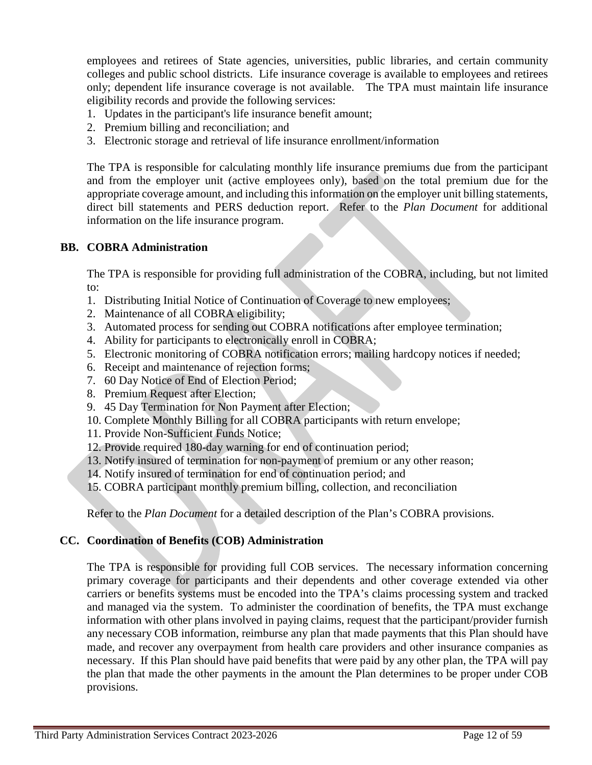employees and retirees of State agencies, universities, public libraries, and certain community colleges and public school districts. Life insurance coverage is available to employees and retirees only; dependent life insurance coverage is not available. The TPA must maintain life insurance eligibility records and provide the following services:

1. Updates in the participant's life insurance benefit amount;
2. Premium billing and reconciliation; and
3. Electronic storage and retrieval of life insurance enrollment/information

The TPA is responsible for calculating monthly life insurance premiums due from the participant and from the employer unit (active employees only), based on the total premium due for the appropriate coverage amount, and including this information on the employer unit billing statements, direct bill statements and PERS deduction report. Refer to the *Plan Document* for additional information on the life insurance program.

### BB. COBRA Administration

The TPA is responsible for providing full administration of the COBRA, including, but not limited to:

1. Distributing Initial Notice of Continuation of Coverage to new employees;
2. Maintenance of all COBRA eligibility;
3. Automated process for sending out COBRA notifications after employee termination;
4. Ability for participants to electronically enroll in COBRA;
5. Electronic monitoring of COBRA notification errors; mailing hardcopy notices if needed;
6. Receipt and maintenance of rejection forms;
7. 60 Day Notice of End of Election Period;
8. Premium Request after Election;
9. 45 Day Termination for Non Payment after Election;
10. Complete Monthly Billing for all COBRA participants with return envelope;
11. Provide Non-Sufficient Funds Notice;
12. Provide required 180-day warning for end of continuation period;
13. Notify insured of termination for non-payment of premium or any other reason;
14. Notify insured of termination for end of continuation period; and
15. COBRA participant monthly premium billing, collection, and reconciliation

Refer to the *Plan Document* for a detailed description of the Plan's COBRA provisions.

### CC. Coordination of Benefits (COB) Administration

The TPA is responsible for providing full COB services. The necessary information concerning primary coverage for participants and their dependents and other coverage extended via other carriers or benefits systems must be encoded into the TPA's claims processing system and tracked and managed via the system. To administer the coordination of benefits, the TPA must exchange information with other plans involved in paying claims, request that the participant/provider furnish any necessary COB information, reimburse any plan that made payments that this Plan should have made, and recover any overpayment from health care providers and other insurance companies as necessary. If this Plan should have paid benefits that were paid by any other plan, the TPA will pay the plan that made the other payments in the amount the Plan determines to be proper under COB provisions.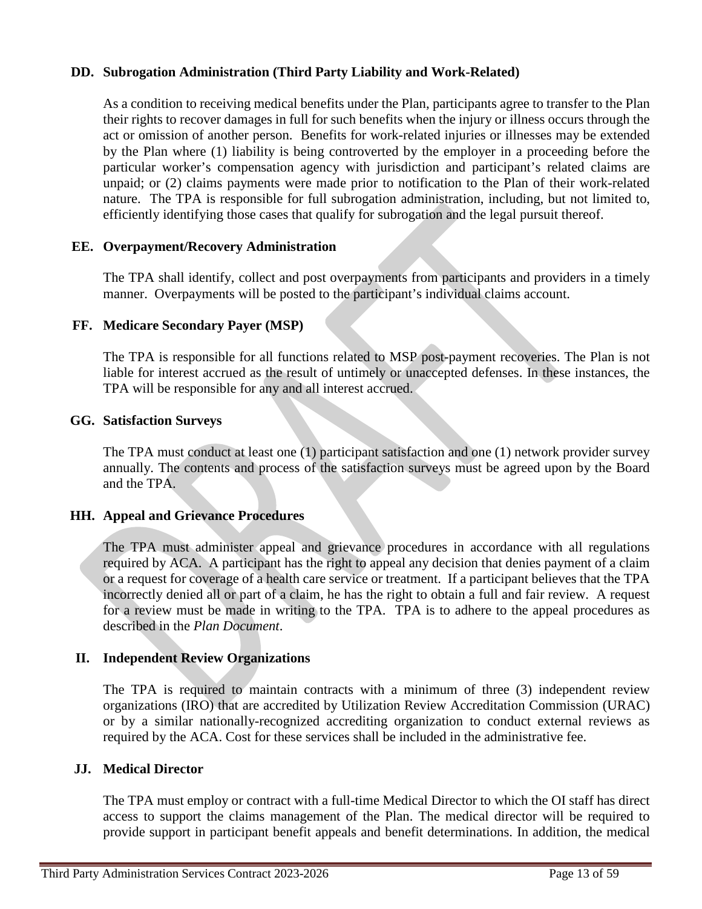### DD. Subrogation Administration (Third Party Liability and Work-Related)

As a condition to receiving medical benefits under the Plan, participants agree to transfer to the Plan their rights to recover damages in full for such benefits when the injury or illness occurs through the act or omission of another person. Benefits for work-related injuries or illnesses may be extended by the Plan where (1) liability is being controverted by the employer in a proceeding before the particular worker's compensation agency with jurisdiction and participant's related claims are unpaid; or (2) claims payments were made prior to notification to the Plan of their work-related nature. The TPA is responsible for full subrogation administration, including, but not limited to, efficiently identifying those cases that qualify for subrogation and the legal pursuit thereof.

### EE. Overpayment/Recovery Administration

The TPA shall identify, collect and post overpayments from participants and providers in a timely manner. Overpayments will be posted to the participant's individual claims account.

### FF. Medicare Secondary Payer (MSP)

The TPA is responsible for all functions related to MSP post-payment recoveries. The Plan is not liable for interest accrued as the result of untimely or unaccepted defenses. In these instances, the TPA will be responsible for any and all interest accrued.

### GG. Satisfaction Surveys

The TPA must conduct at least one (1) participant satisfaction and one (1) network provider survey annually. The contents and process of the satisfaction surveys must be agreed upon by the Board and the TPA.

### HH. Appeal and Grievance Procedures

The TPA must administer appeal and grievance procedures in accordance with all regulations required by ACA. A participant has the right to appeal any decision that denies payment of a claim or a request for coverage of a health care service or treatment. If a participant believes that the TPA incorrectly denied all or part of a claim, he has the right to obtain a full and fair review. A request for a review must be made in writing to the TPA. TPA is to adhere to the appeal procedures as described in the *Plan Document*.

### II. Independent Review Organizations

The TPA is required to maintain contracts with a minimum of three (3) independent review organizations (IRO) that are accredited by Utilization Review Accreditation Commission (URAC) or by a similar nationally-recognized accrediting organization to conduct external reviews as required by the ACA. Cost for these services shall be included in the administrative fee.

### JJ. Medical Director

The TPA must employ or contract with a full-time Medical Director to which the OI staff has direct access to support the claims management of the Plan. The medical director will be required to provide support in participant benefit appeals and benefit determinations. In addition, the medical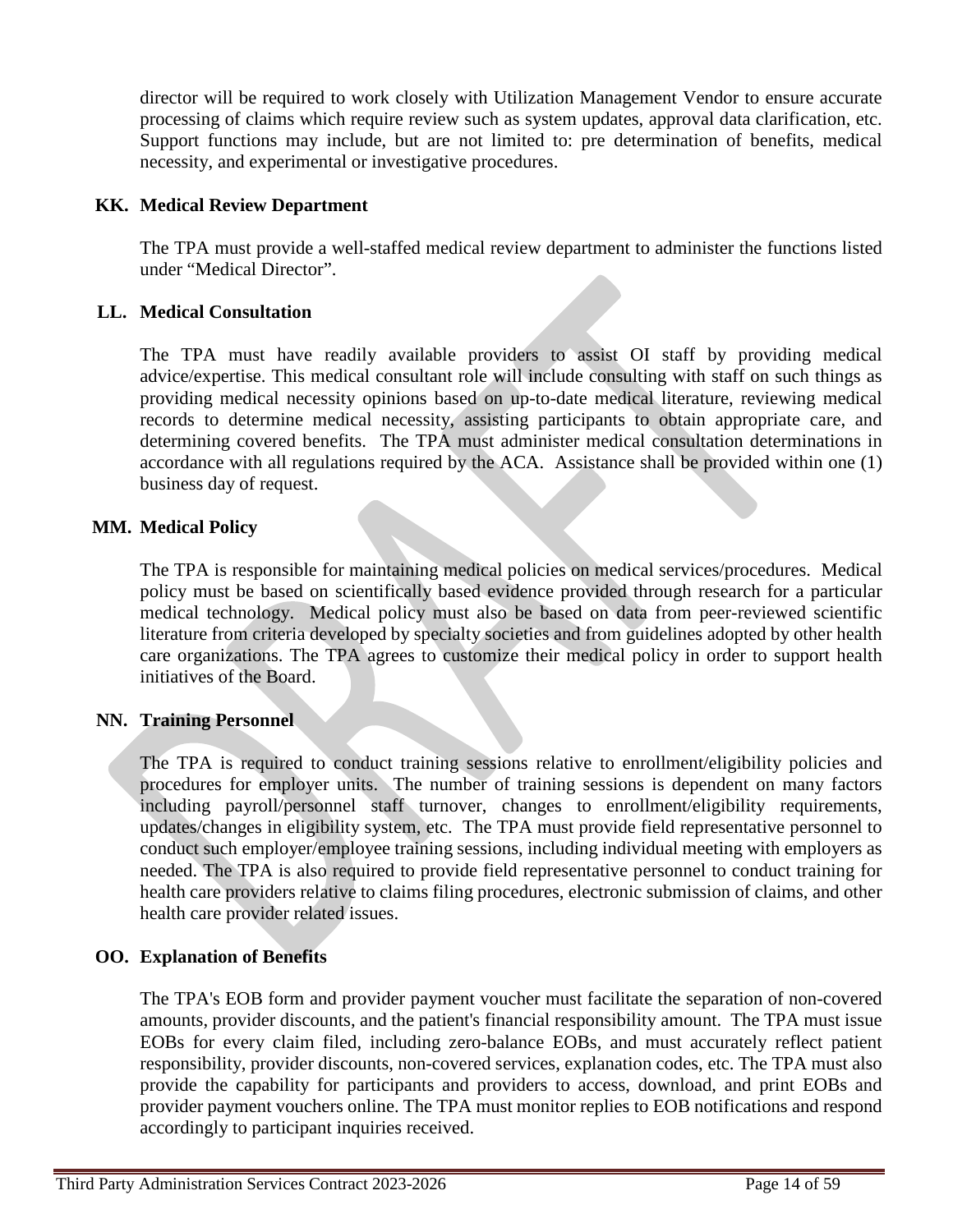director will be required to work closely with Utilization Management Vendor to ensure accurate processing of claims which require review such as system updates, approval data clarification, etc. Support functions may include, but are not limited to: pre determination of benefits, medical necessity, and experimental or investigative procedures.

### KK. Medical Review Department

The TPA must provide a well-staffed medical review department to administer the functions listed under "Medical Director".

### LL. Medical Consultation

The TPA must have readily available providers to assist OI staff by providing medical advice/expertise. This medical consultant role will include consulting with staff on such things as providing medical necessity opinions based on up-to-date medical literature, reviewing medical records to determine medical necessity, assisting participants to obtain appropriate care, and determining covered benefits. The TPA must administer medical consultation determinations in accordance with all regulations required by the ACA. Assistance shall be provided within one (1) business day of request.

### MM. Medical Policy

The TPA is responsible for maintaining medical policies on medical services/procedures. Medical policy must be based on scientifically based evidence provided through research for a particular medical technology. Medical policy must also be based on data from peer-reviewed scientific literature from criteria developed by specialty societies and from guidelines adopted by other health care organizations. The TPA agrees to customize their medical policy in order to support health initiatives of the Board.

### NN. Training Personnel

The TPA is required to conduct training sessions relative to enrollment/eligibility policies and procedures for employer units. The number of training sessions is dependent on many factors including payroll/personnel staff turnover, changes to enrollment/eligibility requirements, updates/changes in eligibility system, etc. The TPA must provide field representative personnel to conduct such employer/employee training sessions, including individual meeting with employers as needed. The TPA is also required to provide field representative personnel to conduct training for health care providers relative to claims filing procedures, electronic submission of claims, and other health care provider related issues.

### OO. Explanation of Benefits

The TPA's EOB form and provider payment voucher must facilitate the separation of non-covered amounts, provider discounts, and the patient's financial responsibility amount. The TPA must issue EOBs for every claim filed, including zero-balance EOBs, and must accurately reflect patient responsibility, provider discounts, non-covered services, explanation codes, etc. The TPA must also provide the capability for participants and providers to access, download, and print EOBs and provider payment vouchers online. The TPA must monitor replies to EOB notifications and respond accordingly to participant inquiries received.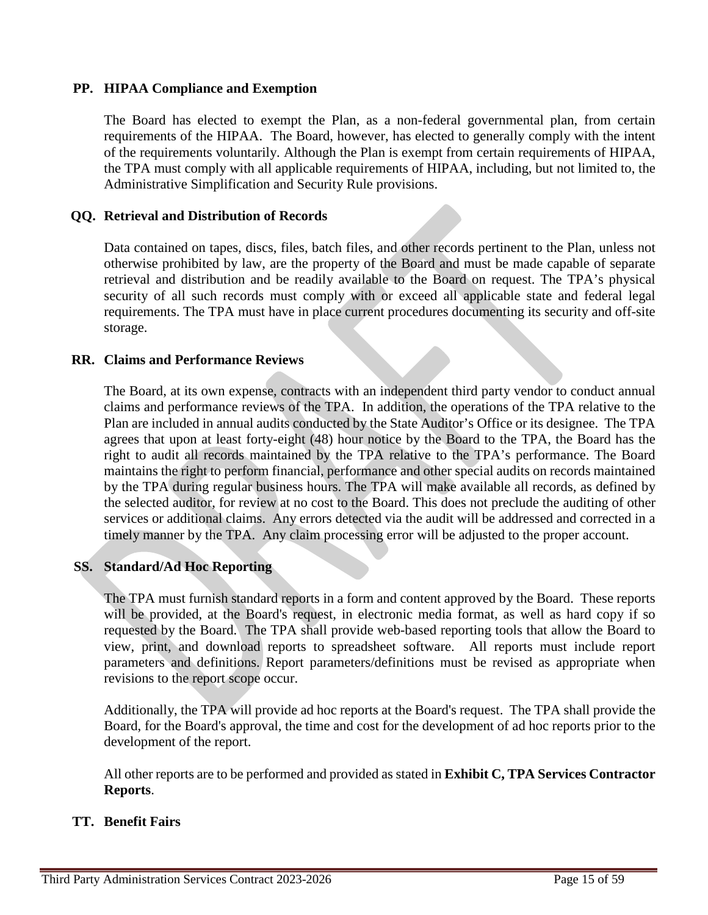### PP. HIPAA Compliance and Exemption

The Board has elected to exempt the Plan, as a non-federal governmental plan, from certain requirements of the HIPAA. The Board, however, has elected to generally comply with the intent of the requirements voluntarily. Although the Plan is exempt from certain requirements of HIPAA, the TPA must comply with all applicable requirements of HIPAA, including, but not limited to, the Administrative Simplification and Security Rule provisions.

### QQ. Retrieval and Distribution of Records

Data contained on tapes, discs, files, batch files, and other records pertinent to the Plan, unless not otherwise prohibited by law, are the property of the Board and must be made capable of separate retrieval and distribution and be readily available to the Board on request. The TPA's physical security of all such records must comply with or exceed all applicable state and federal legal requirements. The TPA must have in place current procedures documenting its security and off-site storage.

### RR. Claims and Performance Reviews

The Board, at its own expense, contracts with an independent third party vendor to conduct annual claims and performance reviews of the TPA. In addition, the operations of the TPA relative to the Plan are included in annual audits conducted by the State Auditor's Office or its designee. The TPA agrees that upon at least forty-eight (48) hour notice by the Board to the TPA, the Board has the right to audit all records maintained by the TPA relative to the TPA's performance. The Board maintains the right to perform financial, performance and other special audits on records maintained by the TPA during regular business hours. The TPA will make available all records, as defined by the selected auditor, for review at no cost to the Board. This does not preclude the auditing of other services or additional claims. Any errors detected via the audit will be addressed and corrected in a timely manner by the TPA. Any claim processing error will be adjusted to the proper account.

### SS. Standard/Ad Hoc Reporting

The TPA must furnish standard reports in a form and content approved by the Board. These reports will be provided, at the Board's request, in electronic media format, as well as hard copy if so requested by the Board. The TPA shall provide web-based reporting tools that allow the Board to view, print, and download reports to spreadsheet software. All reports must include report parameters and definitions. Report parameters/definitions must be revised as appropriate when revisions to the report scope occur.

Additionally, the TPA will provide ad hoc reports at the Board's request. The TPA shall provide the Board, for the Board's approval, the time and cost for the development of ad hoc reports prior to the development of the report.

All other reports are to be performed and provided as stated in **Exhibit C, TPA Services Contractor Reports**.

### TT. Benefit Fairs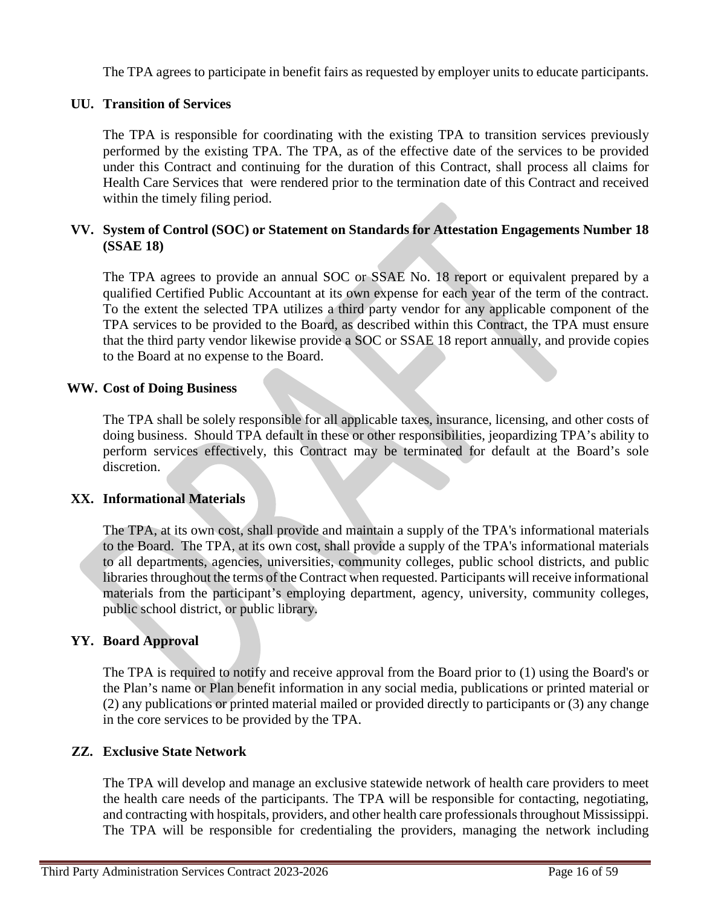The TPA agrees to participate in benefit fairs as requested by employer units to educate participants.

## UU. Transition of Services

The TPA is responsible for coordinating with the existing TPA to transition services previously performed by the existing TPA. The TPA, as of the effective date of the services to be provided under this Contract and continuing for the duration of this Contract, shall process all claims for Health Care Services that were rendered prior to the termination date of this Contract and received within the timely filing period.

## VV. System of Control (SOC) or Statement on Standards for Attestation Engagements Number 18 (SSAE 18)

The TPA agrees to provide an annual SOC or SSAE No. 18 report or equivalent prepared by a qualified Certified Public Accountant at its own expense for each year of the term of the contract. To the extent the selected TPA utilizes a third party vendor for any applicable component of the TPA services to be provided to the Board, as described within this Contract, the TPA must ensure that the third party vendor likewise provide a SOC or SSAE 18 report annually, and provide copies to the Board at no expense to the Board.

## WW. Cost of Doing Business

The TPA shall be solely responsible for all applicable taxes, insurance, licensing, and other costs of doing business. Should TPA default in these or other responsibilities, jeopardizing TPA's ability to perform services effectively, this Contract may be terminated for default at the Board's sole discretion.

## XX. Informational Materials

The TPA, at its own cost, shall provide and maintain a supply of the TPA's informational materials to the Board. The TPA, at its own cost, shall provide a supply of the TPA's informational materials to all departments, agencies, universities, community colleges, public school districts, and public libraries throughout the terms of the Contract when requested. Participants will receive informational materials from the participant's employing department, agency, university, community colleges, public school district, or public library.

## YY. Board Approval

The TPA is required to notify and receive approval from the Board prior to (1) using the Board's or the Plan's name or Plan benefit information in any social media, publications or printed material or (2) any publications or printed material mailed or provided directly to participants or (3) any change in the core services to be provided by the TPA.

## ZZ. Exclusive State Network

The TPA will develop and manage an exclusive statewide network of health care providers to meet the health care needs of the participants. The TPA will be responsible for contacting, negotiating, and contracting with hospitals, providers, and other health care professionals throughout Mississippi. The TPA will be responsible for credentialing the providers, managing the network including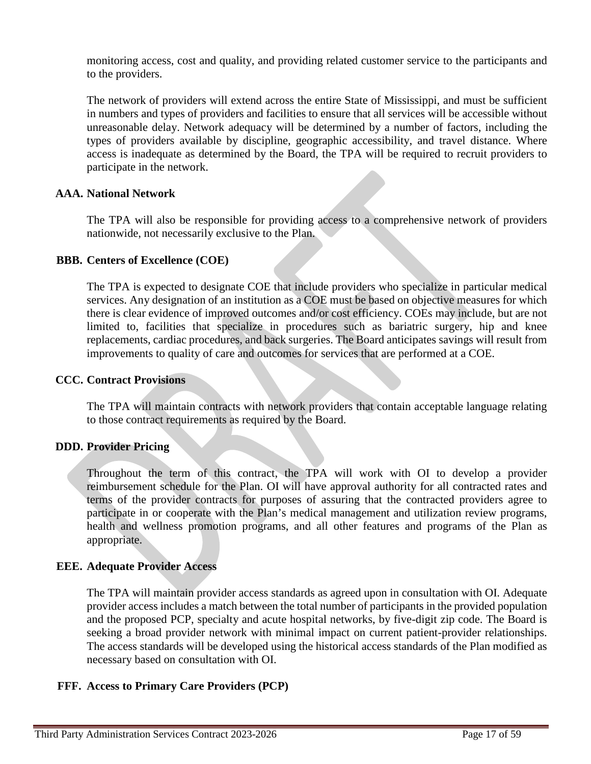monitoring access, cost and quality, and providing related customer service to the participants and to the providers.

The network of providers will extend across the entire State of Mississippi, and must be sufficient in numbers and types of providers and facilities to ensure that all services will be accessible without unreasonable delay. Network adequacy will be determined by a number of factors, including the types of providers available by discipline, geographic accessibility, and travel distance. Where access is inadequate as determined by the Board, the TPA will be required to recruit providers to participate in the network.

**AAA. National Network**

The TPA will also be responsible for providing access to a comprehensive network of providers nationwide, not necessarily exclusive to the Plan.

**BBB. Centers of Excellence (COE)**

The TPA is expected to designate COE that include providers who specialize in particular medical services. Any designation of an institution as a COE must be based on objective measures for which there is clear evidence of improved outcomes and/or cost efficiency. COEs may include, but are not limited to, facilities that specialize in procedures such as bariatric surgery, hip and knee replacements, cardiac procedures, and back surgeries. The Board anticipates savings will result from improvements to quality of care and outcomes for services that are performed at a COE.

**CCC. Contract Provisions**

The TPA will maintain contracts with network providers that contain acceptable language relating to those contract requirements as required by the Board.

**DDD. Provider Pricing**

Throughout the term of this contract, the TPA will work with OI to develop a provider reimbursement schedule for the Plan. OI will have approval authority for all contracted rates and terms of the provider contracts for purposes of assuring that the contracted providers agree to participate in or cooperate with the Plan's medical management and utilization review programs, health and wellness promotion programs, and all other features and programs of the Plan as appropriate.

**EEE. Adequate Provider Access**

The TPA will maintain provider access standards as agreed upon in consultation with OI. Adequate provider access includes a match between the total number of participants in the provided population and the proposed PCP, specialty and acute hospital networks, by five-digit zip code. The Board is seeking a broad provider network with minimal impact on current patient-provider relationships. The access standards will be developed using the historical access standards of the Plan modified as necessary based on consultation with OI.

**FFF. Access to Primary Care Providers (PCP)**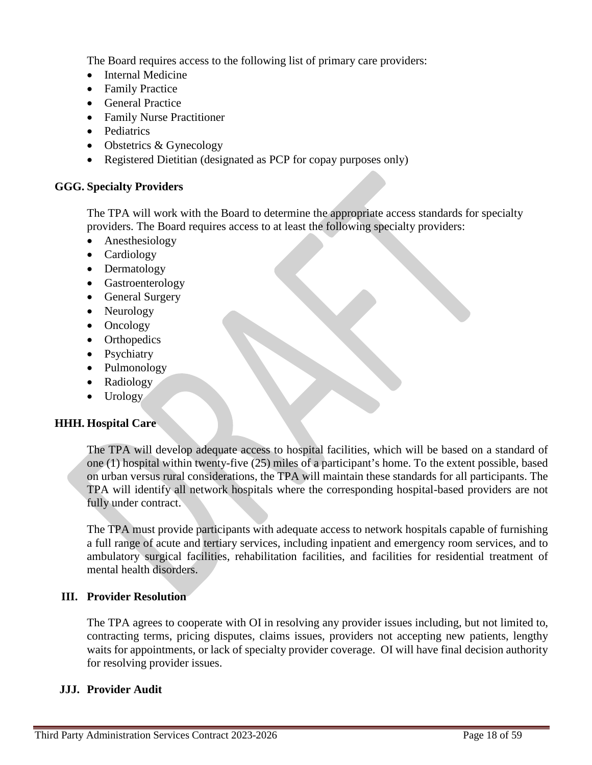The Board requires access to the following list of primary care providers:

- Internal Medicine
- Family Practice
- General Practice
- Family Nurse Practitioner
- Pediatrics
- Obstetrics & Gynecology
- Registered Dietitian (designated as PCP for copay purposes only)

## GGG. Specialty Providers

The TPA will work with the Board to determine the appropriate access standards for specialty providers. The Board requires access to at least the following specialty providers:

- Anesthesiology
- Cardiology
- Dermatology
- Gastroenterology
- General Surgery
- Neurology
- Oncology
- Orthopedics
- Psychiatry
- Pulmonology
- Radiology
- Urology

## HHH. Hospital Care

The TPA will develop adequate access to hospital facilities, which will be based on a standard of one (1) hospital within twenty-five (25) miles of a participant's home. To the extent possible, based on urban versus rural considerations, the TPA will maintain these standards for all participants. The TPA will identify all network hospitals where the corresponding hospital-based providers are not fully under contract.

The TPA must provide participants with adequate access to network hospitals capable of furnishing a full range of acute and tertiary services, including inpatient and emergency room services, and to ambulatory surgical facilities, rehabilitation facilities, and facilities for residential treatment of mental health disorders.

## III. Provider Resolution

The TPA agrees to cooperate with OI in resolving any provider issues including, but not limited to, contracting terms, pricing disputes, claims issues, providers not accepting new patients, lengthy waits for appointments, or lack of specialty provider coverage. OI will have final decision authority for resolving provider issues.

## JJJ. Provider Audit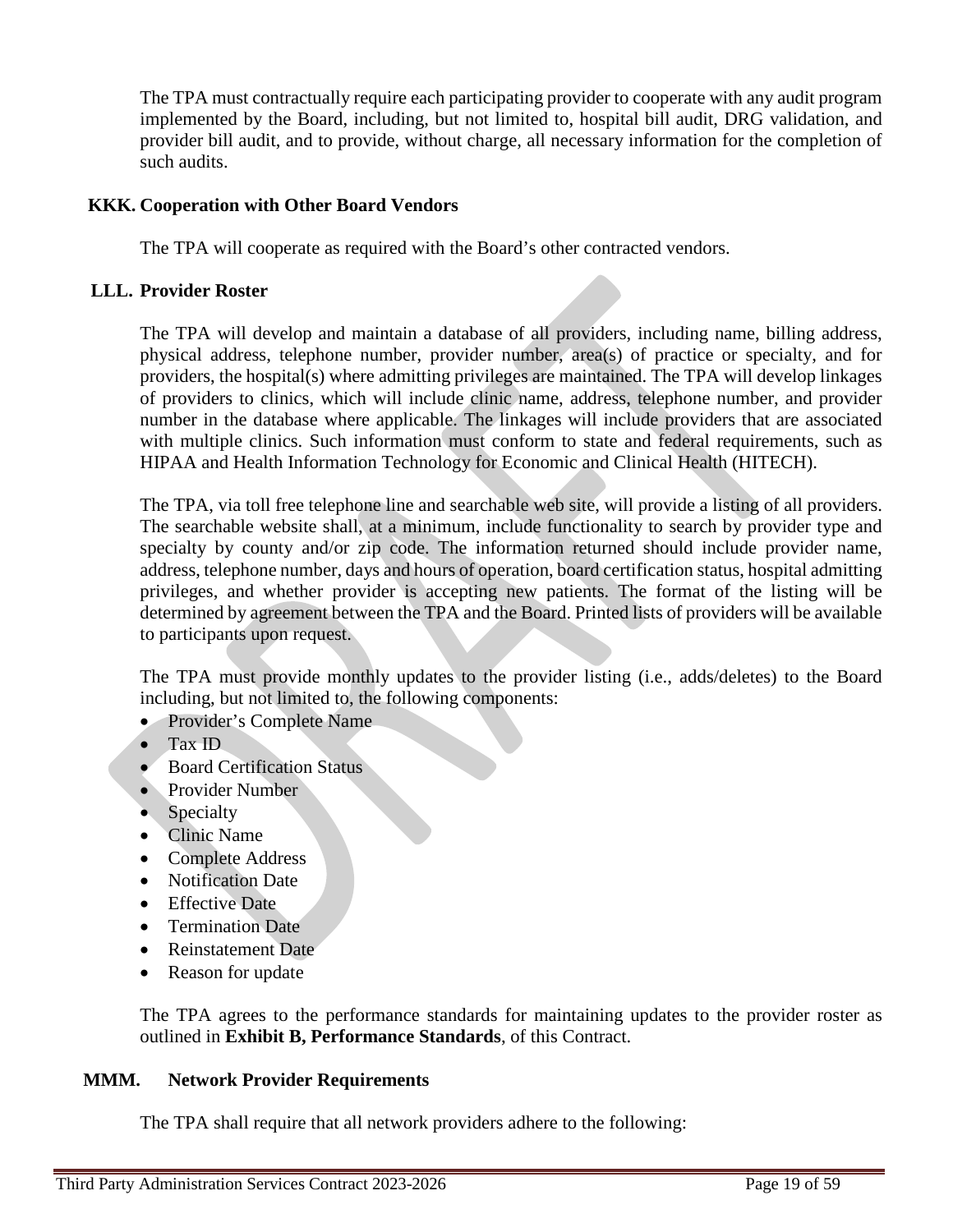The TPA must contractually require each participating provider to cooperate with any audit program implemented by the Board, including, but not limited to, hospital bill audit, DRG validation, and provider bill audit, and to provide, without charge, all necessary information for the completion of such audits.

## KKK. Cooperation with Other Board Vendors

The TPA will cooperate as required with the Board's other contracted vendors.

## LLL. Provider Roster

The TPA will develop and maintain a database of all providers, including name, billing address, physical address, telephone number, provider number, area(s) of practice or specialty, and for providers, the hospital(s) where admitting privileges are maintained. The TPA will develop linkages of providers to clinics, which will include clinic name, address, telephone number, and provider number in the database where applicable. The linkages will include providers that are associated with multiple clinics. Such information must conform to state and federal requirements, such as HIPAA and Health Information Technology for Economic and Clinical Health (HITECH).

The TPA, via toll free telephone line and searchable web site, will provide a listing of all providers. The searchable website shall, at a minimum, include functionality to search by provider type and specialty by county and/or zip code. The information returned should include provider name, address, telephone number, days and hours of operation, board certification status, hospital admitting privileges, and whether provider is accepting new patients. The format of the listing will be determined by agreement between the TPA and the Board. Printed lists of providers will be available to participants upon request.

The TPA must provide monthly updates to the provider listing (i.e., adds/deletes) to the Board including, but not limited to, the following components:

- Provider's Complete Name
- Tax ID
- Board Certification Status
- Provider Number
- Specialty
- Clinic Name
- Complete Address
- Notification Date
- Effective Date
- Termination Date
- Reinstatement Date
- Reason for update

The TPA agrees to the performance standards for maintaining updates to the provider roster as outlined in **Exhibit B, Performance Standards**, of this Contract.

## MMM. Network Provider Requirements

The TPA shall require that all network providers adhere to the following: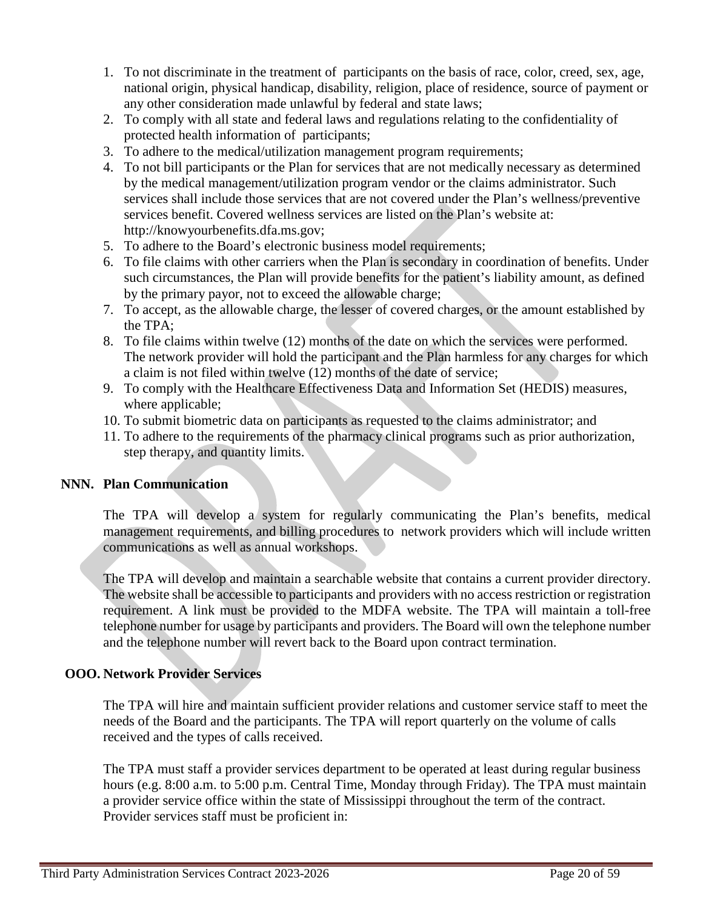1. To not discriminate in the treatment of participants on the basis of race, color, creed, sex, age, national origin, physical handicap, disability, religion, place of residence, source of payment or any other consideration made unlawful by federal and state laws;
2. To comply with all state and federal laws and regulations relating to the confidentiality of protected health information of participants;
3. To adhere to the medical/utilization management program requirements;
4. To not bill participants or the Plan for services that are not medically necessary as determined by the medical management/utilization program vendor or the claims administrator. Such services shall include those services that are not covered under the Plan's wellness/preventive services benefit. Covered wellness services are listed on the Plan's website at: http://knowyourbenefits.dfa.ms.gov;
5. To adhere to the Board's electronic business model requirements;
6. To file claims with other carriers when the Plan is secondary in coordination of benefits. Under such circumstances, the Plan will provide benefits for the patient's liability amount, as defined by the primary payor, not to exceed the allowable charge;
7. To accept, as the allowable charge, the lesser of covered charges, or the amount established by the TPA;
8. To file claims within twelve (12) months of the date on which the services were performed. The network provider will hold the participant and the Plan harmless for any charges for which a claim is not filed within twelve (12) months of the date of service;
9. To comply with the Healthcare Effectiveness Data and Information Set (HEDIS) measures, where applicable;
10. To submit biometric data on participants as requested to the claims administrator; and
11. To adhere to the requirements of the pharmacy clinical programs such as prior authorization, step therapy, and quantity limits.

## NNN. Plan Communication

The TPA will develop a system for regularly communicating the Plan's benefits, medical management requirements, and billing procedures to network providers which will include written communications as well as annual workshops.

The TPA will develop and maintain a searchable website that contains a current provider directory. The website shall be accessible to participants and providers with no access restriction or registration requirement. A link must be provided to the MDFA website. The TPA will maintain a toll-free telephone number for usage by participants and providers. The Board will own the telephone number and the telephone number will revert back to the Board upon contract termination.

## OOO. Network Provider Services

The TPA will hire and maintain sufficient provider relations and customer service staff to meet the needs of the Board and the participants. The TPA will report quarterly on the volume of calls received and the types of calls received.

The TPA must staff a provider services department to be operated at least during regular business hours (e.g. 8:00 a.m. to 5:00 p.m. Central Time, Monday through Friday). The TPA must maintain a provider service office within the state of Mississippi throughout the term of the contract. Provider services staff must be proficient in: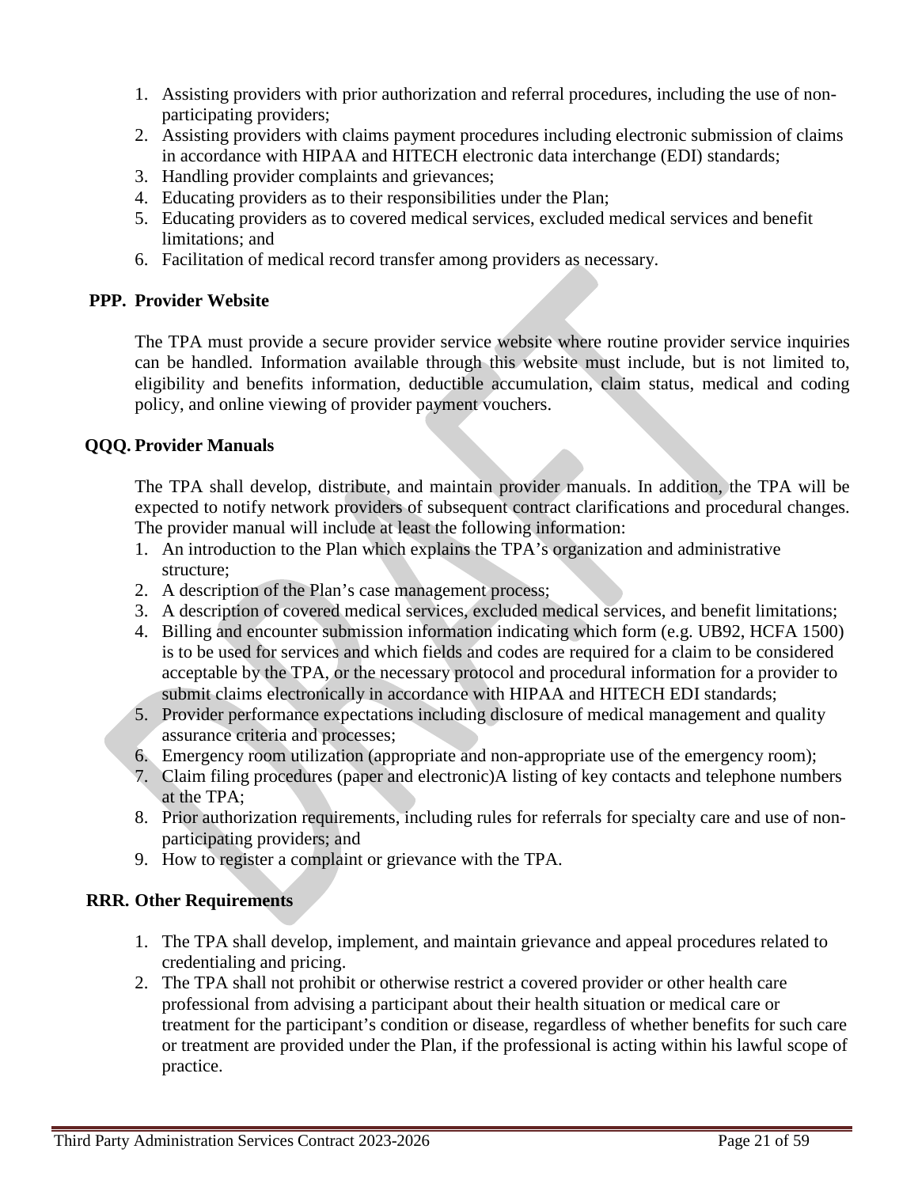1. Assisting providers with prior authorization and referral procedures, including the use of non-participating providers;
2. Assisting providers with claims payment procedures including electronic submission of claims in accordance with HIPAA and HITECH electronic data interchange (EDI) standards;
3. Handling provider complaints and grievances;
4. Educating providers as to their responsibilities under the Plan;
5. Educating providers as to covered medical services, excluded medical services and benefit limitations; and
6. Facilitation of medical record transfer among providers as necessary.

## PPP. Provider Website

The TPA must provide a secure provider service website where routine provider service inquiries can be handled. Information available through this website must include, but is not limited to, eligibility and benefits information, deductible accumulation, claim status, medical and coding policy, and online viewing of provider payment vouchers.

## QQQ. Provider Manuals

The TPA shall develop, distribute, and maintain provider manuals. In addition, the TPA will be expected to notify network providers of subsequent contract clarifications and procedural changes. The provider manual will include at least the following information:

1. An introduction to the Plan which explains the TPA's organization and administrative structure;
2. A description of the Plan's case management process;
3. A description of covered medical services, excluded medical services, and benefit limitations;
4. Billing and encounter submission information indicating which form (e.g. UB92, HCFA 1500) is to be used for services and which fields and codes are required for a claim to be considered acceptable by the TPA, or the necessary protocol and procedural information for a provider to submit claims electronically in accordance with HIPAA and HITECH EDI standards;
5. Provider performance expectations including disclosure of medical management and quality assurance criteria and processes;
6. Emergency room utilization (appropriate and non-appropriate use of the emergency room);
7. Claim filing procedures (paper and electronic)A listing of key contacts and telephone numbers at the TPA;
8. Prior authorization requirements, including rules for referrals for specialty care and use of non-participating providers; and
9. How to register a complaint or grievance with the TPA.

## RRR. Other Requirements

1. The TPA shall develop, implement, and maintain grievance and appeal procedures related to credentialing and pricing.
2. The TPA shall not prohibit or otherwise restrict a covered provider or other health care professional from advising a participant about their health situation or medical care or treatment for the participant's condition or disease, regardless of whether benefits for such care or treatment are provided under the Plan, if the professional is acting within his lawful scope of practice.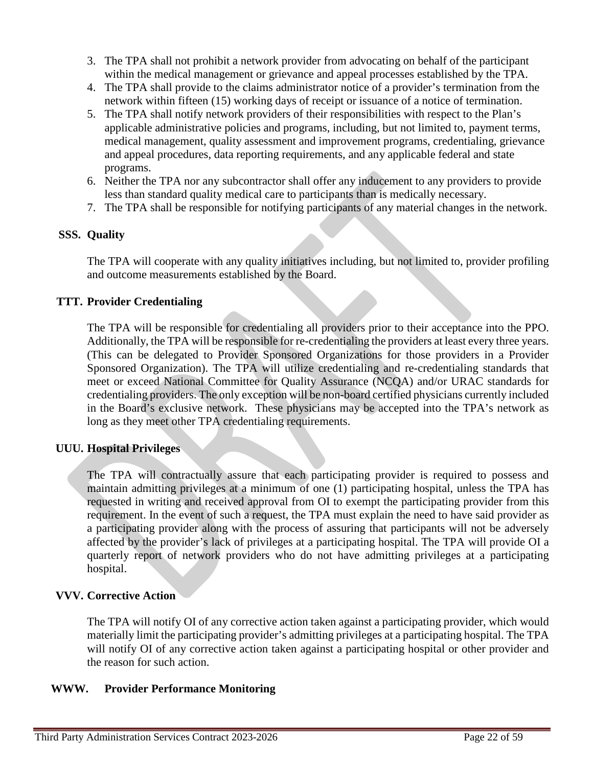3. The TPA shall not prohibit a network provider from advocating on behalf of the participant within the medical management or grievance and appeal processes established by the TPA.
4. The TPA shall provide to the claims administrator notice of a provider's termination from the network within fifteen (15) working days of receipt or issuance of a notice of termination.
5. The TPA shall notify network providers of their responsibilities with respect to the Plan's applicable administrative policies and programs, including, but not limited to, payment terms, medical management, quality assessment and improvement programs, credentialing, grievance and appeal procedures, data reporting requirements, and any applicable federal and state programs.
6. Neither the TPA nor any subcontractor shall offer any inducement to any providers to provide less than standard quality medical care to participants than is medically necessary.
7. The TPA shall be responsible for notifying participants of any material changes in the network.

## SSS. Quality

The TPA will cooperate with any quality initiatives including, but not limited to, provider profiling and outcome measurements established by the Board.

## TTT. Provider Credentialing

The TPA will be responsible for credentialing all providers prior to their acceptance into the PPO. Additionally, the TPA will be responsible for re-credentialing the providers at least every three years. (This can be delegated to Provider Sponsored Organizations for those providers in a Provider Sponsored Organization). The TPA will utilize credentialing and re-credentialing standards that meet or exceed National Committee for Quality Assurance (NCQA) and/or URAC standards for credentialing providers. The only exception will be non-board certified physicians currently included in the Board's exclusive network. These physicians may be accepted into the TPA's network as long as they meet other TPA credentialing requirements.

## UUU. Hospital Privileges

The TPA will contractually assure that each participating provider is required to possess and maintain admitting privileges at a minimum of one (1) participating hospital, unless the TPA has requested in writing and received approval from OI to exempt the participating provider from this requirement. In the event of such a request, the TPA must explain the need to have said provider as a participating provider along with the process of assuring that participants will not be adversely affected by the provider's lack of privileges at a participating hospital. The TPA will provide OI a quarterly report of network providers who do not have admitting privileges at a participating hospital.

## VVV. Corrective Action

The TPA will notify OI of any corrective action taken against a participating provider, which would materially limit the participating provider's admitting privileges at a participating hospital. The TPA will notify OI of any corrective action taken against a participating hospital or other provider and the reason for such action.

## WWW. Provider Performance Monitoring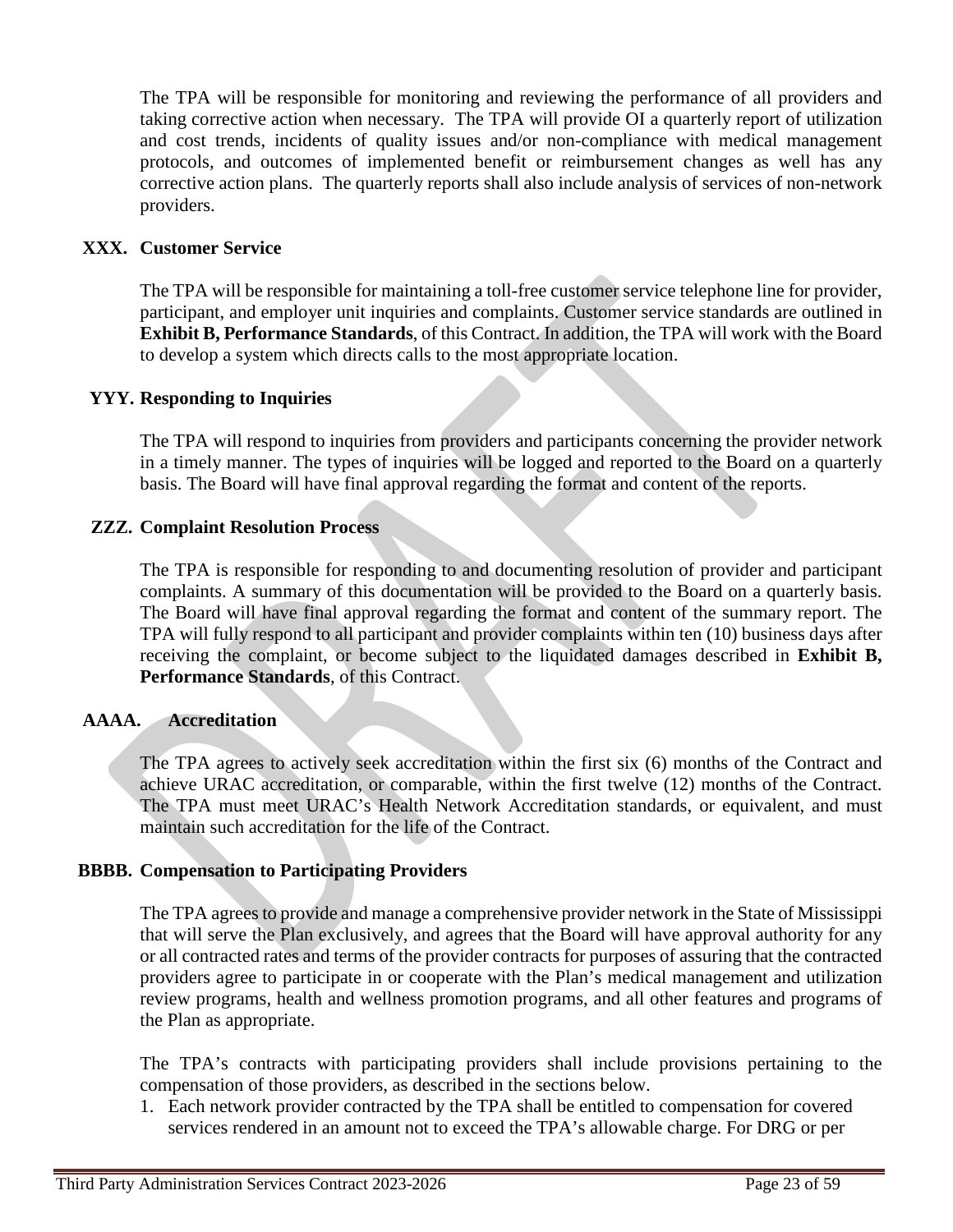The TPA will be responsible for monitoring and reviewing the performance of all providers and taking corrective action when necessary. The TPA will provide OI a quarterly report of utilization and cost trends, incidents of quality issues and/or non-compliance with medical management protocols, and outcomes of implemented benefit or reimbursement changes as well has any corrective action plans. The quarterly reports shall also include analysis of services of non-network providers.

### XXX. Customer Service

The TPA will be responsible for maintaining a toll-free customer service telephone line for provider, participant, and employer unit inquiries and complaints. Customer service standards are outlined in **Exhibit B, Performance Standards**, of this Contract. In addition, the TPA will work with the Board to develop a system which directs calls to the most appropriate location.

### YYY. Responding to Inquiries

The TPA will respond to inquiries from providers and participants concerning the provider network in a timely manner. The types of inquiries will be logged and reported to the Board on a quarterly basis. The Board will have final approval regarding the format and content of the reports.

### ZZZ. Complaint Resolution Process

The TPA is responsible for responding to and documenting resolution of provider and participant complaints. A summary of this documentation will be provided to the Board on a quarterly basis. The Board will have final approval regarding the format and content of the summary report. The TPA will fully respond to all participant and provider complaints within ten (10) business days after receiving the complaint, or become subject to the liquidated damages described in **Exhibit B, Performance Standards**, of this Contract.

### AAAA. Accreditation

The TPA agrees to actively seek accreditation within the first six (6) months of the Contract and achieve URAC accreditation, or comparable, within the first twelve (12) months of the Contract. The TPA must meet URAC's Health Network Accreditation standards, or equivalent, and must maintain such accreditation for the life of the Contract.

### BBBB. Compensation to Participating Providers

The TPA agrees to provide and manage a comprehensive provider network in the State of Mississippi that will serve the Plan exclusively, and agrees that the Board will have approval authority for any or all contracted rates and terms of the provider contracts for purposes of assuring that the contracted providers agree to participate in or cooperate with the Plan's medical management and utilization review programs, health and wellness promotion programs, and all other features and programs of the Plan as appropriate.

The TPA's contracts with participating providers shall include provisions pertaining to the compensation of those providers, as described in the sections below.

1. Each network provider contracted by the TPA shall be entitled to compensation for covered services rendered in an amount not to exceed the TPA's allowable charge. For DRG or per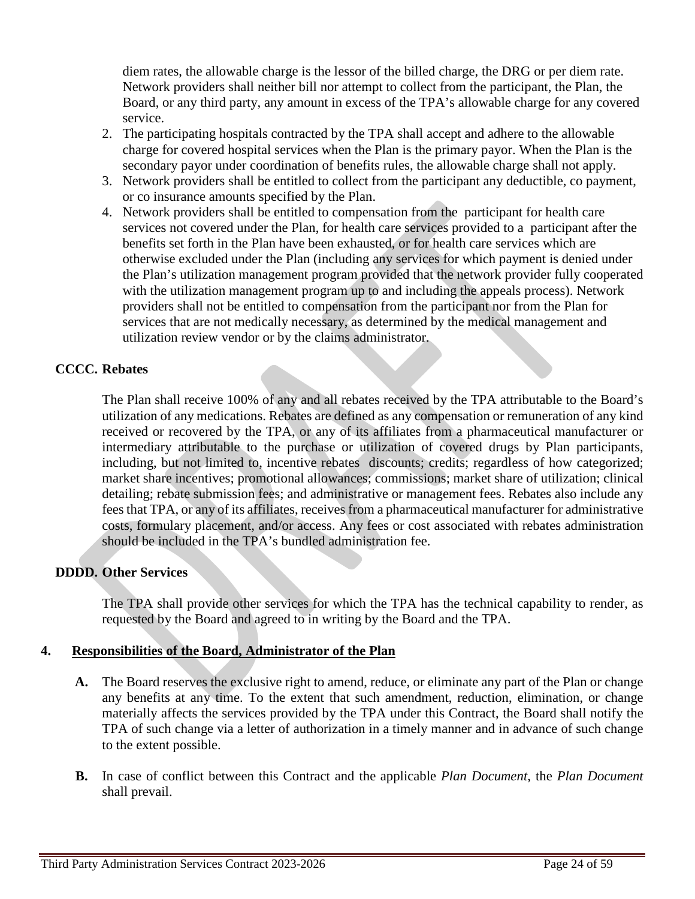diem rates, the allowable charge is the lessor of the billed charge, the DRG or per diem rate. Network providers shall neither bill nor attempt to collect from the participant, the Plan, the Board, or any third party, any amount in excess of the TPA's allowable charge for any covered service.

2. The participating hospitals contracted by the TPA shall accept and adhere to the allowable charge for covered hospital services when the Plan is the primary payor. When the Plan is the secondary payor under coordination of benefits rules, the allowable charge shall not apply.
3. Network providers shall be entitled to collect from the participant any deductible, co payment, or co insurance amounts specified by the Plan.
4. Network providers shall be entitled to compensation from the participant for health care services not covered under the Plan, for health care services provided to a participant after the benefits set forth in the Plan have been exhausted, or for health care services which are otherwise excluded under the Plan (including any services for which payment is denied under the Plan's utilization management program provided that the network provider fully cooperated with the utilization management program up to and including the appeals process). Network providers shall not be entitled to compensation from the participant nor from the Plan for services that are not medically necessary, as determined by the medical management and utilization review vendor or by the claims administrator.

### CCCC. Rebates

The Plan shall receive 100% of any and all rebates received by the TPA attributable to the Board's utilization of any medications. Rebates are defined as any compensation or remuneration of any kind received or recovered by the TPA, or any of its affiliates from a pharmaceutical manufacturer or intermediary attributable to the purchase or utilization of covered drugs by Plan participants, including, but not limited to, incentive rebates discounts; credits; regardless of how categorized; market share incentives; promotional allowances; commissions; market share of utilization; clinical detailing; rebate submission fees; and administrative or management fees. Rebates also include any fees that TPA, or any of its affiliates, receives from a pharmaceutical manufacturer for administrative costs, formulary placement, and/or access. Any fees or cost associated with rebates administration should be included in the TPA's bundled administration fee.

### DDDD. Other Services

The TPA shall provide other services for which the TPA has the technical capability to render, as requested by the Board and agreed to in writing by the Board and the TPA.

## 4. <u>Responsibilities of the Board, Administrator of the Plan</u>

**A.** The Board reserves the exclusive right to amend, reduce, or eliminate any part of the Plan or change any benefits at any time. To the extent that such amendment, reduction, elimination, or change materially affects the services provided by the TPA under this Contract, the Board shall notify the TPA of such change via a letter of authorization in a timely manner and in advance of such change to the extent possible.

**B.** In case of conflict between this Contract and the applicable *Plan Document*, the *Plan Document* shall prevail.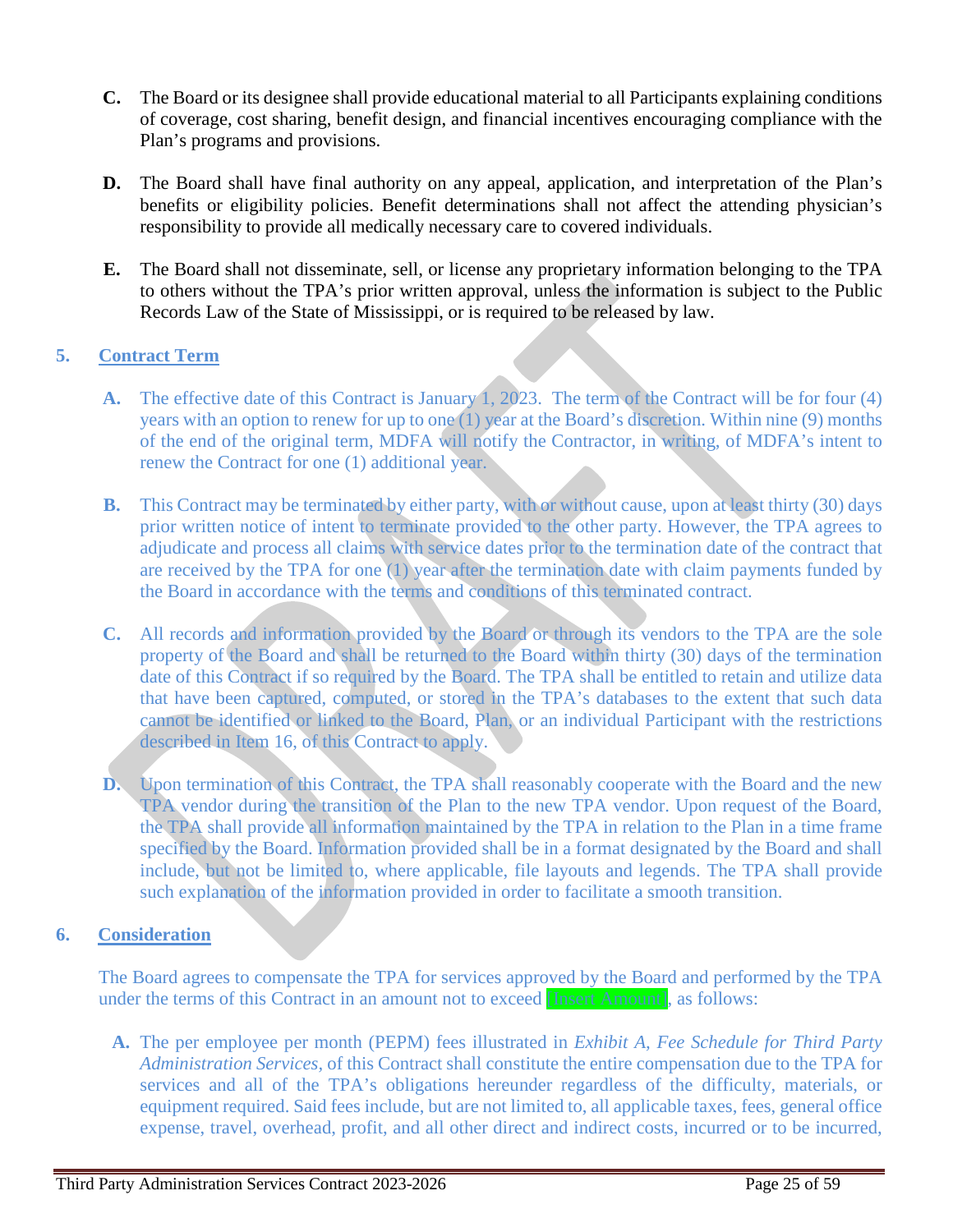**C.** The Board or its designee shall provide educational material to all Participants explaining conditions of coverage, cost sharing, benefit design, and financial incentives encouraging compliance with the Plan's programs and provisions.

**D.** The Board shall have final authority on any appeal, application, and interpretation of the Plan's benefits or eligibility policies. Benefit determinations shall not affect the attending physician's responsibility to provide all medically necessary care to covered individuals.

**E.** The Board shall not disseminate, sell, or license any proprietary information belonging to the TPA to others without the TPA's prior written approval, unless the information is subject to the Public Records Law of the State of Mississippi, or is required to be released by law.

## 5. Contract Term

**A.** The effective date of this Contract is January 1, 2023. The term of the Contract will be for four (4) years with an option to renew for up to one (1) year at the Board's discretion. Within nine (9) months of the end of the original term, MDFA will notify the Contractor, in writing, of MDFA's intent to renew the Contract for one (1) additional year.

**B.** This Contract may be terminated by either party, with or without cause, upon at least thirty (30) days prior written notice of intent to terminate provided to the other party. However, the TPA agrees to adjudicate and process all claims with service dates prior to the termination date of the contract that are received by the TPA for one (1) year after the termination date with claim payments funded by the Board in accordance with the terms and conditions of this terminated contract.

**C.** All records and information provided by the Board or through its vendors to the TPA are the sole property of the Board and shall be returned to the Board within thirty (30) days of the termination date of this Contract if so required by the Board. The TPA shall be entitled to retain and utilize data that have been captured, computed, or stored in the TPA's databases to the extent that such data cannot be identified or linked to the Board, Plan, or an individual Participant with the restrictions described in Item 16, of this Contract to apply.

**D.** Upon termination of this Contract, the TPA shall reasonably cooperate with the Board and the new TPA vendor during the transition of the Plan to the new TPA vendor. Upon request of the Board, the TPA shall provide all information maintained by the TPA in relation to the Plan in a time frame specified by the Board. Information provided shall be in a format designated by the Board and shall include, but not be limited to, where applicable, file layouts and legends. The TPA shall provide such explanation of the information provided in order to facilitate a smooth transition.

## 6. Consideration

The Board agrees to compensate the TPA for services approved by the Board and performed by the TPA under the terms of this Contract in an amount not to exceed [Insert Amount], as follows:

**A.** The per employee per month (PEPM) fees illustrated in *Exhibit A, Fee Schedule for Third Party Administration Services*, of this Contract shall constitute the entire compensation due to the TPA for services and all of the TPA's obligations hereunder regardless of the difficulty, materials, or equipment required. Said fees include, but are not limited to, all applicable taxes, fees, general office expense, travel, overhead, profit, and all other direct and indirect costs, incurred or to be incurred,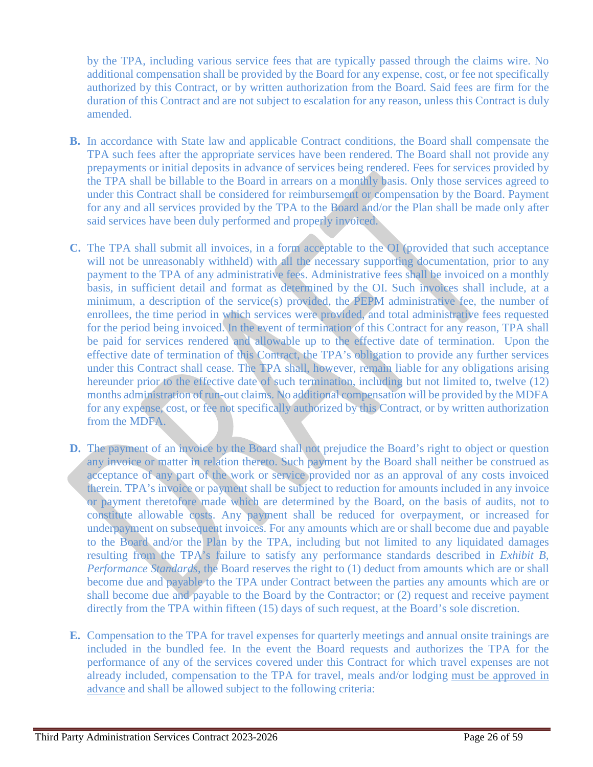by the TPA, including various service fees that are typically passed through the claims wire. No additional compensation shall be provided by the Board for any expense, cost, or fee not specifically authorized by this Contract, or by written authorization from the Board. Said fees are firm for the duration of this Contract and are not subject to escalation for any reason, unless this Contract is duly amended.

**B.** In accordance with State law and applicable Contract conditions, the Board shall compensate the TPA such fees after the appropriate services have been rendered. The Board shall not provide any prepayments or initial deposits in advance of services being rendered. Fees for services provided by the TPA shall be billable to the Board in arrears on a monthly basis. Only those services agreed to under this Contract shall be considered for reimbursement or compensation by the Board. Payment for any and all services provided by the TPA to the Board and/or the Plan shall be made only after said services have been duly performed and properly invoiced.

**C.** The TPA shall submit all invoices, in a form acceptable to the OI (provided that such acceptance will not be unreasonably withheld) with all the necessary supporting documentation, prior to any payment to the TPA of any administrative fees. Administrative fees shall be invoiced on a monthly basis, in sufficient detail and format as determined by the OI. Such invoices shall include, at a minimum, a description of the service(s) provided, the PEPM administrative fee, the number of enrollees, the time period in which services were provided, and total administrative fees requested for the period being invoiced. In the event of termination of this Contract for any reason, TPA shall be paid for services rendered and allowable up to the effective date of termination. Upon the effective date of termination of this Contract, the TPA's obligation to provide any further services under this Contract shall cease. The TPA shall, however, remain liable for any obligations arising hereunder prior to the effective date of such termination, including but not limited to, twelve (12) months administration of run-out claims. No additional compensation will be provided by the MDFA for any expense, cost, or fee not specifically authorized by this Contract, or by written authorization from the MDFA.

**D.** The payment of an invoice by the Board shall not prejudice the Board's right to object or question any invoice or matter in relation thereto. Such payment by the Board shall neither be construed as acceptance of any part of the work or service provided nor as an approval of any costs invoiced therein. TPA's invoice or payment shall be subject to reduction for amounts included in any invoice or payment theretofore made which are determined by the Board, on the basis of audits, not to constitute allowable costs. Any payment shall be reduced for overpayment, or increased for underpayment on subsequent invoices. For any amounts which are or shall become due and payable to the Board and/or the Plan by the TPA, including but not limited to any liquidated damages resulting from the TPA's failure to satisfy any performance standards described in *Exhibit B, Performance Standards*, the Board reserves the right to (1) deduct from amounts which are or shall become due and payable to the TPA under Contract between the parties any amounts which are or shall become due and payable to the Board by the Contractor; or (2) request and receive payment directly from the TPA within fifteen (15) days of such request, at the Board's sole discretion.

**E.** Compensation to the TPA for travel expenses for quarterly meetings and annual onsite trainings are included in the bundled fee. In the event the Board requests and authorizes the TPA for the performance of any of the services covered under this Contract for which travel expenses are not already included, compensation to the TPA for travel, meals and/or lodging must be approved in advance and shall be allowed subject to the following criteria: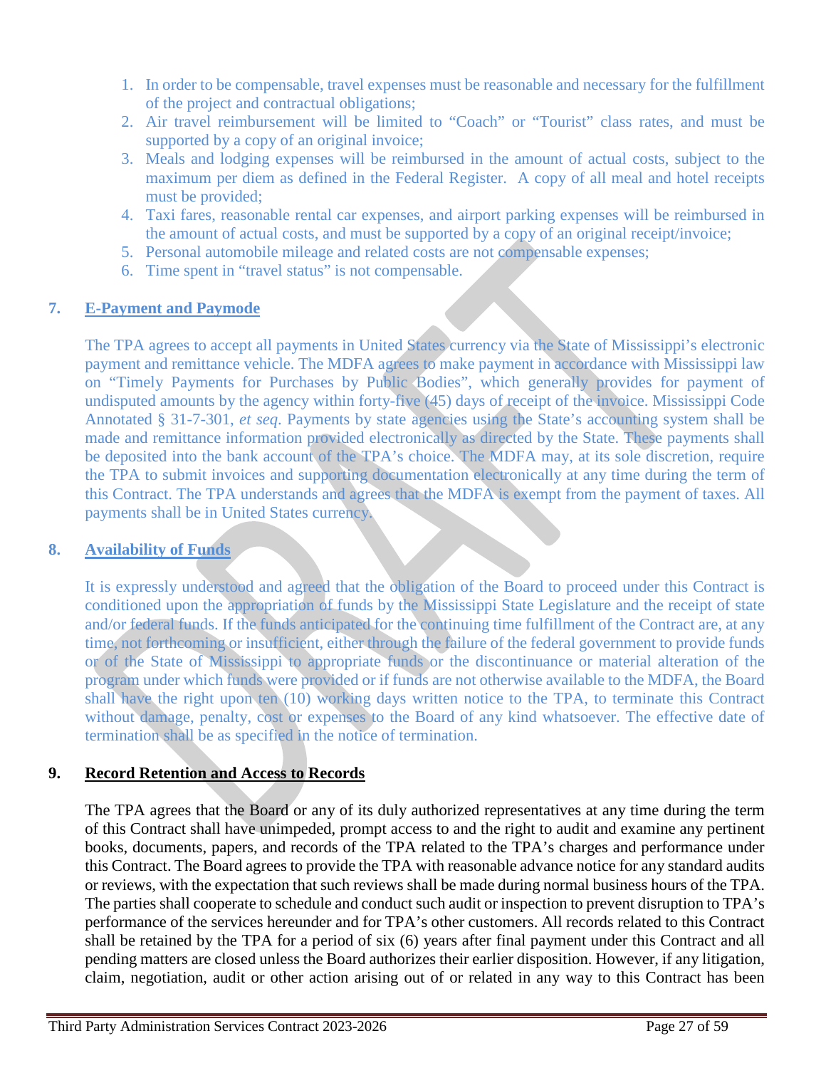1. In order to be compensable, travel expenses must be reasonable and necessary for the fulfillment of the project and contractual obligations;
2. Air travel reimbursement will be limited to "Coach" or "Tourist" class rates, and must be supported by a copy of an original invoice;
3. Meals and lodging expenses will be reimbursed in the amount of actual costs, subject to the maximum per diem as defined in the Federal Register. A copy of all meal and hotel receipts must be provided;
4. Taxi fares, reasonable rental car expenses, and airport parking expenses will be reimbursed in the amount of actual costs, and must be supported by a copy of an original receipt/invoice;
5. Personal automobile mileage and related costs are not compensable expenses;
6. Time spent in "travel status" is not compensable.

**7. <u>E-Payment and Paymode</u>**

The TPA agrees to accept all payments in United States currency via the State of Mississippi's electronic payment and remittance vehicle. The MDFA agrees to make payment in accordance with Mississippi law on "Timely Payments for Purchases by Public Bodies", which generally provides for payment of undisputed amounts by the agency within forty-five (45) days of receipt of the invoice. Mississippi Code Annotated § 31-7-301, *et seq*. Payments by state agencies using the State's accounting system shall be made and remittance information provided electronically as directed by the State. These payments shall be deposited into the bank account of the TPA's choice. The MDFA may, at its sole discretion, require the TPA to submit invoices and supporting documentation electronically at any time during the term of this Contract. The TPA understands and agrees that the MDFA is exempt from the payment of taxes. All payments shall be in United States currency.

**8. <u>Availability of Funds</u>**

It is expressly understood and agreed that the obligation of the Board to proceed under this Contract is conditioned upon the appropriation of funds by the Mississippi State Legislature and the receipt of state and/or federal funds. If the funds anticipated for the continuing time fulfillment of the Contract are, at any time, not forthcoming or insufficient, either through the failure of the federal government to provide funds or of the State of Mississippi to appropriate funds or the discontinuance or material alteration of the program under which funds were provided or if funds are not otherwise available to the MDFA, the Board shall have the right upon ten (10) working days written notice to the TPA, to terminate this Contract without damage, penalty, cost or expenses to the Board of any kind whatsoever. The effective date of termination shall be as specified in the notice of termination.

**9. <u>Record Retention and Access to Records</u>**

The TPA agrees that the Board or any of its duly authorized representatives at any time during the term of this Contract shall have unimpeded, prompt access to and the right to audit and examine any pertinent books, documents, papers, and records of the TPA related to the TPA's charges and performance under this Contract. The Board agrees to provide the TPA with reasonable advance notice for any standard audits or reviews, with the expectation that such reviews shall be made during normal business hours of the TPA. The parties shall cooperate to schedule and conduct such audit or inspection to prevent disruption to TPA's performance of the services hereunder and for TPA's other customers. All records related to this Contract shall be retained by the TPA for a period of six (6) years after final payment under this Contract and all pending matters are closed unless the Board authorizes their earlier disposition. However, if any litigation, claim, negotiation, audit or other action arising out of or related in any way to this Contract has been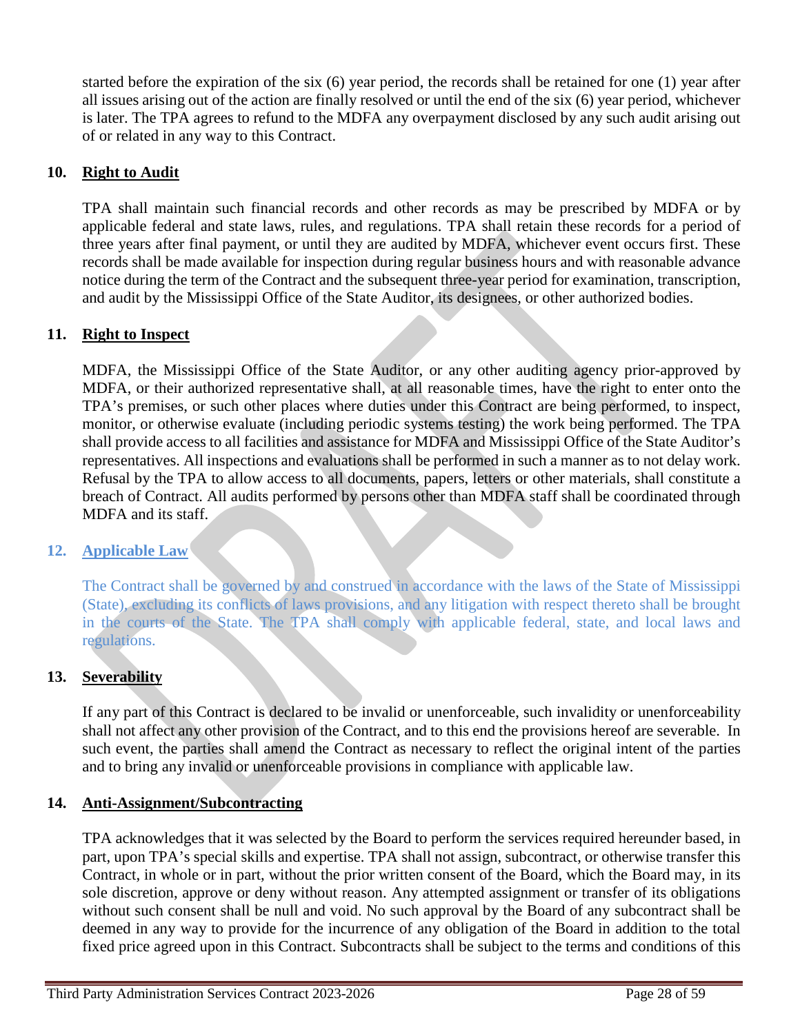started before the expiration of the six (6) year period, the records shall be retained for one (1) year after all issues arising out of the action are finally resolved or until the end of the six (6) year period, whichever is later. The TPA agrees to refund to the MDFA any overpayment disclosed by any such audit arising out of or related in any way to this Contract.

**10. Right to Audit**

TPA shall maintain such financial records and other records as may be prescribed by MDFA or by applicable federal and state laws, rules, and regulations. TPA shall retain these records for a period of three years after final payment, or until they are audited by MDFA, whichever event occurs first. These records shall be made available for inspection during regular business hours and with reasonable advance notice during the term of the Contract and the subsequent three-year period for examination, transcription, and audit by the Mississippi Office of the State Auditor, its designees, or other authorized bodies.

**11. Right to Inspect**

MDFA, the Mississippi Office of the State Auditor, or any other auditing agency prior-approved by MDFA, or their authorized representative shall, at all reasonable times, have the right to enter onto the TPA's premises, or such other places where duties under this Contract are being performed, to inspect, monitor, or otherwise evaluate (including periodic systems testing) the work being performed. The TPA shall provide access to all facilities and assistance for MDFA and Mississippi Office of the State Auditor's representatives. All inspections and evaluations shall be performed in such a manner as to not delay work. Refusal by the TPA to allow access to all documents, papers, letters or other materials, shall constitute a breach of Contract. All audits performed by persons other than MDFA staff shall be coordinated through MDFA and its staff.

**12. Applicable Law**

The Contract shall be governed by and construed in accordance with the laws of the State of Mississippi (State), excluding its conflicts of laws provisions, and any litigation with respect thereto shall be brought in the courts of the State. The TPA shall comply with applicable federal, state, and local laws and regulations.

**13. Severability**

If any part of this Contract is declared to be invalid or unenforceable, such invalidity or unenforceability shall not affect any other provision of the Contract, and to this end the provisions hereof are severable. In such event, the parties shall amend the Contract as necessary to reflect the original intent of the parties and to bring any invalid or unenforceable provisions in compliance with applicable law.

**14. Anti-Assignment/Subcontracting**

TPA acknowledges that it was selected by the Board to perform the services required hereunder based, in part, upon TPA's special skills and expertise. TPA shall not assign, subcontract, or otherwise transfer this Contract, in whole or in part, without the prior written consent of the Board, which the Board may, in its sole discretion, approve or deny without reason. Any attempted assignment or transfer of its obligations without such consent shall be null and void. No such approval by the Board of any subcontract shall be deemed in any way to provide for the incurrence of any obligation of the Board in addition to the total fixed price agreed upon in this Contract. Subcontracts shall be subject to the terms and conditions of this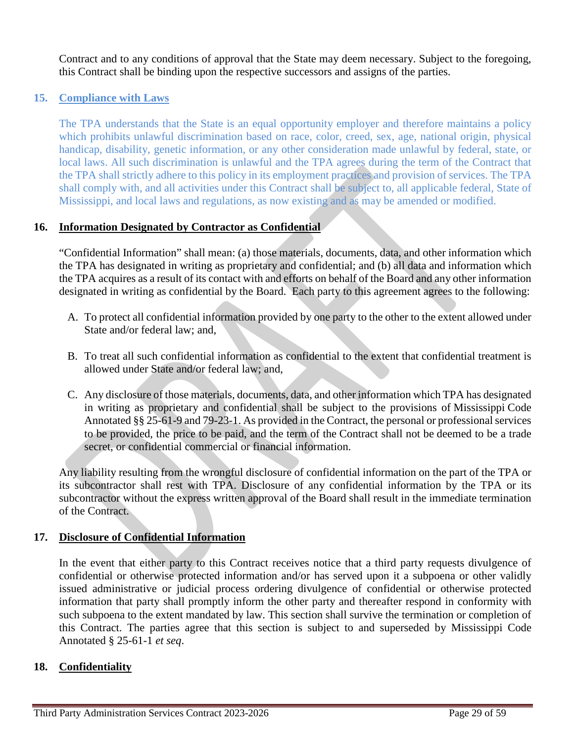Contract and to any conditions of approval that the State may deem necessary. Subject to the foregoing, this Contract shall be binding upon the respective successors and assigns of the parties.

## 15. Compliance with Laws

The TPA understands that the State is an equal opportunity employer and therefore maintains a policy which prohibits unlawful discrimination based on race, color, creed, sex, age, national origin, physical handicap, disability, genetic information, or any other consideration made unlawful by federal, state, or local laws. All such discrimination is unlawful and the TPA agrees during the term of the Contract that the TPA shall strictly adhere to this policy in its employment practices and provision of services. The TPA shall comply with, and all activities under this Contract shall be subject to, all applicable federal, State of Mississippi, and local laws and regulations, as now existing and as may be amended or modified.

## 16. Information Designated by Contractor as Confidential

"Confidential Information" shall mean: (a) those materials, documents, data, and other information which the TPA has designated in writing as proprietary and confidential; and (b) all data and information which the TPA acquires as a result of its contact with and efforts on behalf of the Board and any other information designated in writing as confidential by the Board. Each party to this agreement agrees to the following:

A. To protect all confidential information provided by one party to the other to the extent allowed under State and/or federal law; and,

B. To treat all such confidential information as confidential to the extent that confidential treatment is allowed under State and/or federal law; and,

C. Any disclosure of those materials, documents, data, and other information which TPA has designated in writing as proprietary and confidential shall be subject to the provisions of Mississippi Code Annotated §§ 25-61-9 and 79-23-1. As provided in the Contract, the personal or professional services to be provided, the price to be paid, and the term of the Contract shall not be deemed to be a trade secret, or confidential commercial or financial information.

Any liability resulting from the wrongful disclosure of confidential information on the part of the TPA or its subcontractor shall rest with TPA. Disclosure of any confidential information by the TPA or its subcontractor without the express written approval of the Board shall result in the immediate termination of the Contract.

## 17. Disclosure of Confidential Information

In the event that either party to this Contract receives notice that a third party requests divulgence of confidential or otherwise protected information and/or has served upon it a subpoena or other validly issued administrative or judicial process ordering divulgence of confidential or otherwise protected information that party shall promptly inform the other party and thereafter respond in conformity with such subpoena to the extent mandated by law. This section shall survive the termination or completion of this Contract. The parties agree that this section is subject to and superseded by Mississippi Code Annotated § 25-61-1 *et seq*.

## 18. Confidentiality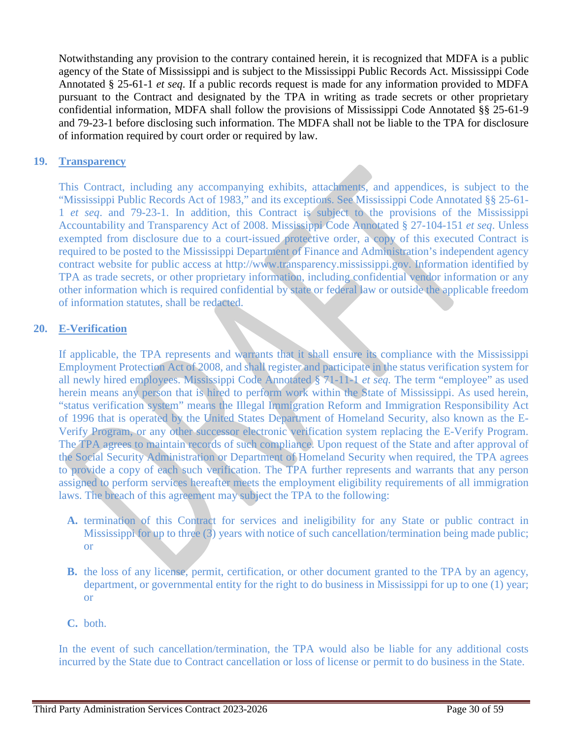Notwithstanding any provision to the contrary contained herein, it is recognized that MDFA is a public agency of the State of Mississippi and is subject to the Mississippi Public Records Act. Mississippi Code Annotated § 25-61-1 *et seq*. If a public records request is made for any information provided to MDFA pursuant to the Contract and designated by the TPA in writing as trade secrets or other proprietary confidential information, MDFA shall follow the provisions of Mississippi Code Annotated §§ 25-61-9 and 79-23-1 before disclosing such information. The MDFA shall not be liable to the TPA for disclosure of information required by court order or required by law.

## 19. Transparency

This Contract, including any accompanying exhibits, attachments, and appendices, is subject to the "Mississippi Public Records Act of 1983," and its exceptions. See Mississippi Code Annotated §§ 25-61-1 *et seq*. and 79-23-1. In addition, this Contract is subject to the provisions of the Mississippi Accountability and Transparency Act of 2008. Mississippi Code Annotated § 27-104-151 *et seq*. Unless exempted from disclosure due to a court-issued protective order, a copy of this executed Contract is required to be posted to the Mississippi Department of Finance and Administration's independent agency contract website for public access at http://www.transparency.mississippi.gov. Information identified by TPA as trade secrets, or other proprietary information, including confidential vendor information or any other information which is required confidential by state or federal law or outside the applicable freedom of information statutes, shall be redacted.

## 20. E-Verification

If applicable, the TPA represents and warrants that it shall ensure its compliance with the Mississippi Employment Protection Act of 2008, and shall register and participate in the status verification system for all newly hired employees. Mississippi Code Annotated § 71-11-1 *et seq.* The term "employee" as used herein means any person that is hired to perform work within the State of Mississippi. As used herein, "status verification system" means the Illegal Immigration Reform and Immigration Responsibility Act of 1996 that is operated by the United States Department of Homeland Security, also known as the E-Verify Program, or any other successor electronic verification system replacing the E-Verify Program. The TPA agrees to maintain records of such compliance. Upon request of the State and after approval of the Social Security Administration or Department of Homeland Security when required, the TPA agrees to provide a copy of each such verification. The TPA further represents and warrants that any person assigned to perform services hereafter meets the employment eligibility requirements of all immigration laws. The breach of this agreement may subject the TPA to the following:

- **A.** termination of this Contract for services and ineligibility for any State or public contract in Mississippi for up to three (3) years with notice of such cancellation/termination being made public; or
- **B.** the loss of any license, permit, certification, or other document granted to the TPA by an agency, department, or governmental entity for the right to do business in Mississippi for up to one (1) year; or
- **C.** both.

In the event of such cancellation/termination, the TPA would also be liable for any additional costs incurred by the State due to Contract cancellation or loss of license or permit to do business in the State.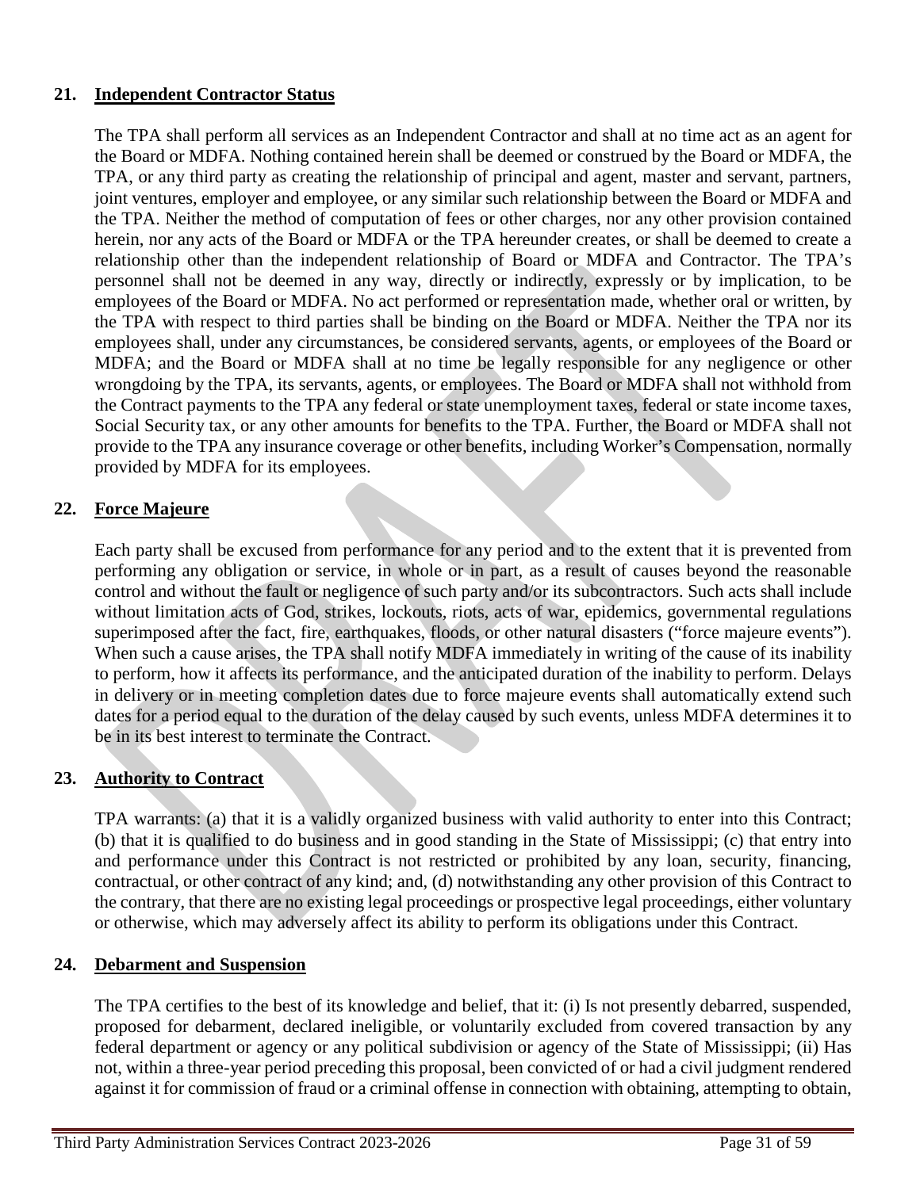## 21. Independent Contractor Status

The TPA shall perform all services as an Independent Contractor and shall at no time act as an agent for the Board or MDFA. Nothing contained herein shall be deemed or construed by the Board or MDFA, the TPA, or any third party as creating the relationship of principal and agent, master and servant, partners, joint ventures, employer and employee, or any similar such relationship between the Board or MDFA and the TPA. Neither the method of computation of fees or other charges, nor any other provision contained herein, nor any acts of the Board or MDFA or the TPA hereunder creates, or shall be deemed to create a relationship other than the independent relationship of Board or MDFA and Contractor. The TPA's personnel shall not be deemed in any way, directly or indirectly, expressly or by implication, to be employees of the Board or MDFA. No act performed or representation made, whether oral or written, by the TPA with respect to third parties shall be binding on the Board or MDFA. Neither the TPA nor its employees shall, under any circumstances, be considered servants, agents, or employees of the Board or MDFA; and the Board or MDFA shall at no time be legally responsible for any negligence or other wrongdoing by the TPA, its servants, agents, or employees. The Board or MDFA shall not withhold from the Contract payments to the TPA any federal or state unemployment taxes, federal or state income taxes, Social Security tax, or any other amounts for benefits to the TPA. Further, the Board or MDFA shall not provide to the TPA any insurance coverage or other benefits, including Worker's Compensation, normally provided by MDFA for its employees.

## 22. Force Majeure

Each party shall be excused from performance for any period and to the extent that it is prevented from performing any obligation or service, in whole or in part, as a result of causes beyond the reasonable control and without the fault or negligence of such party and/or its subcontractors. Such acts shall include without limitation acts of God, strikes, lockouts, riots, acts of war, epidemics, governmental regulations superimposed after the fact, fire, earthquakes, floods, or other natural disasters ("force majeure events"). When such a cause arises, the TPA shall notify MDFA immediately in writing of the cause of its inability to perform, how it affects its performance, and the anticipated duration of the inability to perform. Delays in delivery or in meeting completion dates due to force majeure events shall automatically extend such dates for a period equal to the duration of the delay caused by such events, unless MDFA determines it to be in its best interest to terminate the Contract.

## 23. Authority to Contract

TPA warrants: (a) that it is a validly organized business with valid authority to enter into this Contract; (b) that it is qualified to do business and in good standing in the State of Mississippi; (c) that entry into and performance under this Contract is not restricted or prohibited by any loan, security, financing, contractual, or other contract of any kind; and, (d) notwithstanding any other provision of this Contract to the contrary, that there are no existing legal proceedings or prospective legal proceedings, either voluntary or otherwise, which may adversely affect its ability to perform its obligations under this Contract.

## 24. Debarment and Suspension

The TPA certifies to the best of its knowledge and belief, that it: (i) Is not presently debarred, suspended, proposed for debarment, declared ineligible, or voluntarily excluded from covered transaction by any federal department or agency or any political subdivision or agency of the State of Mississippi; (ii) Has not, within a three-year period preceding this proposal, been convicted of or had a civil judgment rendered against it for commission of fraud or a criminal offense in connection with obtaining, attempting to obtain,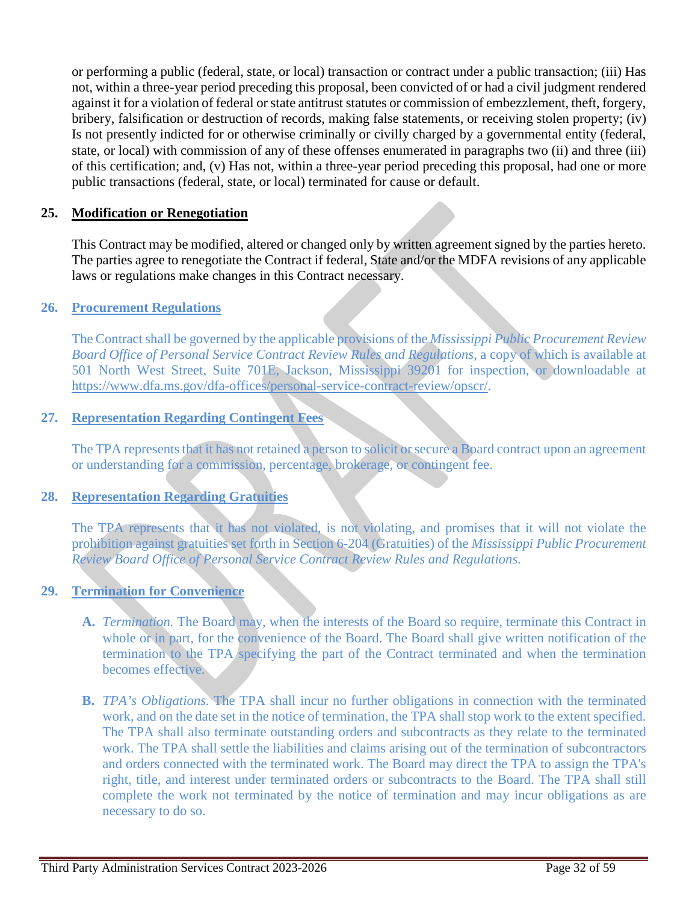or performing a public (federal, state, or local) transaction or contract under a public transaction; (iii) Has not, within a three-year period preceding this proposal, been convicted of or had a civil judgment rendered against it for a violation of federal or state antitrust statutes or commission of embezzlement, theft, forgery, bribery, falsification or destruction of records, making false statements, or receiving stolen property; (iv) Is not presently indicted for or otherwise criminally or civilly charged by a governmental entity (federal, state, or local) with commission of any of these offenses enumerated in paragraphs two (ii) and three (iii) of this certification; and, (v) Has not, within a three-year period preceding this proposal, had one or more public transactions (federal, state, or local) terminated for cause or default.

## 25. Modification or Renegotiation

This Contract may be modified, altered or changed only by written agreement signed by the parties hereto. The parties agree to renegotiate the Contract if federal, State and/or the MDFA revisions of any applicable laws or regulations make changes in this Contract necessary.

## 26. Procurement Regulations

The Contract shall be governed by the applicable provisions of the *Mississippi Public Procurement Review Board Office of Personal Service Contract Review Rules and Regulations*, a copy of which is available at 501 North West Street, Suite 701E, Jackson, Mississippi 39201 for inspection, or downloadable at https://www.dfa.ms.gov/dfa-offices/personal-service-contract-review/opscr/.

## 27. Representation Regarding Contingent Fees

The TPA represents that it has not retained a person to solicit or secure a Board contract upon an agreement or understanding for a commission, percentage, brokerage, or contingent fee.

## 28. Representation Regarding Gratuities

The TPA represents that it has not violated, is not violating, and promises that it will not violate the prohibition against gratuities set forth in Section 6-204 (Gratuities) of the *Mississippi Public Procurement Review Board Office of Personal Service Contract Review Rules and Regulations.*

## 29. Termination for Convenience

**A.** *Termination.* The Board may, when the interests of the Board so require, terminate this Contract in whole or in part, for the convenience of the Board. The Board shall give written notification of the termination to the TPA specifying the part of the Contract terminated and when the termination becomes effective.

**B.** *TPA's Obligations.* The TPA shall incur no further obligations in connection with the terminated work, and on the date set in the notice of termination, the TPA shall stop work to the extent specified. The TPA shall also terminate outstanding orders and subcontracts as they relate to the terminated work. The TPA shall settle the liabilities and claims arising out of the termination of subcontractors and orders connected with the terminated work. The Board may direct the TPA to assign the TPA's right, title, and interest under terminated orders or subcontracts to the Board. The TPA shall still complete the work not terminated by the notice of termination and may incur obligations as are necessary to do so.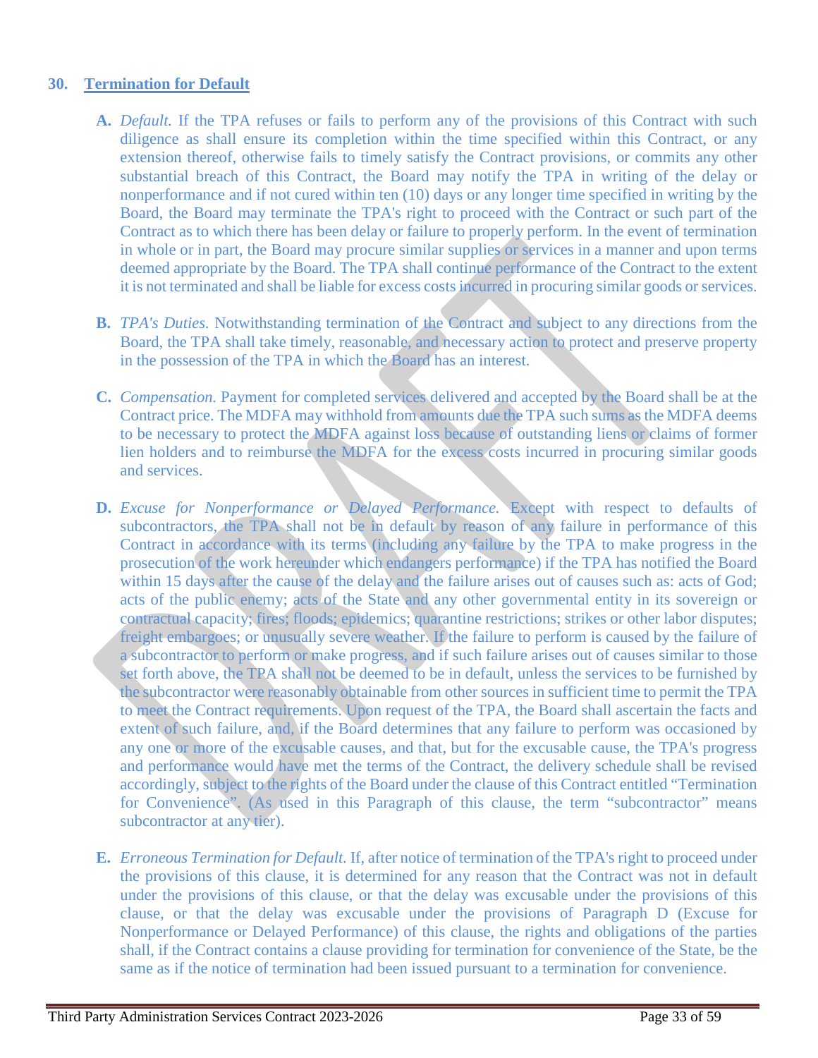## 30. Termination for Default

**A.** *Default.* If the TPA refuses or fails to perform any of the provisions of this Contract with such diligence as shall ensure its completion within the time specified within this Contract, or any extension thereof, otherwise fails to timely satisfy the Contract provisions, or commits any other substantial breach of this Contract, the Board may notify the TPA in writing of the delay or nonperformance and if not cured within ten (10) days or any longer time specified in writing by the Board, the Board may terminate the TPA's right to proceed with the Contract or such part of the Contract as to which there has been delay or failure to properly perform. In the event of termination in whole or in part, the Board may procure similar supplies or services in a manner and upon terms deemed appropriate by the Board. The TPA shall continue performance of the Contract to the extent it is not terminated and shall be liable for excess costs incurred in procuring similar goods or services.

**B.** *TPA's Duties.* Notwithstanding termination of the Contract and subject to any directions from the Board, the TPA shall take timely, reasonable, and necessary action to protect and preserve property in the possession of the TPA in which the Board has an interest.

**C.** *Compensation.* Payment for completed services delivered and accepted by the Board shall be at the Contract price. The MDFA may withhold from amounts due the TPA such sums as the MDFA deems to be necessary to protect the MDFA against loss because of outstanding liens or claims of former lien holders and to reimburse the MDFA for the excess costs incurred in procuring similar goods and services.

**D.** *Excuse for Nonperformance or Delayed Performance.* Except with respect to defaults of subcontractors, the TPA shall not be in default by reason of any failure in performance of this Contract in accordance with its terms (including any failure by the TPA to make progress in the prosecution of the work hereunder which endangers performance) if the TPA has notified the Board within 15 days after the cause of the delay and the failure arises out of causes such as: acts of God; acts of the public enemy; acts of the State and any other governmental entity in its sovereign or contractual capacity; fires; floods; epidemics; quarantine restrictions; strikes or other labor disputes; freight embargoes; or unusually severe weather. If the failure to perform is caused by the failure of a subcontractor to perform or make progress, and if such failure arises out of causes similar to those set forth above, the TPA shall not be deemed to be in default, unless the services to be furnished by the subcontractor were reasonably obtainable from other sources in sufficient time to permit the TPA to meet the Contract requirements. Upon request of the TPA, the Board shall ascertain the facts and extent of such failure, and, if the Board determines that any failure to perform was occasioned by any one or more of the excusable causes, and that, but for the excusable cause, the TPA's progress and performance would have met the terms of the Contract, the delivery schedule shall be revised accordingly, subject to the rights of the Board under the clause of this Contract entitled "Termination for Convenience". (As used in this Paragraph of this clause, the term "subcontractor" means subcontractor at any tier).

**E.** *Erroneous Termination for Default.* If, after notice of termination of the TPA's right to proceed under the provisions of this clause, it is determined for any reason that the Contract was not in default under the provisions of this clause, or that the delay was excusable under the provisions of this clause, or that the delay was excusable under the provisions of Paragraph D (Excuse for Nonperformance or Delayed Performance) of this clause, the rights and obligations of the parties shall, if the Contract contains a clause providing for termination for convenience of the State, be the same as if the notice of termination had been issued pursuant to a termination for convenience.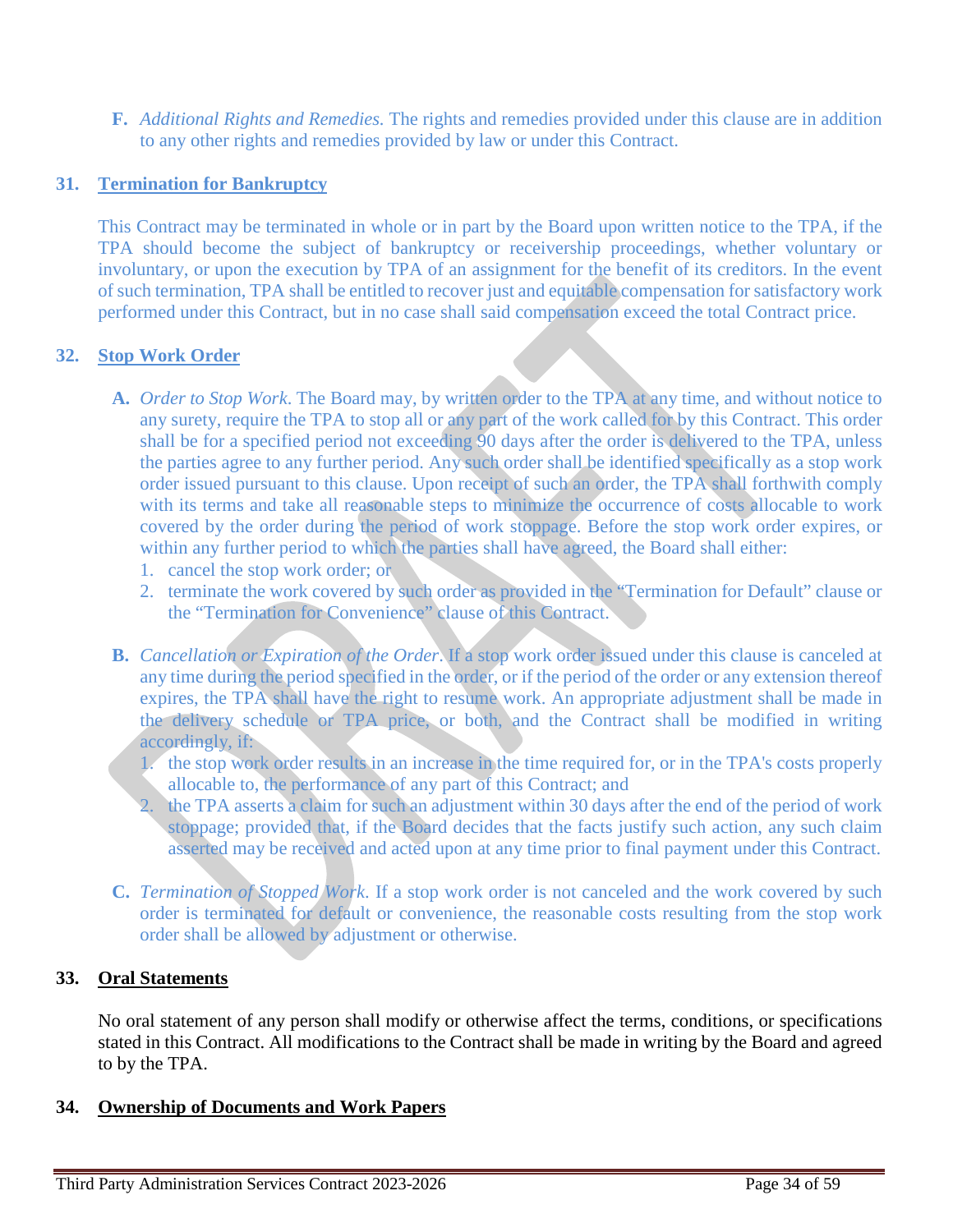**F.** *Additional Rights and Remedies.* The rights and remedies provided under this clause are in addition to any other rights and remedies provided by law or under this Contract.

## 31. Termination for Bankruptcy

This Contract may be terminated in whole or in part by the Board upon written notice to the TPA, if the TPA should become the subject of bankruptcy or receivership proceedings, whether voluntary or involuntary, or upon the execution by TPA of an assignment for the benefit of its creditors. In the event of such termination, TPA shall be entitled to recover just and equitable compensation for satisfactory work performed under this Contract, but in no case shall said compensation exceed the total Contract price.

## 32. Stop Work Order

**A.** *Order to Stop Work.* The Board may, by written order to the TPA at any time, and without notice to any surety, require the TPA to stop all or any part of the work called for by this Contract. This order shall be for a specified period not exceeding 90 days after the order is delivered to the TPA, unless the parties agree to any further period. Any such order shall be identified specifically as a stop work order issued pursuant to this clause. Upon receipt of such an order, the TPA shall forthwith comply with its terms and take all reasonable steps to minimize the occurrence of costs allocable to work covered by the order during the period of work stoppage. Before the stop work order expires, or within any further period to which the parties shall have agreed, the Board shall either:

1. cancel the stop work order; or
2. terminate the work covered by such order as provided in the "Termination for Default" clause or the "Termination for Convenience" clause of this Contract.

**B.** *Cancellation or Expiration of the Order.* If a stop work order issued under this clause is canceled at any time during the period specified in the order, or if the period of the order or any extension thereof expires, the TPA shall have the right to resume work. An appropriate adjustment shall be made in the delivery schedule or TPA price, or both, and the Contract shall be modified in writing accordingly, if:

1. the stop work order results in an increase in the time required for, or in the TPA's costs properly allocable to, the performance of any part of this Contract; and
2. the TPA asserts a claim for such an adjustment within 30 days after the end of the period of work stoppage; provided that, if the Board decides that the facts justify such action, any such claim asserted may be received and acted upon at any time prior to final payment under this Contract.

**C.** *Termination of Stopped Work.* If a stop work order is not canceled and the work covered by such order is terminated for default or convenience, the reasonable costs resulting from the stop work order shall be allowed by adjustment or otherwise.

## 33. Oral Statements

No oral statement of any person shall modify or otherwise affect the terms, conditions, or specifications stated in this Contract. All modifications to the Contract shall be made in writing by the Board and agreed to by the TPA.

## 34. Ownership of Documents and Work Papers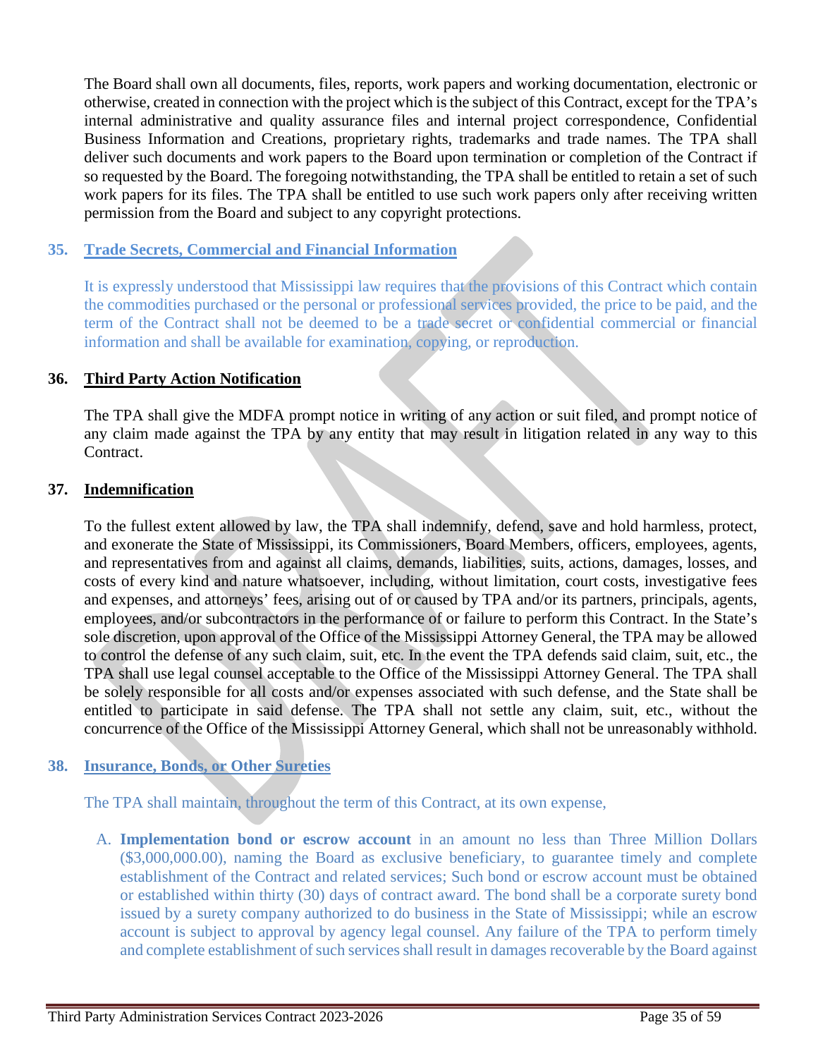The Board shall own all documents, files, reports, work papers and working documentation, electronic or otherwise, created in connection with the project which is the subject of this Contract, except for the TPA's internal administrative and quality assurance files and internal project correspondence, Confidential Business Information and Creations, proprietary rights, trademarks and trade names. The TPA shall deliver such documents and work papers to the Board upon termination or completion of the Contract if so requested by the Board. The foregoing notwithstanding, the TPA shall be entitled to retain a set of such work papers for its files. The TPA shall be entitled to use such work papers only after receiving written permission from the Board and subject to any copyright protections.

## 35. Trade Secrets, Commercial and Financial Information

It is expressly understood that Mississippi law requires that the provisions of this Contract which contain the commodities purchased or the personal or professional services provided, the price to be paid, and the term of the Contract shall not be deemed to be a trade secret or confidential commercial or financial information and shall be available for examination, copying, or reproduction.

## 36. Third Party Action Notification

The TPA shall give the MDFA prompt notice in writing of any action or suit filed, and prompt notice of any claim made against the TPA by any entity that may result in litigation related in any way to this Contract.

## 37. Indemnification

To the fullest extent allowed by law, the TPA shall indemnify, defend, save and hold harmless, protect, and exonerate the State of Mississippi, its Commissioners, Board Members, officers, employees, agents, and representatives from and against all claims, demands, liabilities, suits, actions, damages, losses, and costs of every kind and nature whatsoever, including, without limitation, court costs, investigative fees and expenses, and attorneys' fees, arising out of or caused by TPA and/or its partners, principals, agents, employees, and/or subcontractors in the performance of or failure to perform this Contract. In the State's sole discretion, upon approval of the Office of the Mississippi Attorney General, the TPA may be allowed to control the defense of any such claim, suit, etc. In the event the TPA defends said claim, suit, etc., the TPA shall use legal counsel acceptable to the Office of the Mississippi Attorney General. The TPA shall be solely responsible for all costs and/or expenses associated with such defense, and the State shall be entitled to participate in said defense. The TPA shall not settle any claim, suit, etc., without the concurrence of the Office of the Mississippi Attorney General, which shall not be unreasonably withhold.

## 38. Insurance, Bonds, or Other Sureties

The TPA shall maintain, throughout the term of this Contract, at its own expense,

A. **Implementation bond or escrow account** in an amount no less than Three Million Dollars ($3,000,000.00), naming the Board as exclusive beneficiary, to guarantee timely and complete establishment of the Contract and related services; Such bond or escrow account must be obtained or established within thirty (30) days of contract award. The bond shall be a corporate surety bond issued by a surety company authorized to do business in the State of Mississippi; while an escrow account is subject to approval by agency legal counsel. Any failure of the TPA to perform timely and complete establishment of such services shall result in damages recoverable by the Board against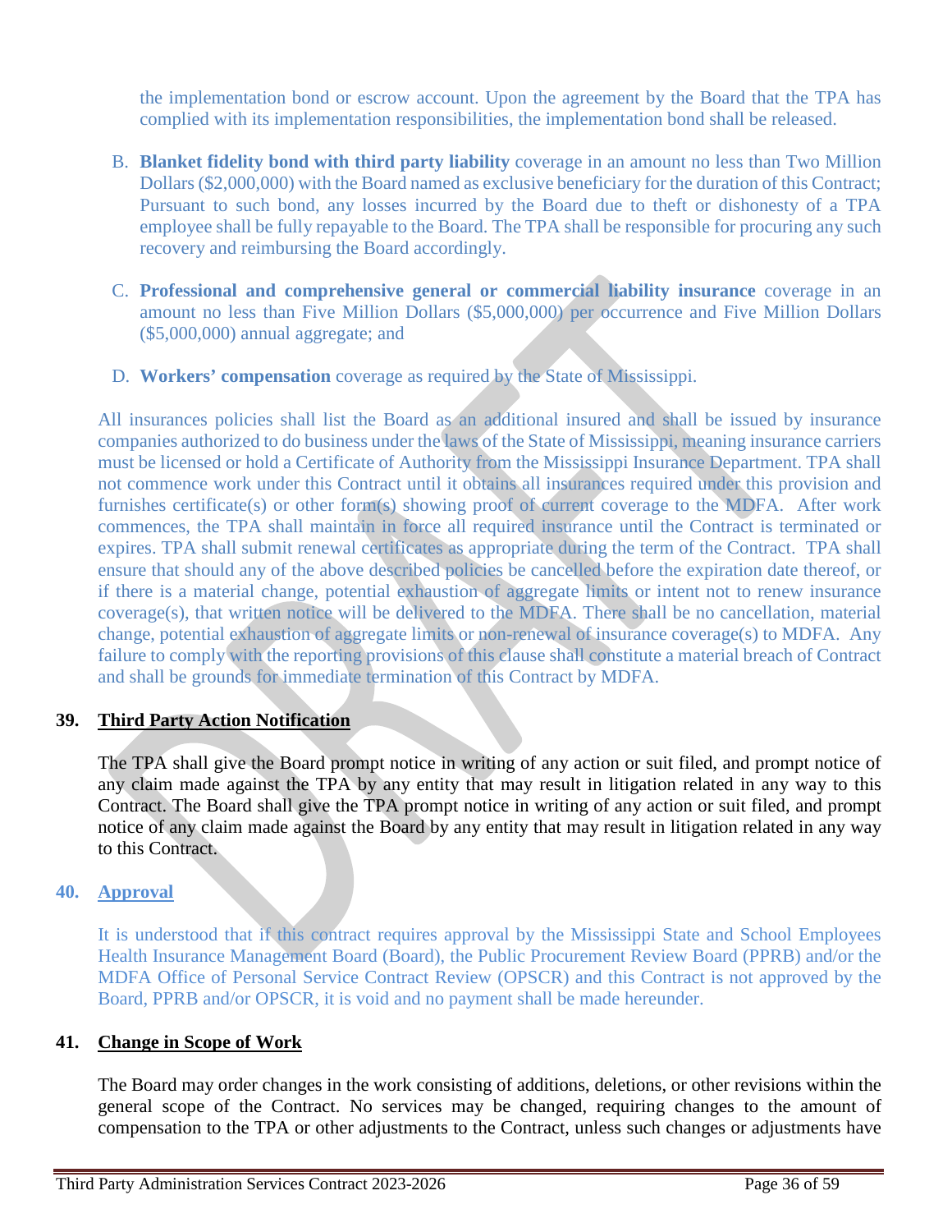the implementation bond or escrow account. Upon the agreement by the Board that the TPA has complied with its implementation responsibilities, the implementation bond shall be released.

B. **Blanket fidelity bond with third party liability** coverage in an amount no less than Two Million Dollars ($2,000,000) with the Board named as exclusive beneficiary for the duration of this Contract; Pursuant to such bond, any losses incurred by the Board due to theft or dishonesty of a TPA employee shall be fully repayable to the Board. The TPA shall be responsible for procuring any such recovery and reimbursing the Board accordingly.

C. **Professional and comprehensive general or commercial liability insurance** coverage in an amount no less than Five Million Dollars ($5,000,000) per occurrence and Five Million Dollars ($5,000,000) annual aggregate; and

D. **Workers' compensation** coverage as required by the State of Mississippi.

All insurances policies shall list the Board as an additional insured and shall be issued by insurance companies authorized to do business under the laws of the State of Mississippi, meaning insurance carriers must be licensed or hold a Certificate of Authority from the Mississippi Insurance Department. TPA shall not commence work under this Contract until it obtains all insurances required under this provision and furnishes certificate(s) or other form(s) showing proof of current coverage to the MDFA. After work commences, the TPA shall maintain in force all required insurance until the Contract is terminated or expires. TPA shall submit renewal certificates as appropriate during the term of the Contract. TPA shall ensure that should any of the above described policies be cancelled before the expiration date thereof, or if there is a material change, potential exhaustion of aggregate limits or intent not to renew insurance coverage(s), that written notice will be delivered to the MDFA. There shall be no cancellation, material change, potential exhaustion of aggregate limits or non-renewal of insurance coverage(s) to MDFA. Any failure to comply with the reporting provisions of this clause shall constitute a material breach of Contract and shall be grounds for immediate termination of this Contract by MDFA.

## 39. Third Party Action Notification

The TPA shall give the Board prompt notice in writing of any action or suit filed, and prompt notice of any claim made against the TPA by any entity that may result in litigation related in any way to this Contract. The Board shall give the TPA prompt notice in writing of any action or suit filed, and prompt notice of any claim made against the Board by any entity that may result in litigation related in any way to this Contract.

## 40. Approval

It is understood that if this contract requires approval by the Mississippi State and School Employees Health Insurance Management Board (Board), the Public Procurement Review Board (PPRB) and/or the MDFA Office of Personal Service Contract Review (OPSCR) and this Contract is not approved by the Board, PPRB and/or OPSCR, it is void and no payment shall be made hereunder.

## 41. Change in Scope of Work

The Board may order changes in the work consisting of additions, deletions, or other revisions within the general scope of the Contract. No services may be changed, requiring changes to the amount of compensation to the TPA or other adjustments to the Contract, unless such changes or adjustments have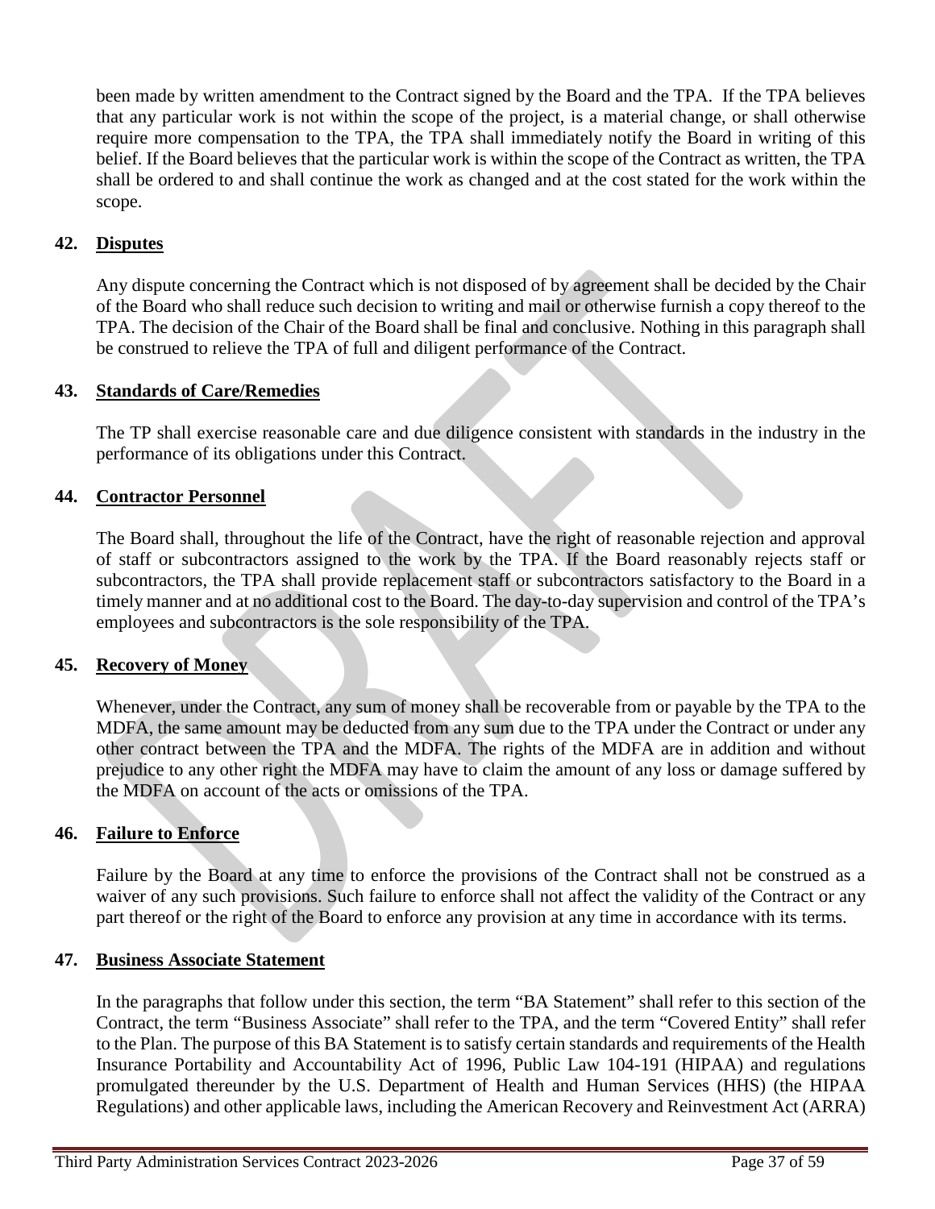been made by written amendment to the Contract signed by the Board and the TPA. If the TPA believes that any particular work is not within the scope of the project, is a material change, or shall otherwise require more compensation to the TPA, the TPA shall immediately notify the Board in writing of this belief. If the Board believes that the particular work is within the scope of the Contract as written, the TPA shall be ordered to and shall continue the work as changed and at the cost stated for the work within the scope.

## 42. Disputes

Any dispute concerning the Contract which is not disposed of by agreement shall be decided by the Chair of the Board who shall reduce such decision to writing and mail or otherwise furnish a copy thereof to the TPA. The decision of the Chair of the Board shall be final and conclusive. Nothing in this paragraph shall be construed to relieve the TPA of full and diligent performance of the Contract.

## 43. Standards of Care/Remedies

The TP shall exercise reasonable care and due diligence consistent with standards in the industry in the performance of its obligations under this Contract.

## 44. Contractor Personnel

The Board shall, throughout the life of the Contract, have the right of reasonable rejection and approval of staff or subcontractors assigned to the work by the TPA. If the Board reasonably rejects staff or subcontractors, the TPA shall provide replacement staff or subcontractors satisfactory to the Board in a timely manner and at no additional cost to the Board. The day-to-day supervision and control of the TPA's employees and subcontractors is the sole responsibility of the TPA.

## 45. Recovery of Money

Whenever, under the Contract, any sum of money shall be recoverable from or payable by the TPA to the MDFA, the same amount may be deducted from any sum due to the TPA under the Contract or under any other contract between the TPA and the MDFA. The rights of the MDFA are in addition and without prejudice to any other right the MDFA may have to claim the amount of any loss or damage suffered by the MDFA on account of the acts or omissions of the TPA.

## 46. Failure to Enforce

Failure by the Board at any time to enforce the provisions of the Contract shall not be construed as a waiver of any such provisions. Such failure to enforce shall not affect the validity of the Contract or any part thereof or the right of the Board to enforce any provision at any time in accordance with its terms.

## 47. Business Associate Statement

In the paragraphs that follow under this section, the term "BA Statement" shall refer to this section of the Contract, the term "Business Associate" shall refer to the TPA, and the term "Covered Entity" shall refer to the Plan. The purpose of this BA Statement is to satisfy certain standards and requirements of the Health Insurance Portability and Accountability Act of 1996, Public Law 104-191 (HIPAA) and regulations promulgated thereunder by the U.S. Department of Health and Human Services (HHS) (the HIPAA Regulations) and other applicable laws, including the American Recovery and Reinvestment Act (ARRA)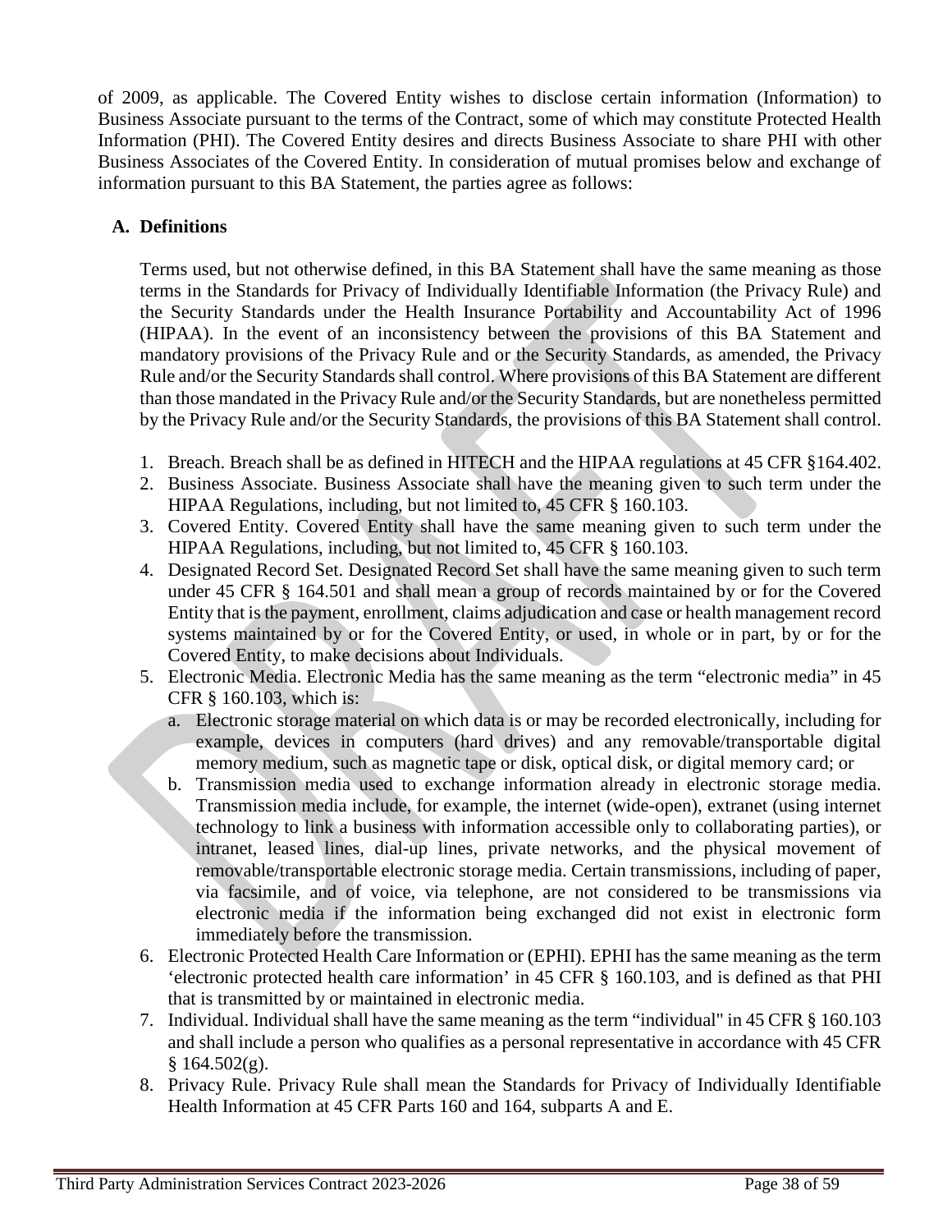of 2009, as applicable. The Covered Entity wishes to disclose certain information (Information) to Business Associate pursuant to the terms of the Contract, some of which may constitute Protected Health Information (PHI). The Covered Entity desires and directs Business Associate to share PHI with other Business Associates of the Covered Entity. In consideration of mutual promises below and exchange of information pursuant to this BA Statement, the parties agree as follows:

## A. Definitions

Terms used, but not otherwise defined, in this BA Statement shall have the same meaning as those terms in the Standards for Privacy of Individually Identifiable Information (the Privacy Rule) and the Security Standards under the Health Insurance Portability and Accountability Act of 1996 (HIPAA). In the event of an inconsistency between the provisions of this BA Statement and mandatory provisions of the Privacy Rule and or the Security Standards, as amended, the Privacy Rule and/or the Security Standards shall control. Where provisions of this BA Statement are different than those mandated in the Privacy Rule and/or the Security Standards, but are nonetheless permitted by the Privacy Rule and/or the Security Standards, the provisions of this BA Statement shall control.

1. Breach. Breach shall be as defined in HITECH and the HIPAA regulations at 45 CFR §164.402.
2. Business Associate. Business Associate shall have the meaning given to such term under the HIPAA Regulations, including, but not limited to, 45 CFR § 160.103.
3. Covered Entity. Covered Entity shall have the same meaning given to such term under the HIPAA Regulations, including, but not limited to, 45 CFR § 160.103.
4. Designated Record Set. Designated Record Set shall have the same meaning given to such term under 45 CFR § 164.501 and shall mean a group of records maintained by or for the Covered Entity that is the payment, enrollment, claims adjudication and case or health management record systems maintained by or for the Covered Entity, or used, in whole or in part, by or for the Covered Entity, to make decisions about Individuals.
5. Electronic Media. Electronic Media has the same meaning as the term "electronic media" in 45 CFR § 160.103, which is:
   a. Electronic storage material on which data is or may be recorded electronically, including for example, devices in computers (hard drives) and any removable/transportable digital memory medium, such as magnetic tape or disk, optical disk, or digital memory card; or
   b. Transmission media used to exchange information already in electronic storage media. Transmission media include, for example, the internet (wide-open), extranet (using internet technology to link a business with information accessible only to collaborating parties), or intranet, leased lines, dial-up lines, private networks, and the physical movement of removable/transportable electronic storage media. Certain transmissions, including of paper, via facsimile, and of voice, via telephone, are not considered to be transmissions via electronic media if the information being exchanged did not exist in electronic form immediately before the transmission.
6. Electronic Protected Health Care Information or (EPHI). EPHI has the same meaning as the term 'electronic protected health care information' in 45 CFR § 160.103, and is defined as that PHI that is transmitted by or maintained in electronic media.
7. Individual. Individual shall have the same meaning as the term "individual" in 45 CFR § 160.103 and shall include a person who qualifies as a personal representative in accordance with 45 CFR § 164.502(g).
8. Privacy Rule. Privacy Rule shall mean the Standards for Privacy of Individually Identifiable Health Information at 45 CFR Parts 160 and 164, subparts A and E.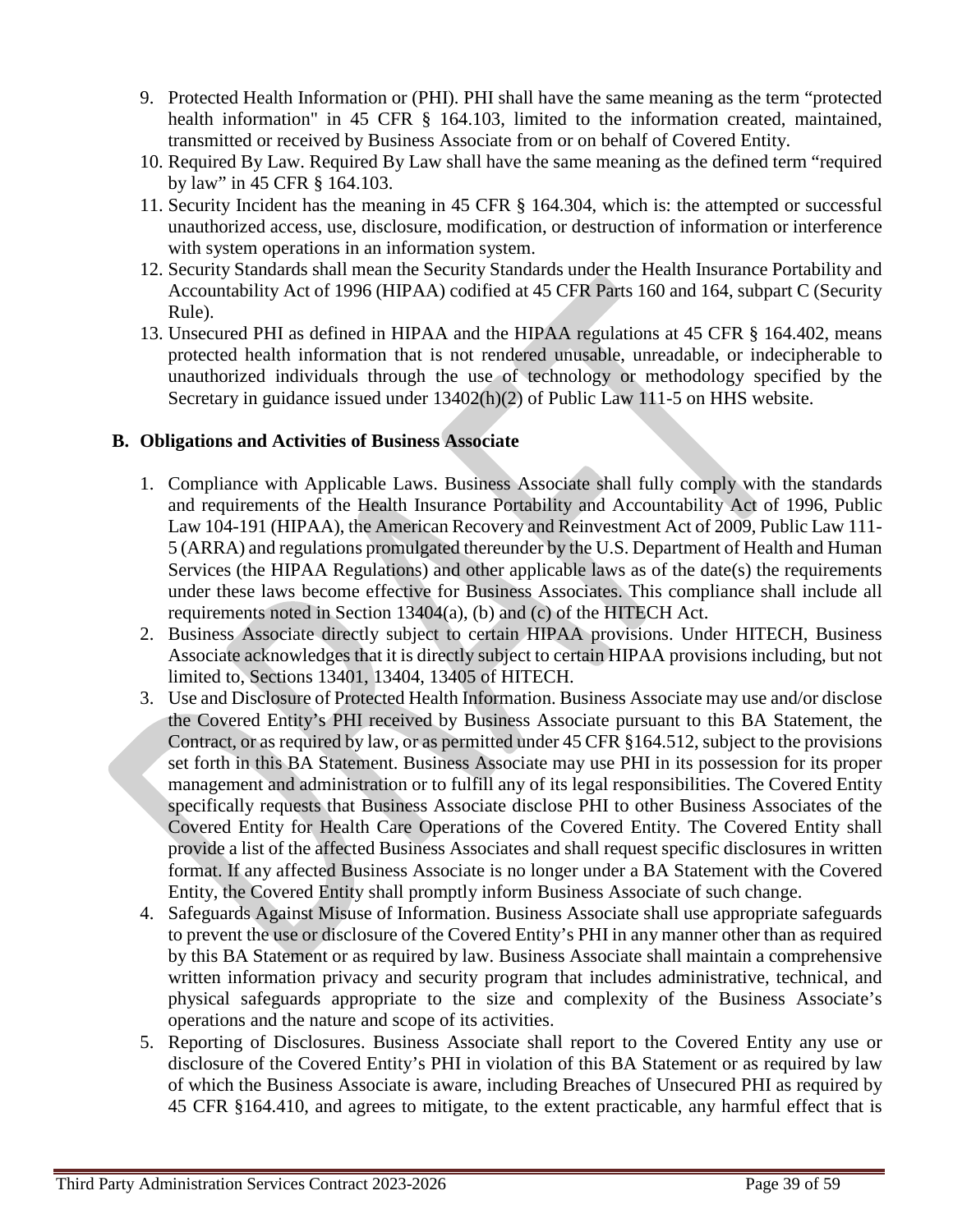9. Protected Health Information or (PHI). PHI shall have the same meaning as the term "protected health information" in 45 CFR § 164.103, limited to the information created, maintained, transmitted or received by Business Associate from or on behalf of Covered Entity.
10. Required By Law. Required By Law shall have the same meaning as the defined term "required by law" in 45 CFR § 164.103.
11. Security Incident has the meaning in 45 CFR § 164.304, which is: the attempted or successful unauthorized access, use, disclosure, modification, or destruction of information or interference with system operations in an information system.
12. Security Standards shall mean the Security Standards under the Health Insurance Portability and Accountability Act of 1996 (HIPAA) codified at 45 CFR Parts 160 and 164, subpart C (Security Rule).
13. Unsecured PHI as defined in HIPAA and the HIPAA regulations at 45 CFR § 164.402, means protected health information that is not rendered unusable, unreadable, or indecipherable to unauthorized individuals through the use of technology or methodology specified by the Secretary in guidance issued under 13402(h)(2) of Public Law 111-5 on HHS website.

## B. Obligations and Activities of Business Associate

1. Compliance with Applicable Laws. Business Associate shall fully comply with the standards and requirements of the Health Insurance Portability and Accountability Act of 1996, Public Law 104-191 (HIPAA), the American Recovery and Reinvestment Act of 2009, Public Law 111-5 (ARRA) and regulations promulgated thereunder by the U.S. Department of Health and Human Services (the HIPAA Regulations) and other applicable laws as of the date(s) the requirements under these laws become effective for Business Associates. This compliance shall include all requirements noted in Section 13404(a), (b) and (c) of the HITECH Act.
2. Business Associate directly subject to certain HIPAA provisions. Under HITECH, Business Associate acknowledges that it is directly subject to certain HIPAA provisions including, but not limited to, Sections 13401, 13404, 13405 of HITECH.
3. Use and Disclosure of Protected Health Information. Business Associate may use and/or disclose the Covered Entity's PHI received by Business Associate pursuant to this BA Statement, the Contract, or as required by law, or as permitted under 45 CFR §164.512, subject to the provisions set forth in this BA Statement. Business Associate may use PHI in its possession for its proper management and administration or to fulfill any of its legal responsibilities. The Covered Entity specifically requests that Business Associate disclose PHI to other Business Associates of the Covered Entity for Health Care Operations of the Covered Entity. The Covered Entity shall provide a list of the affected Business Associates and shall request specific disclosures in written format. If any affected Business Associate is no longer under a BA Statement with the Covered Entity, the Covered Entity shall promptly inform Business Associate of such change.
4. Safeguards Against Misuse of Information. Business Associate shall use appropriate safeguards to prevent the use or disclosure of the Covered Entity's PHI in any manner other than as required by this BA Statement or as required by law. Business Associate shall maintain a comprehensive written information privacy and security program that includes administrative, technical, and physical safeguards appropriate to the size and complexity of the Business Associate's operations and the nature and scope of its activities.
5. Reporting of Disclosures. Business Associate shall report to the Covered Entity any use or disclosure of the Covered Entity's PHI in violation of this BA Statement or as required by law of which the Business Associate is aware, including Breaches of Unsecured PHI as required by 45 CFR §164.410, and agrees to mitigate, to the extent practicable, any harmful effect that is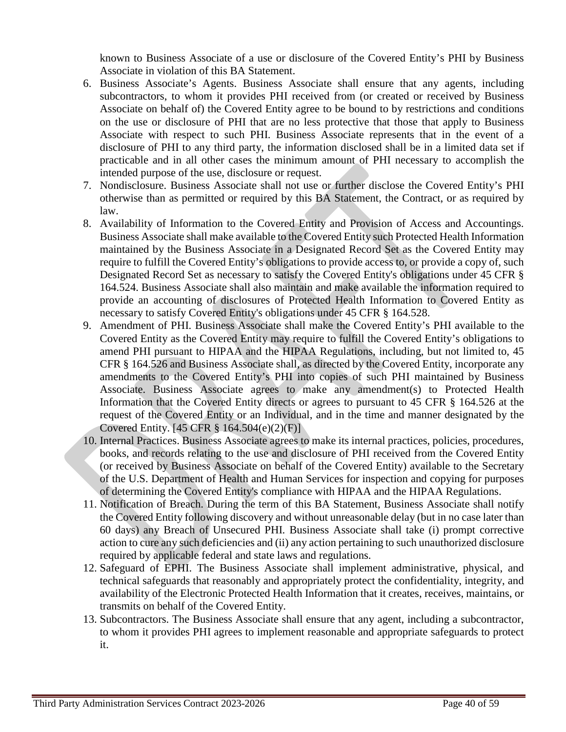known to Business Associate of a use or disclosure of the Covered Entity's PHI by Business Associate in violation of this BA Statement.

6. Business Associate's Agents. Business Associate shall ensure that any agents, including subcontractors, to whom it provides PHI received from (or created or received by Business Associate on behalf of) the Covered Entity agree to be bound to by restrictions and conditions on the use or disclosure of PHI that are no less protective that those that apply to Business Associate with respect to such PHI. Business Associate represents that in the event of a disclosure of PHI to any third party, the information disclosed shall be in a limited data set if practicable and in all other cases the minimum amount of PHI necessary to accomplish the intended purpose of the use, disclosure or request.
7. Nondisclosure. Business Associate shall not use or further disclose the Covered Entity's PHI otherwise than as permitted or required by this BA Statement, the Contract, or as required by law.
8. Availability of Information to the Covered Entity and Provision of Access and Accountings. Business Associate shall make available to the Covered Entity such Protected Health Information maintained by the Business Associate in a Designated Record Set as the Covered Entity may require to fulfill the Covered Entity's obligations to provide access to, or provide a copy of, such Designated Record Set as necessary to satisfy the Covered Entity's obligations under 45 CFR § 164.524. Business Associate shall also maintain and make available the information required to provide an accounting of disclosures of Protected Health Information to Covered Entity as necessary to satisfy Covered Entity's obligations under 45 CFR § 164.528.
9. Amendment of PHI. Business Associate shall make the Covered Entity's PHI available to the Covered Entity as the Covered Entity may require to fulfill the Covered Entity's obligations to amend PHI pursuant to HIPAA and the HIPAA Regulations, including, but not limited to, 45 CFR § 164.526 and Business Associate shall, as directed by the Covered Entity, incorporate any amendments to the Covered Entity's PHI into copies of such PHI maintained by Business Associate. Business Associate agrees to make any amendment(s) to Protected Health Information that the Covered Entity directs or agrees to pursuant to 45 CFR § 164.526 at the request of the Covered Entity or an Individual, and in the time and manner designated by the Covered Entity. [45 CFR § 164.504(e)(2)(F)]
10. Internal Practices. Business Associate agrees to make its internal practices, policies, procedures, books, and records relating to the use and disclosure of PHI received from the Covered Entity (or received by Business Associate on behalf of the Covered Entity) available to the Secretary of the U.S. Department of Health and Human Services for inspection and copying for purposes of determining the Covered Entity's compliance with HIPAA and the HIPAA Regulations.
11. Notification of Breach. During the term of this BA Statement, Business Associate shall notify the Covered Entity following discovery and without unreasonable delay (but in no case later than 60 days) any Breach of Unsecured PHI. Business Associate shall take (i) prompt corrective action to cure any such deficiencies and (ii) any action pertaining to such unauthorized disclosure required by applicable federal and state laws and regulations.
12. Safeguard of EPHI. The Business Associate shall implement administrative, physical, and technical safeguards that reasonably and appropriately protect the confidentiality, integrity, and availability of the Electronic Protected Health Information that it creates, receives, maintains, or transmits on behalf of the Covered Entity.
13. Subcontractors. The Business Associate shall ensure that any agent, including a subcontractor, to whom it provides PHI agrees to implement reasonable and appropriate safeguards to protect it.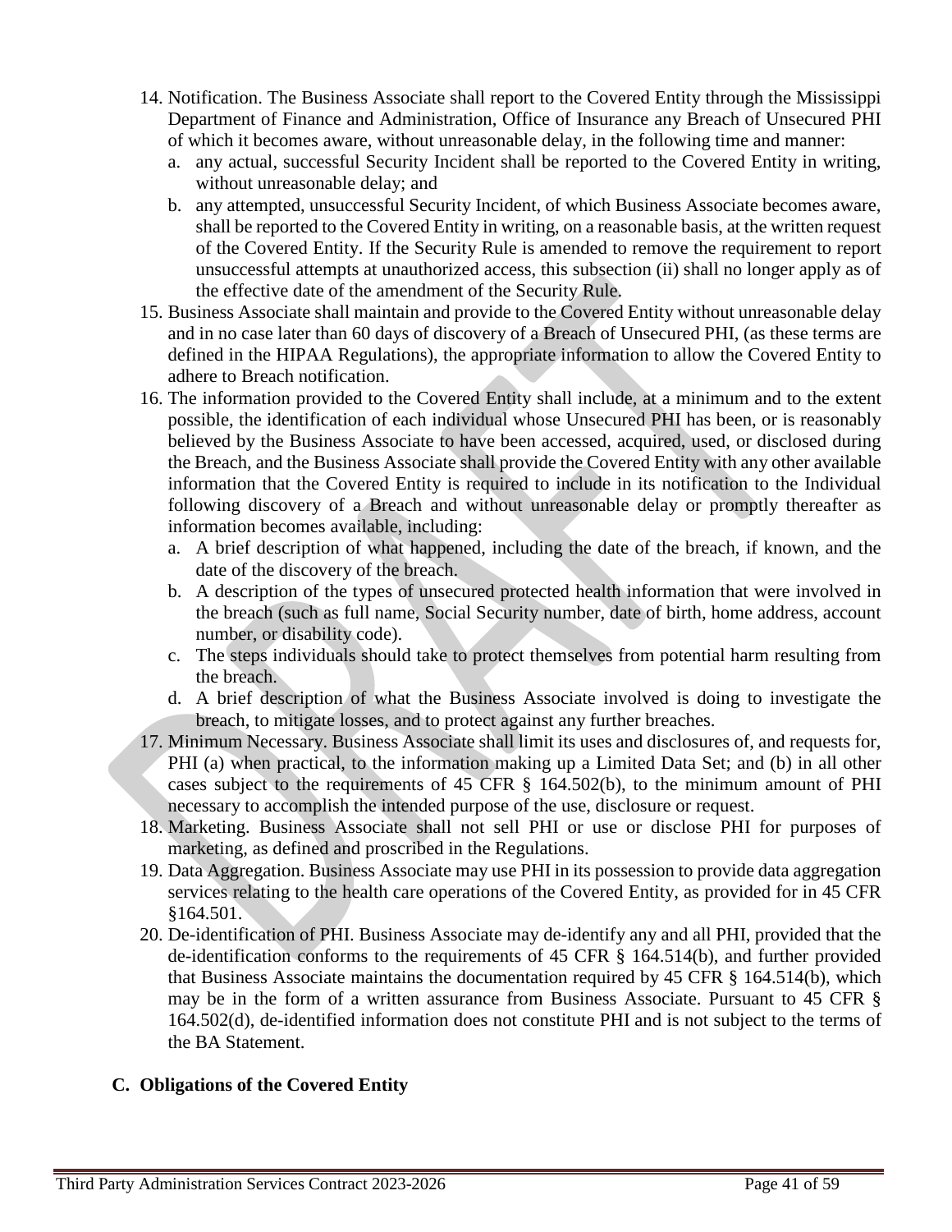14. Notification. The Business Associate shall report to the Covered Entity through the Mississippi Department of Finance and Administration, Office of Insurance any Breach of Unsecured PHI of which it becomes aware, without unreasonable delay, in the following time and manner:
    a. any actual, successful Security Incident shall be reported to the Covered Entity in writing, without unreasonable delay; and
    b. any attempted, unsuccessful Security Incident, of which Business Associate becomes aware, shall be reported to the Covered Entity in writing, on a reasonable basis, at the written request of the Covered Entity. If the Security Rule is amended to remove the requirement to report unsuccessful attempts at unauthorized access, this subsection (ii) shall no longer apply as of the effective date of the amendment of the Security Rule.
15. Business Associate shall maintain and provide to the Covered Entity without unreasonable delay and in no case later than 60 days of discovery of a Breach of Unsecured PHI, (as these terms are defined in the HIPAA Regulations), the appropriate information to allow the Covered Entity to adhere to Breach notification.
16. The information provided to the Covered Entity shall include, at a minimum and to the extent possible, the identification of each individual whose Unsecured PHI has been, or is reasonably believed by the Business Associate to have been accessed, acquired, used, or disclosed during the Breach, and the Business Associate shall provide the Covered Entity with any other available information that the Covered Entity is required to include in its notification to the Individual following discovery of a Breach and without unreasonable delay or promptly thereafter as information becomes available, including:
    a. A brief description of what happened, including the date of the breach, if known, and the date of the discovery of the breach.
    b. A description of the types of unsecured protected health information that were involved in the breach (such as full name, Social Security number, date of birth, home address, account number, or disability code).
    c. The steps individuals should take to protect themselves from potential harm resulting from the breach.
    d. A brief description of what the Business Associate involved is doing to investigate the breach, to mitigate losses, and to protect against any further breaches.
17. Minimum Necessary. Business Associate shall limit its uses and disclosures of, and requests for, PHI (a) when practical, to the information making up a Limited Data Set; and (b) in all other cases subject to the requirements of 45 CFR § 164.502(b), to the minimum amount of PHI necessary to accomplish the intended purpose of the use, disclosure or request.
18. Marketing. Business Associate shall not sell PHI or use or disclose PHI for purposes of marketing, as defined and proscribed in the Regulations.
19. Data Aggregation. Business Associate may use PHI in its possession to provide data aggregation services relating to the health care operations of the Covered Entity, as provided for in 45 CFR §164.501.
20. De-identification of PHI. Business Associate may de-identify any and all PHI, provided that the de-identification conforms to the requirements of 45 CFR § 164.514(b), and further provided that Business Associate maintains the documentation required by 45 CFR § 164.514(b), which may be in the form of a written assurance from Business Associate. Pursuant to 45 CFR § 164.502(d), de-identified information does not constitute PHI and is not subject to the terms of the BA Statement.

## C. Obligations of the Covered Entity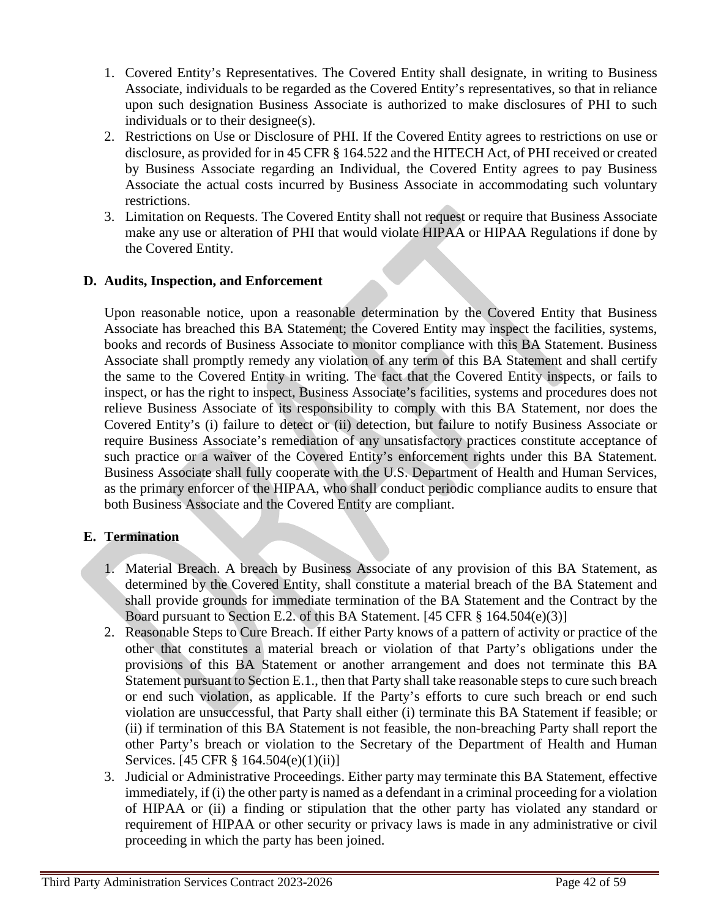1. Covered Entity's Representatives. The Covered Entity shall designate, in writing to Business Associate, individuals to be regarded as the Covered Entity's representatives, so that in reliance upon such designation Business Associate is authorized to make disclosures of PHI to such individuals or to their designee(s).
2. Restrictions on Use or Disclosure of PHI. If the Covered Entity agrees to restrictions on use or disclosure, as provided for in 45 CFR § 164.522 and the HITECH Act, of PHI received or created by Business Associate regarding an Individual, the Covered Entity agrees to pay Business Associate the actual costs incurred by Business Associate in accommodating such voluntary restrictions.
3. Limitation on Requests. The Covered Entity shall not request or require that Business Associate make any use or alteration of PHI that would violate HIPAA or HIPAA Regulations if done by the Covered Entity.

## D. Audits, Inspection, and Enforcement

Upon reasonable notice, upon a reasonable determination by the Covered Entity that Business Associate has breached this BA Statement; the Covered Entity may inspect the facilities, systems, books and records of Business Associate to monitor compliance with this BA Statement. Business Associate shall promptly remedy any violation of any term of this BA Statement and shall certify the same to the Covered Entity in writing. The fact that the Covered Entity inspects, or fails to inspect, or has the right to inspect, Business Associate's facilities, systems and procedures does not relieve Business Associate of its responsibility to comply with this BA Statement, nor does the Covered Entity's (i) failure to detect or (ii) detection, but failure to notify Business Associate or require Business Associate's remediation of any unsatisfactory practices constitute acceptance of such practice or a waiver of the Covered Entity's enforcement rights under this BA Statement. Business Associate shall fully cooperate with the U.S. Department of Health and Human Services, as the primary enforcer of the HIPAA, who shall conduct periodic compliance audits to ensure that both Business Associate and the Covered Entity are compliant.

## E. Termination

1. Material Breach. A breach by Business Associate of any provision of this BA Statement, as determined by the Covered Entity, shall constitute a material breach of the BA Statement and shall provide grounds for immediate termination of the BA Statement and the Contract by the Board pursuant to Section E.2. of this BA Statement. [45 CFR § 164.504(e)(3)]
2. Reasonable Steps to Cure Breach. If either Party knows of a pattern of activity or practice of the other that constitutes a material breach or violation of that Party's obligations under the provisions of this BA Statement or another arrangement and does not terminate this BA Statement pursuant to Section E.1., then that Party shall take reasonable steps to cure such breach or end such violation, as applicable. If the Party's efforts to cure such breach or end such violation are unsuccessful, that Party shall either (i) terminate this BA Statement if feasible; or (ii) if termination of this BA Statement is not feasible, the non-breaching Party shall report the other Party's breach or violation to the Secretary of the Department of Health and Human Services. [45 CFR § 164.504(e)(1)(ii)]
3. Judicial or Administrative Proceedings. Either party may terminate this BA Statement, effective immediately, if (i) the other party is named as a defendant in a criminal proceeding for a violation of HIPAA or (ii) a finding or stipulation that the other party has violated any standard or requirement of HIPAA or other security or privacy laws is made in any administrative or civil proceeding in which the party has been joined.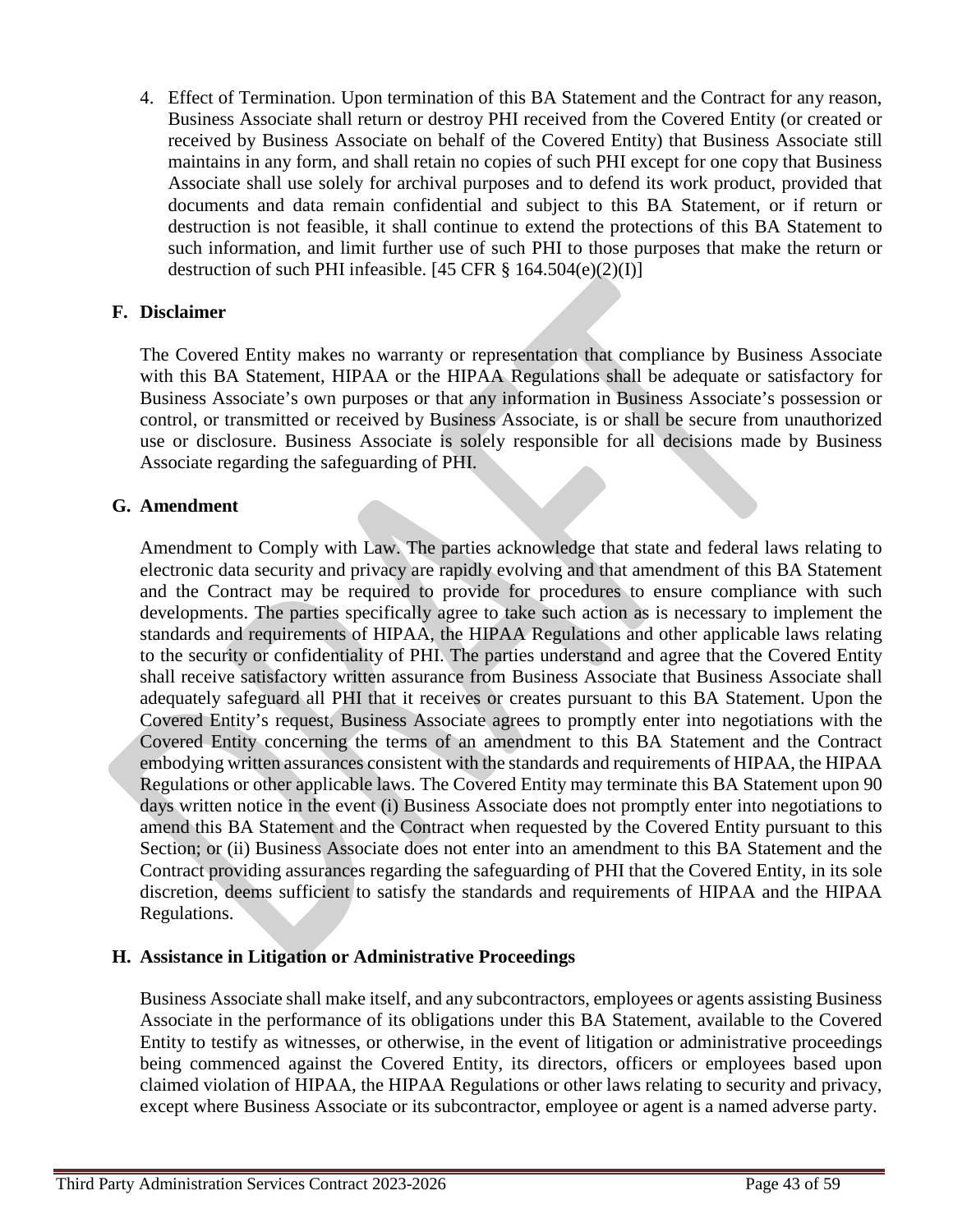4. Effect of Termination. Upon termination of this BA Statement and the Contract for any reason, Business Associate shall return or destroy PHI received from the Covered Entity (or created or received by Business Associate on behalf of the Covered Entity) that Business Associate still maintains in any form, and shall retain no copies of such PHI except for one copy that Business Associate shall use solely for archival purposes and to defend its work product, provided that documents and data remain confidential and subject to this BA Statement, or if return or destruction is not feasible, it shall continue to extend the protections of this BA Statement to such information, and limit further use of such PHI to those purposes that make the return or destruction of such PHI infeasible. [45 CFR § 164.504(e)(2)(I)]

## F. Disclaimer

The Covered Entity makes no warranty or representation that compliance by Business Associate with this BA Statement, HIPAA or the HIPAA Regulations shall be adequate or satisfactory for Business Associate's own purposes or that any information in Business Associate's possession or control, or transmitted or received by Business Associate, is or shall be secure from unauthorized use or disclosure. Business Associate is solely responsible for all decisions made by Business Associate regarding the safeguarding of PHI.

## G. Amendment

Amendment to Comply with Law. The parties acknowledge that state and federal laws relating to electronic data security and privacy are rapidly evolving and that amendment of this BA Statement and the Contract may be required to provide for procedures to ensure compliance with such developments. The parties specifically agree to take such action as is necessary to implement the standards and requirements of HIPAA, the HIPAA Regulations and other applicable laws relating to the security or confidentiality of PHI. The parties understand and agree that the Covered Entity shall receive satisfactory written assurance from Business Associate that Business Associate shall adequately safeguard all PHI that it receives or creates pursuant to this BA Statement. Upon the Covered Entity's request, Business Associate agrees to promptly enter into negotiations with the Covered Entity concerning the terms of an amendment to this BA Statement and the Contract embodying written assurances consistent with the standards and requirements of HIPAA, the HIPAA Regulations or other applicable laws. The Covered Entity may terminate this BA Statement upon 90 days written notice in the event (i) Business Associate does not promptly enter into negotiations to amend this BA Statement and the Contract when requested by the Covered Entity pursuant to this Section; or (ii) Business Associate does not enter into an amendment to this BA Statement and the Contract providing assurances regarding the safeguarding of PHI that the Covered Entity, in its sole discretion, deems sufficient to satisfy the standards and requirements of HIPAA and the HIPAA Regulations.

## H. Assistance in Litigation or Administrative Proceedings

Business Associate shall make itself, and any subcontractors, employees or agents assisting Business Associate in the performance of its obligations under this BA Statement, available to the Covered Entity to testify as witnesses, or otherwise, in the event of litigation or administrative proceedings being commenced against the Covered Entity, its directors, officers or employees based upon claimed violation of HIPAA, the HIPAA Regulations or other laws relating to security and privacy, except where Business Associate or its subcontractor, employee or agent is a named adverse party.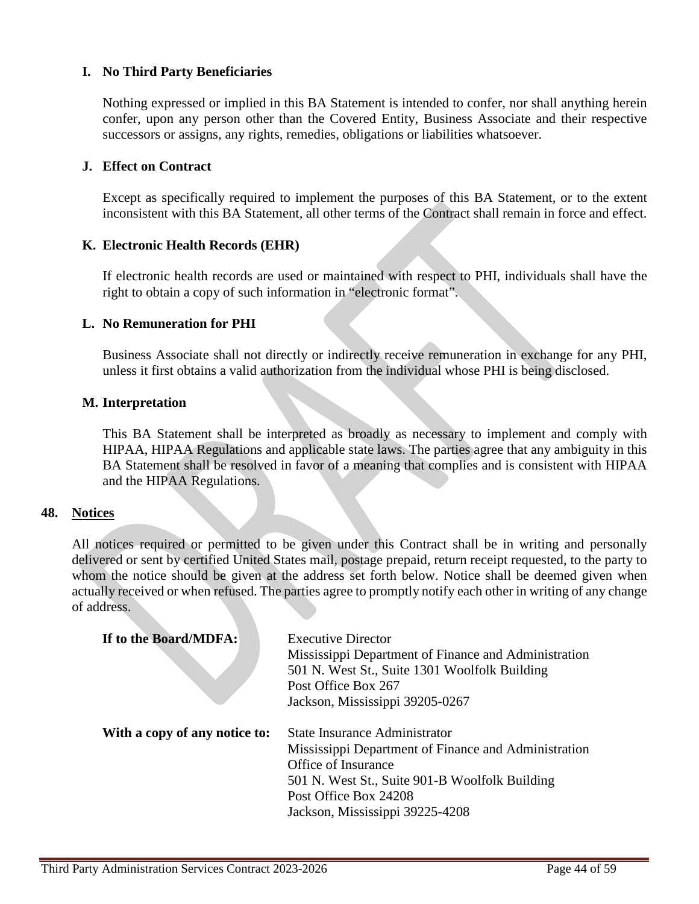### I. No Third Party Beneficiaries

Nothing expressed or implied in this BA Statement is intended to confer, nor shall anything herein confer, upon any person other than the Covered Entity, Business Associate and their respective successors or assigns, any rights, remedies, obligations or liabilities whatsoever.

### J. Effect on Contract

Except as specifically required to implement the purposes of this BA Statement, or to the extent inconsistent with this BA Statement, all other terms of the Contract shall remain in force and effect.

### K. Electronic Health Records (EHR)

If electronic health records are used or maintained with respect to PHI, individuals shall have the right to obtain a copy of such information in "electronic format".

### L. No Remuneration for PHI

Business Associate shall not directly or indirectly receive remuneration in exchange for any PHI, unless it first obtains a valid authorization from the individual whose PHI is being disclosed.

### M. Interpretation

This BA Statement shall be interpreted as broadly as necessary to implement and comply with HIPAA, HIPAA Regulations and applicable state laws. The parties agree that any ambiguity in this BA Statement shall be resolved in favor of a meaning that complies and is consistent with HIPAA and the HIPAA Regulations.

## 48. Notices

All notices required or permitted to be given under this Contract shall be in writing and personally delivered or sent by certified United States mail, postage prepaid, return receipt requested, to the party to whom the notice should be given at the address set forth below. Notice shall be deemed given when actually received or when refused. The parties agree to promptly notify each other in writing of any change of address.

**If to the Board/MDFA:**

Executive Director
Mississippi Department of Finance and Administration
501 N. West St., Suite 1301 Woolfolk Building
Post Office Box 267
Jackson, Mississippi 39205-0267

**With a copy of any notice to:**

State Insurance Administrator
Mississippi Department of Finance and Administration
Office of Insurance
501 N. West St., Suite 901-B Woolfolk Building
Post Office Box 24208
Jackson, Mississippi 39225-4208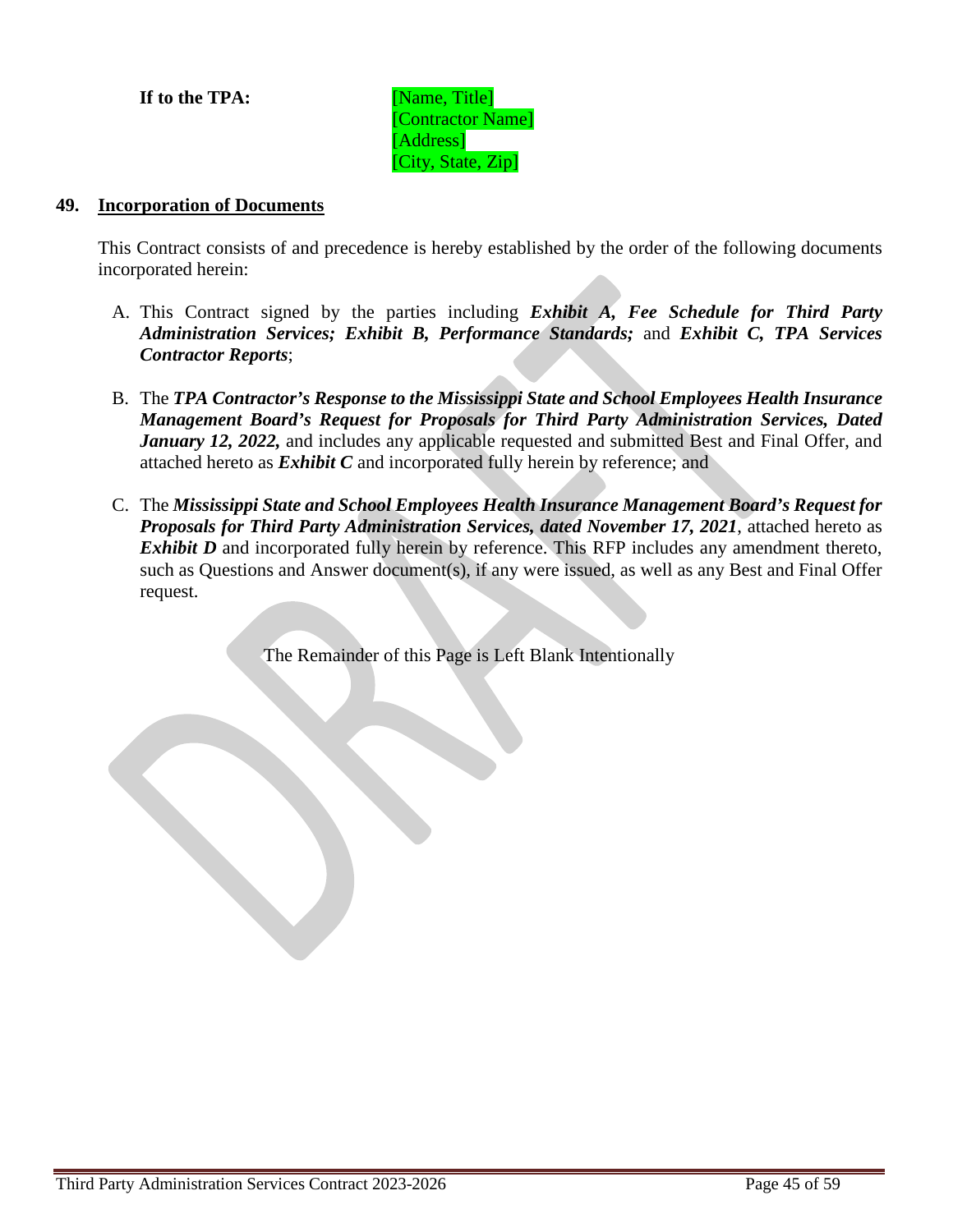**If to the TPA:** [Name, Title]
[Contractor Name]
[Address]
[City, State, Zip]

## 49. Incorporation of Documents

This Contract consists of and precedence is hereby established by the order of the following documents incorporated herein:

A. This Contract signed by the parties including ***Exhibit A, Fee Schedule for Third Party Administration Services; Exhibit B, Performance Standards;*** and ***Exhibit C, TPA Services Contractor Reports***;

B. The ***TPA Contractor's Response to the Mississippi State and School Employees Health Insurance Management Board's Request for Proposals for Third Party Administration Services, Dated January 12, 2022,*** and includes any applicable requested and submitted Best and Final Offer, and attached hereto as ***Exhibit C*** and incorporated fully herein by reference; and

C. The ***Mississippi State and School Employees Health Insurance Management Board's Request for Proposals for Third Party Administration Services, dated November 17, 2021***, attached hereto as ***Exhibit D*** and incorporated fully herein by reference. This RFP includes any amendment thereto, such as Questions and Answer document(s), if any were issued, as well as any Best and Final Offer request.

The Remainder of this Page is Left Blank Intentionally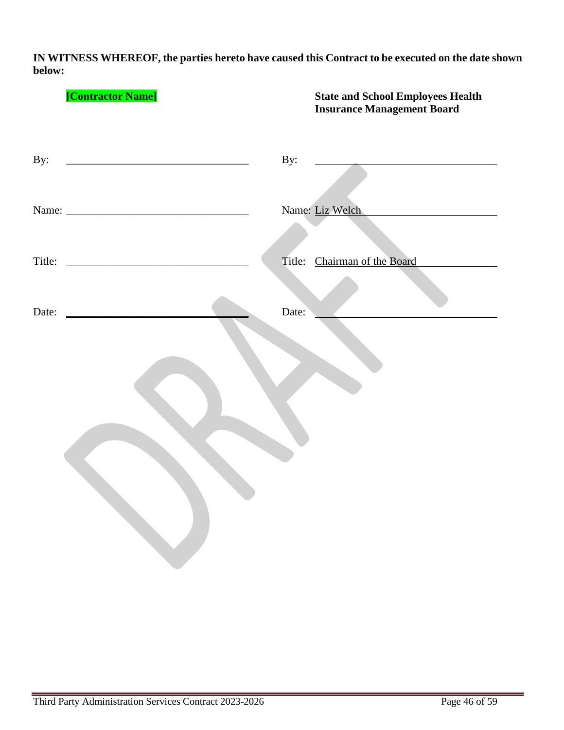**IN WITNESS WHEREOF, the parties hereto have caused this Contract to be executed on the date shown below:**

| **[Contractor Name]** | **State and School Employees Health Insurance Management Board** |
| --- | --- |
| By: ______________________________ | By: ______________________________ |
| Name: ______________________________ | Name: Liz Welch |
| Title: ______________________________ | Title: Chairman of the Board |
| Date: ______________________________ | Date: ______________________________ |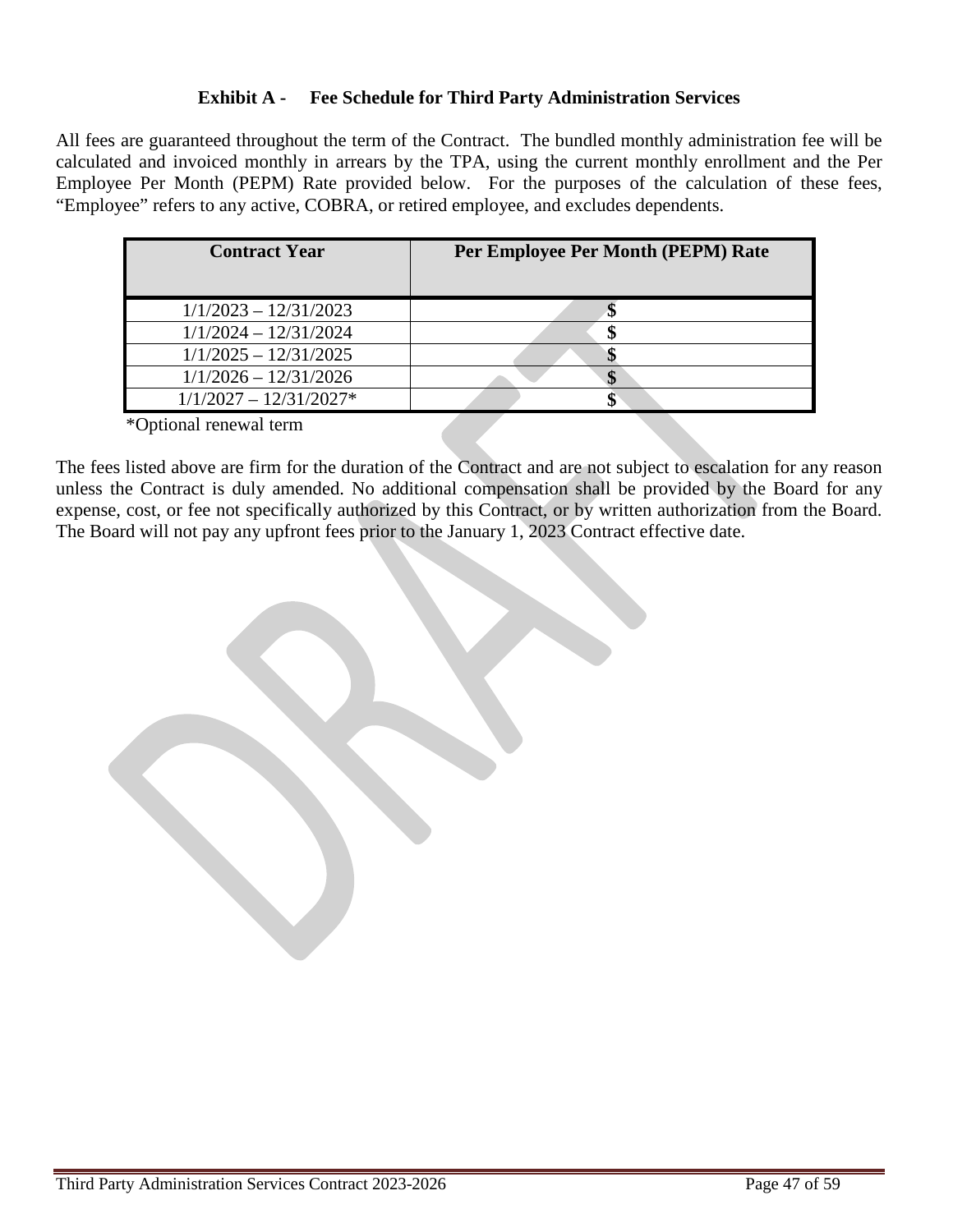## Exhibit A - Fee Schedule for Third Party Administration Services

All fees are guaranteed throughout the term of the Contract. The bundled monthly administration fee will be calculated and invoiced monthly in arrears by the TPA, using the current monthly enrollment and the Per Employee Per Month (PEPM) Rate provided below. For the purposes of the calculation of these fees, "Employee" refers to any active, COBRA, or retired employee, and excludes dependents.

| Contract Year | Per Employee Per Month (PEPM) Rate |
|---|---|
| 1/1/2023 – 12/31/2023 | $ |
| 1/1/2024 – 12/31/2024 | $ |
| 1/1/2025 – 12/31/2025 | $ |
| 1/1/2026 – 12/31/2026 | $ |
| 1/1/2027 – 12/31/2027* | $ |

*Optional renewal term

The fees listed above are firm for the duration of the Contract and are not subject to escalation for any reason unless the Contract is duly amended. No additional compensation shall be provided by the Board for any expense, cost, or fee not specifically authorized by this Contract, or by written authorization from the Board. The Board will not pay any upfront fees prior to the January 1, 2023 Contract effective date.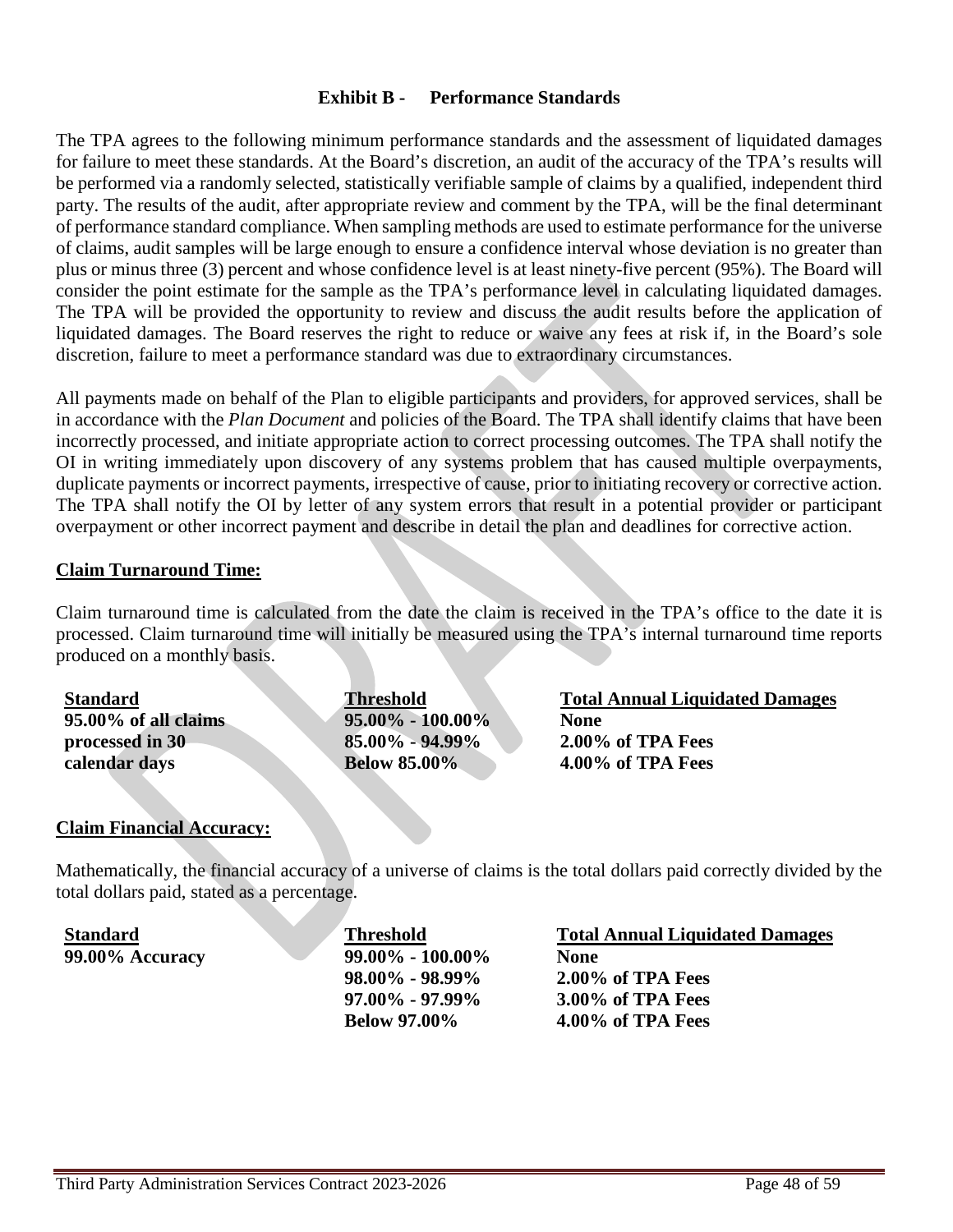# Exhibit B - Performance Standards

The TPA agrees to the following minimum performance standards and the assessment of liquidated damages for failure to meet these standards. At the Board's discretion, an audit of the accuracy of the TPA's results will be performed via a randomly selected, statistically verifiable sample of claims by a qualified, independent third party. The results of the audit, after appropriate review and comment by the TPA, will be the final determinant of performance standard compliance. When sampling methods are used to estimate performance for the universe of claims, audit samples will be large enough to ensure a confidence interval whose deviation is no greater than plus or minus three (3) percent and whose confidence level is at least ninety-five percent (95%). The Board will consider the point estimate for the sample as the TPA's performance level in calculating liquidated damages. The TPA will be provided the opportunity to review and discuss the audit results before the application of liquidated damages. The Board reserves the right to reduce or waive any fees at risk if, in the Board's sole discretion, failure to meet a performance standard was due to extraordinary circumstances.

All payments made on behalf of the Plan to eligible participants and providers, for approved services, shall be in accordance with the *Plan Document* and policies of the Board. The TPA shall identify claims that have been incorrectly processed, and initiate appropriate action to correct processing outcomes. The TPA shall notify the OI in writing immediately upon discovery of any systems problem that has caused multiple overpayments, duplicate payments or incorrect payments, irrespective of cause, prior to initiating recovery or corrective action. The TPA shall notify the OI by letter of any system errors that result in a potential provider or participant overpayment or other incorrect payment and describe in detail the plan and deadlines for corrective action.

## Claim Turnaround Time:

Claim turnaround time is calculated from the date the claim is received in the TPA's office to the date it is processed. Claim turnaround time will initially be measured using the TPA's internal turnaround time reports produced on a monthly basis.

| Standard | Threshold | Total Annual Liquidated Damages |
|---|---|---|
| **95.00% of all claims processed in 30 calendar days** | **95.00% - 100.00%** | **None** |
| | **85.00% - 94.99%** | **2.00% of TPA Fees** |
| | **Below 85.00%** | **4.00% of TPA Fees** |

## Claim Financial Accuracy:

Mathematically, the financial accuracy of a universe of claims is the total dollars paid correctly divided by the total dollars paid, stated as a percentage.

| Standard | Threshold | Total Annual Liquidated Damages |
|---|---|---|
| **99.00% Accuracy** | **99.00% - 100.00%** | **None** |
| | **98.00% - 98.99%** | **2.00% of TPA Fees** |
| | **97.00% - 97.99%** | **3.00% of TPA Fees** |
| | **Below 97.00%** | **4.00% of TPA Fees** |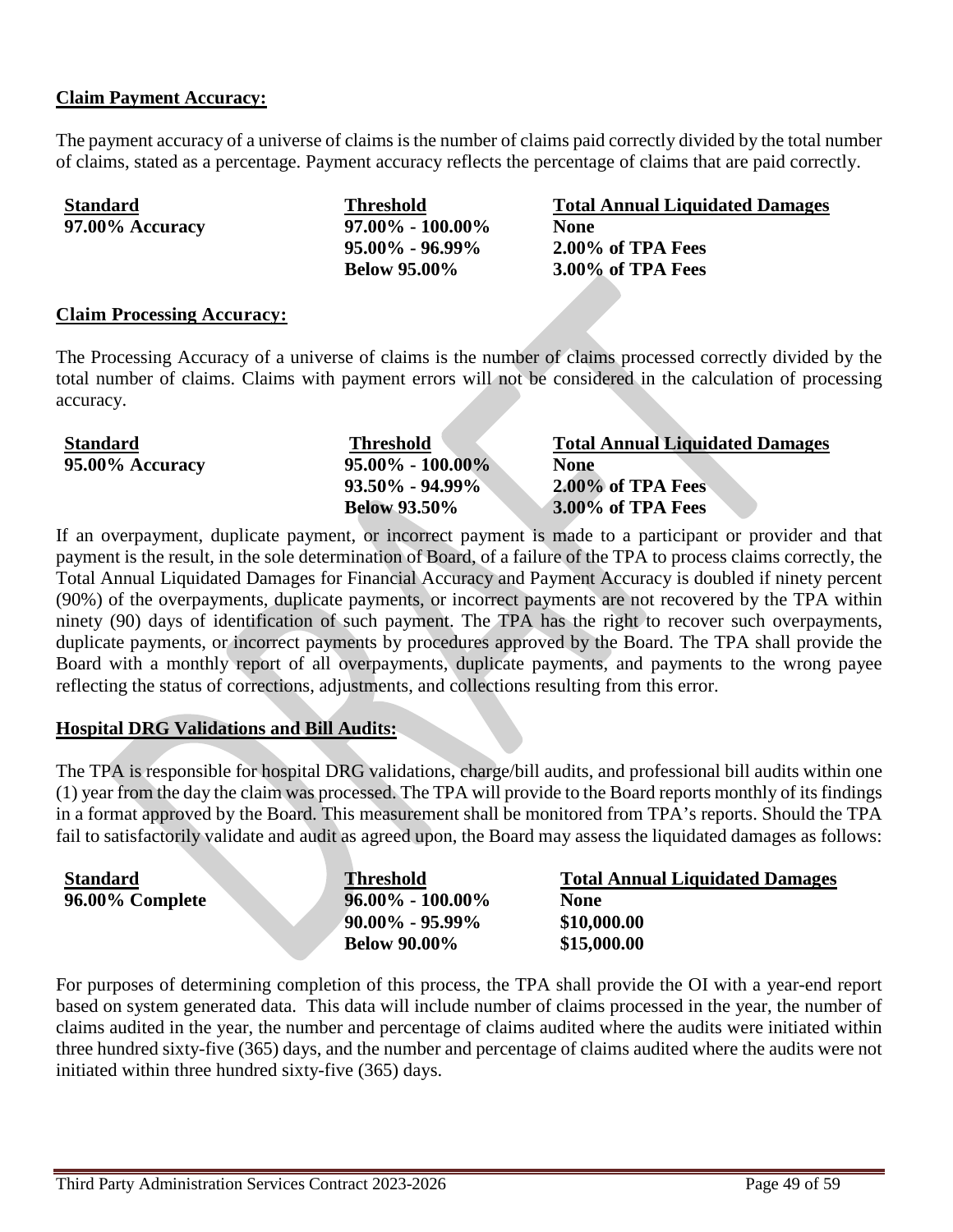**Claim Payment Accuracy:**

The payment accuracy of a universe of claims is the number of claims paid correctly divided by the total number of claims, stated as a percentage. Payment accuracy reflects the percentage of claims that are paid correctly.

| Standard | Threshold | Total Annual Liquidated Damages |
|---|---|---|
| **97.00% Accuracy** | **97.00% - 100.00%** | **None** |
| | **95.00% - 96.99%** | **2.00% of TPA Fees** |
| | **Below 95.00%** | **3.00% of TPA Fees** |

**Claim Processing Accuracy:**

The Processing Accuracy of a universe of claims is the number of claims processed correctly divided by the total number of claims. Claims with payment errors will not be considered in the calculation of processing accuracy.

| Standard | Threshold | Total Annual Liquidated Damages |
|---|---|---|
| **95.00% Accuracy** | **95.00% - 100.00%** | **None** |
| | **93.50% - 94.99%** | **2.00% of TPA Fees** |
| | **Below 93.50%** | **3.00% of TPA Fees** |

If an overpayment, duplicate payment, or incorrect payment is made to a participant or provider and that payment is the result, in the sole determination of Board, of a failure of the TPA to process claims correctly, the Total Annual Liquidated Damages for Financial Accuracy and Payment Accuracy is doubled if ninety percent (90%) of the overpayments, duplicate payments, or incorrect payments are not recovered by the TPA within ninety (90) days of identification of such payment. The TPA has the right to recover such overpayments, duplicate payments, or incorrect payments by procedures approved by the Board. The TPA shall provide the Board with a monthly report of all overpayments, duplicate payments, and payments to the wrong payee reflecting the status of corrections, adjustments, and collections resulting from this error.

**Hospital DRG Validations and Bill Audits:**

The TPA is responsible for hospital DRG validations, charge/bill audits, and professional bill audits within one (1) year from the day the claim was processed. The TPA will provide to the Board reports monthly of its findings in a format approved by the Board. This measurement shall be monitored from TPA's reports. Should the TPA fail to satisfactorily validate and audit as agreed upon, the Board may assess the liquidated damages as follows:

| Standard | Threshold | Total Annual Liquidated Damages |
|---|---|---|
| **96.00% Complete** | **96.00% - 100.00%** | **None** |
| | **90.00% - 95.99%** | **$10,000.00** |
| | **Below 90.00%** | **$15,000.00** |

For purposes of determining completion of this process, the TPA shall provide the OI with a year-end report based on system generated data. This data will include number of claims processed in the year, the number of claims audited in the year, the number and percentage of claims audited where the audits were initiated within three hundred sixty-five (365) days, and the number and percentage of claims audited where the audits were not initiated within three hundred sixty-five (365) days.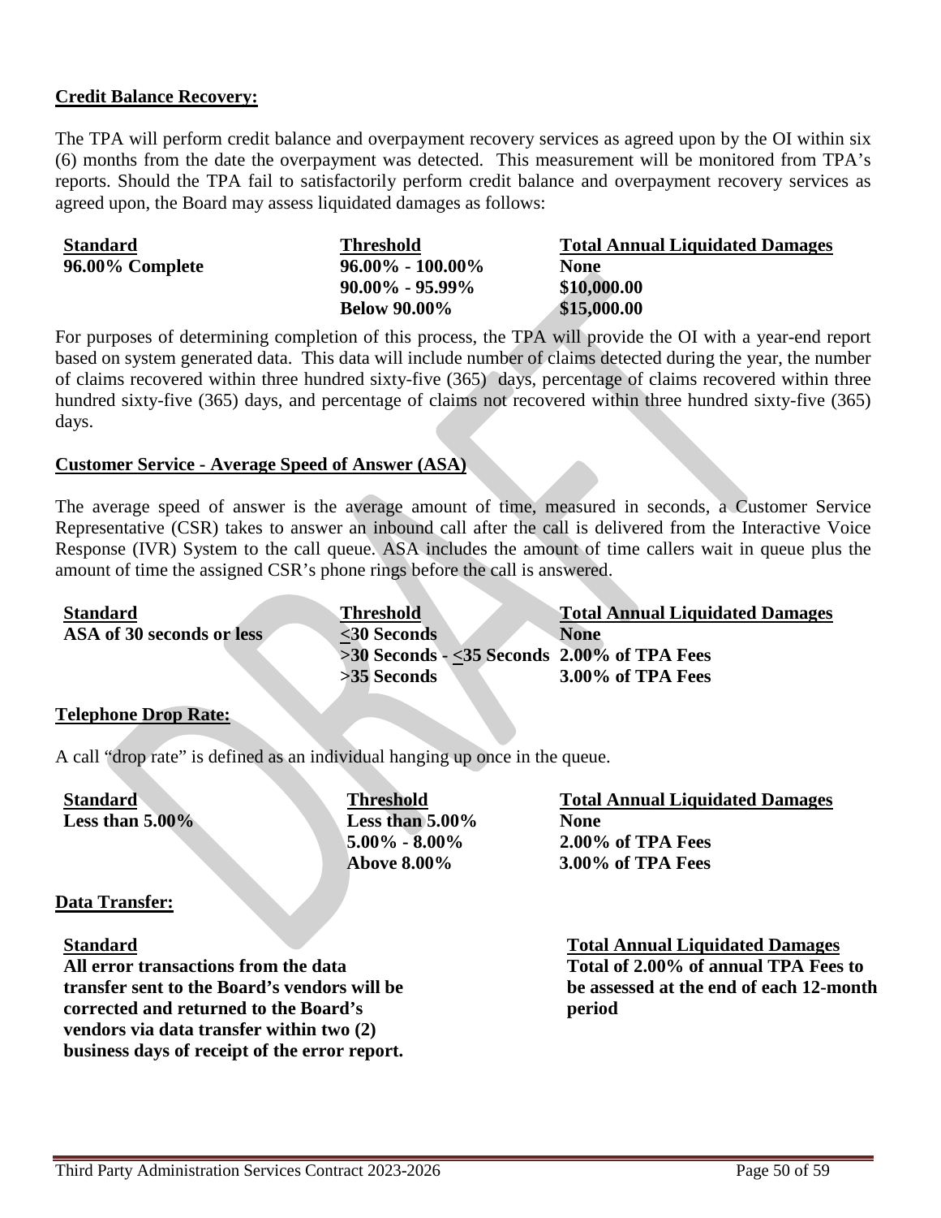**Credit Balance Recovery:**

The TPA will perform credit balance and overpayment recovery services as agreed upon by the OI within six (6) months from the date the overpayment was detected. This measurement will be monitored from TPA's reports. Should the TPA fail to satisfactorily perform credit balance and overpayment recovery services as agreed upon, the Board may assess liquidated damages as follows:

| Standard | Threshold | Total Annual Liquidated Damages |
|---|---|---|
| **96.00% Complete** | **96.00% - 100.00%** | **None** |
| | **90.00% - 95.99%** | **$10,000.00** |
| | **Below 90.00%** | **$15,000.00** |

For purposes of determining completion of this process, the TPA will provide the OI with a year-end report based on system generated data. This data will include number of claims detected during the year, the number of claims recovered within three hundred sixty-five (365) days, percentage of claims recovered within three hundred sixty-five (365) days, and percentage of claims not recovered within three hundred sixty-five (365) days.

**Customer Service - Average Speed of Answer (ASA)**

The average speed of answer is the average amount of time, measured in seconds, a Customer Service Representative (CSR) takes to answer an inbound call after the call is delivered from the Interactive Voice Response (IVR) System to the call queue. ASA includes the amount of time callers wait in queue plus the amount of time the assigned CSR's phone rings before the call is answered.

| Standard | Threshold | Total Annual Liquidated Damages |
|---|---|---|
| **ASA of 30 seconds or less** | **≤30 Seconds** | **None** |
| | **>30 Seconds - ≤35 Seconds** | **2.00% of TPA Fees** |
| | **>35 Seconds** | **3.00% of TPA Fees** |

**Telephone Drop Rate:**

A call "drop rate" is defined as an individual hanging up once in the queue.

| Standard | Threshold | Total Annual Liquidated Damages |
|---|---|---|
| **Less than 5.00%** | **Less than 5.00%** | **None** |
| | **5.00% - 8.00%** | **2.00% of TPA Fees** |
| | **Above 8.00%** | **3.00% of TPA Fees** |

**Data Transfer:**

| Standard | Total Annual Liquidated Damages |
|---|---|
| **All error transactions from the data transfer sent to the Board's vendors will be corrected and returned to the Board's vendors via data transfer within two (2) business days of receipt of the error report.** | **Total of 2.00% of annual TPA Fees to be assessed at the end of each 12-month period** |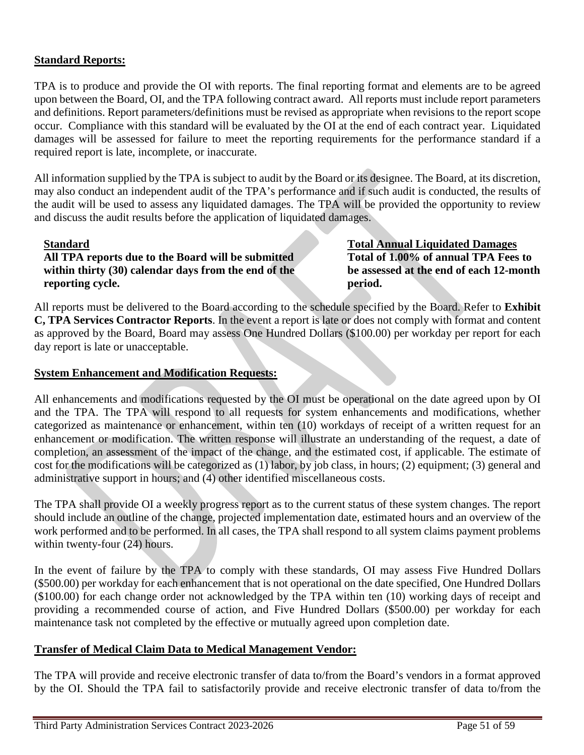**Standard Reports:**

TPA is to produce and provide the OI with reports. The final reporting format and elements are to be agreed upon between the Board, OI, and the TPA following contract award. All reports must include report parameters and definitions. Report parameters/definitions must be revised as appropriate when revisions to the report scope occur. Compliance with this standard will be evaluated by the OI at the end of each contract year. Liquidated damages will be assessed for failure to meet the reporting requirements for the performance standard if a required report is late, incomplete, or inaccurate.

All information supplied by the TPA is subject to audit by the Board or its designee. The Board, at its discretion, may also conduct an independent audit of the TPA's performance and if such audit is conducted, the results of the audit will be used to assess any liquidated damages. The TPA will be provided the opportunity to review and discuss the audit results before the application of liquidated damages.

| **Standard** | **Total Annual Liquidated Damages** |
|---|---|
| **All TPA reports due to the Board will be submitted within thirty (30) calendar days from the end of the reporting cycle.** | **Total of 1.00% of annual TPA Fees to be assessed at the end of each 12-month period.** |

All reports must be delivered to the Board according to the schedule specified by the Board. Refer to **Exhibit C, TPA Services Contractor Reports**. In the event a report is late or does not comply with format and content as approved by the Board, Board may assess One Hundred Dollars ($100.00) per workday per report for each day report is late or unacceptable.

**System Enhancement and Modification Requests:**

All enhancements and modifications requested by the OI must be operational on the date agreed upon by OI and the TPA. The TPA will respond to all requests for system enhancements and modifications, whether categorized as maintenance or enhancement, within ten (10) workdays of receipt of a written request for an enhancement or modification. The written response will illustrate an understanding of the request, a date of completion, an assessment of the impact of the change, and the estimated cost, if applicable. The estimate of cost for the modifications will be categorized as (1) labor, by job class, in hours; (2) equipment; (3) general and administrative support in hours; and (4) other identified miscellaneous costs.

The TPA shall provide OI a weekly progress report as to the current status of these system changes. The report should include an outline of the change, projected implementation date, estimated hours and an overview of the work performed and to be performed. In all cases, the TPA shall respond to all system claims payment problems within twenty-four (24) hours.

In the event of failure by the TPA to comply with these standards, OI may assess Five Hundred Dollars ($500.00) per workday for each enhancement that is not operational on the date specified, One Hundred Dollars ($100.00) for each change order not acknowledged by the TPA within ten (10) working days of receipt and providing a recommended course of action, and Five Hundred Dollars ($500.00) per workday for each maintenance task not completed by the effective or mutually agreed upon completion date.

**Transfer of Medical Claim Data to Medical Management Vendor:**

The TPA will provide and receive electronic transfer of data to/from the Board's vendors in a format approved by the OI. Should the TPA fail to satisfactorily provide and receive electronic transfer of data to/from the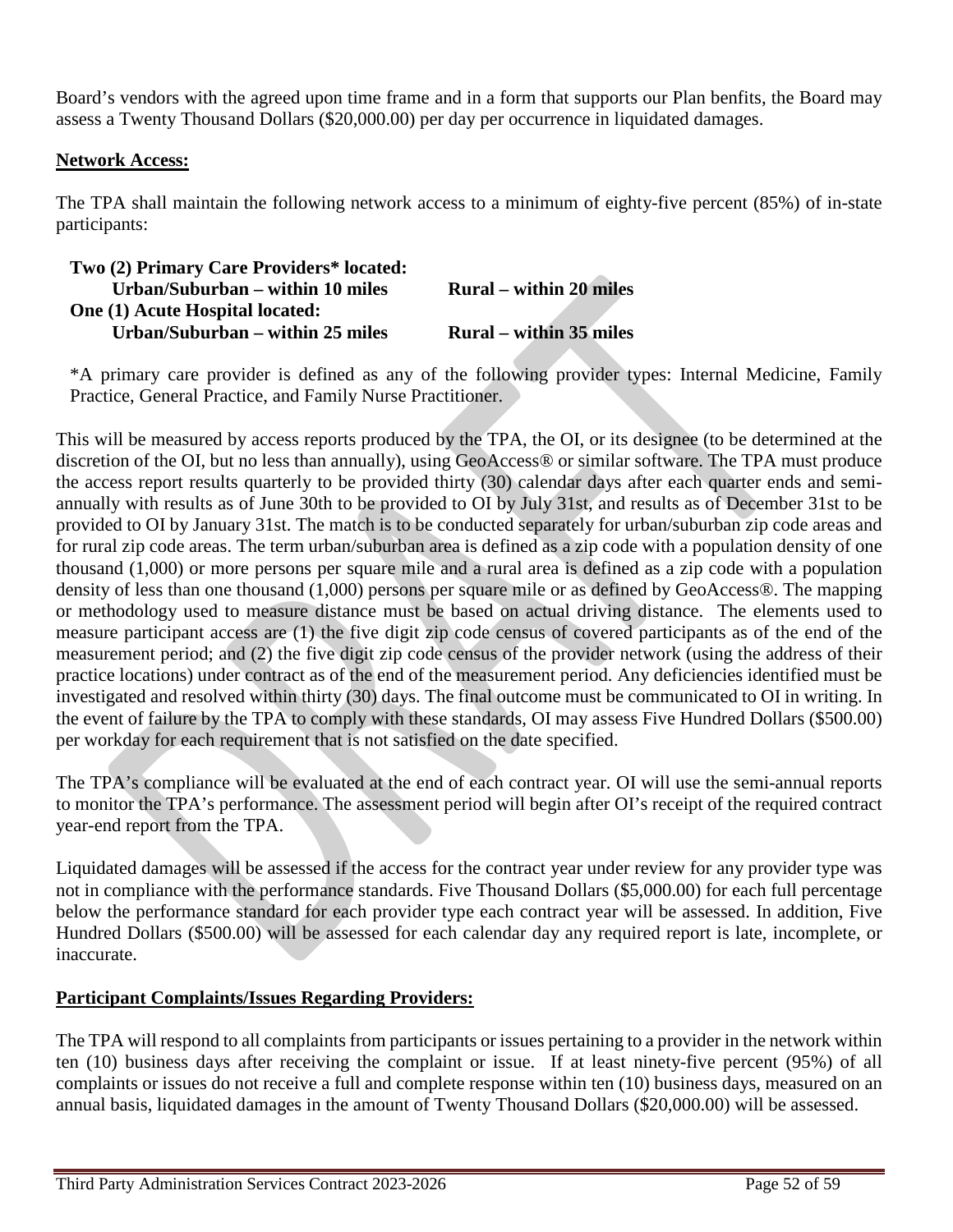Board's vendors with the agreed upon time frame and in a form that supports our Plan benfits, the Board may assess a Twenty Thousand Dollars ($20,000.00) per day per occurrence in liquidated damages.

**Network Access:**

The TPA shall maintain the following network access to a minimum of eighty-five percent (85%) of in-state participants:

**Two (2) Primary Care Providers* located:**
**Urban/Suburban – within 10 miles** **Rural – within 20 miles**
**One (1) Acute Hospital located:**
**Urban/Suburban – within 25 miles** **Rural – within 35 miles**

*A primary care provider is defined as any of the following provider types: Internal Medicine, Family Practice, General Practice, and Family Nurse Practitioner.

This will be measured by access reports produced by the TPA, the OI, or its designee (to be determined at the discretion of the OI, but no less than annually), using GeoAccess® or similar software. The TPA must produce the access report results quarterly to be provided thirty (30) calendar days after each quarter ends and semi-annually with results as of June 30th to be provided to OI by July 31st, and results as of December 31st to be provided to OI by January 31st. The match is to be conducted separately for urban/suburban zip code areas and for rural zip code areas. The term urban/suburban area is defined as a zip code with a population density of one thousand (1,000) or more persons per square mile and a rural area is defined as a zip code with a population density of less than one thousand (1,000) persons per square mile or as defined by GeoAccess®. The mapping or methodology used to measure distance must be based on actual driving distance. The elements used to measure participant access are (1) the five digit zip code census of covered participants as of the end of the measurement period; and (2) the five digit zip code census of the provider network (using the address of their practice locations) under contract as of the end of the measurement period. Any deficiencies identified must be investigated and resolved within thirty (30) days. The final outcome must be communicated to OI in writing. In the event of failure by the TPA to comply with these standards, OI may assess Five Hundred Dollars ($500.00) per workday for each requirement that is not satisfied on the date specified.

The TPA's compliance will be evaluated at the end of each contract year. OI will use the semi-annual reports to monitor the TPA's performance. The assessment period will begin after OI's receipt of the required contract year-end report from the TPA.

Liquidated damages will be assessed if the access for the contract year under review for any provider type was not in compliance with the performance standards. Five Thousand Dollars ($5,000.00) for each full percentage below the performance standard for each provider type each contract year will be assessed. In addition, Five Hundred Dollars ($500.00) will be assessed for each calendar day any required report is late, incomplete, or inaccurate.

**Participant Complaints/Issues Regarding Providers:**

The TPA will respond to all complaints from participants or issues pertaining to a provider in the network within ten (10) business days after receiving the complaint or issue. If at least ninety-five percent (95%) of all complaints or issues do not receive a full and complete response within ten (10) business days, measured on an annual basis, liquidated damages in the amount of Twenty Thousand Dollars ($20,000.00) will be assessed.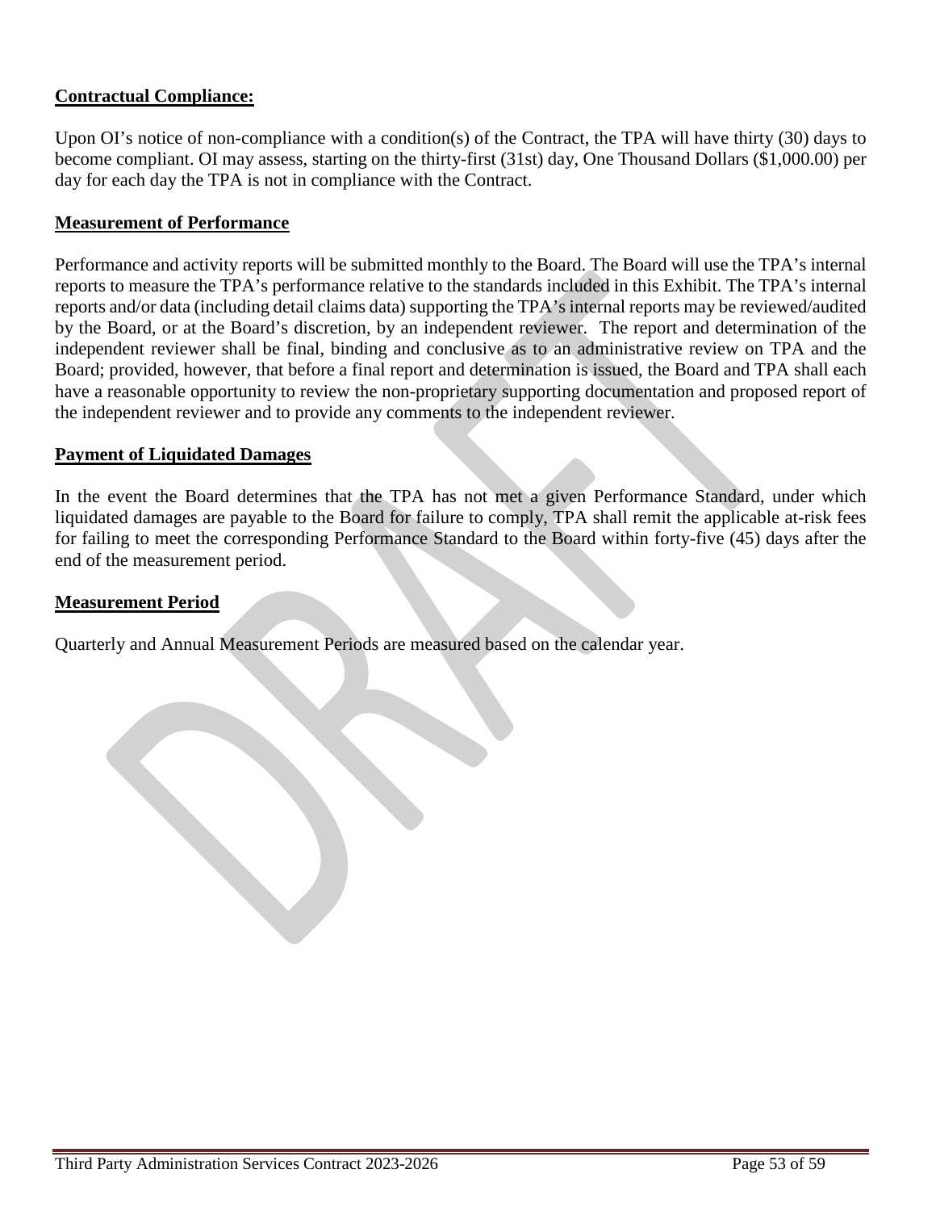**Contractual Compliance:**

Upon OI's notice of non-compliance with a condition(s) of the Contract, the TPA will have thirty (30) days to become compliant. OI may assess, starting on the thirty-first (31st) day, One Thousand Dollars ($1,000.00) per day for each day the TPA is not in compliance with the Contract.

**Measurement of Performance**

Performance and activity reports will be submitted monthly to the Board. The Board will use the TPA's internal reports to measure the TPA's performance relative to the standards included in this Exhibit. The TPA's internal reports and/or data (including detail claims data) supporting the TPA's internal reports may be reviewed/audited by the Board, or at the Board's discretion, by an independent reviewer. The report and determination of the independent reviewer shall be final, binding and conclusive as to an administrative review on TPA and the Board; provided, however, that before a final report and determination is issued, the Board and TPA shall each have a reasonable opportunity to review the non-proprietary supporting documentation and proposed report of the independent reviewer and to provide any comments to the independent reviewer.

**Payment of Liquidated Damages**

In the event the Board determines that the TPA has not met a given Performance Standard, under which liquidated damages are payable to the Board for failure to comply, TPA shall remit the applicable at-risk fees for failing to meet the corresponding Performance Standard to the Board within forty-five (45) days after the end of the measurement period.

**Measurement Period**

Quarterly and Annual Measurement Periods are measured based on the calendar year.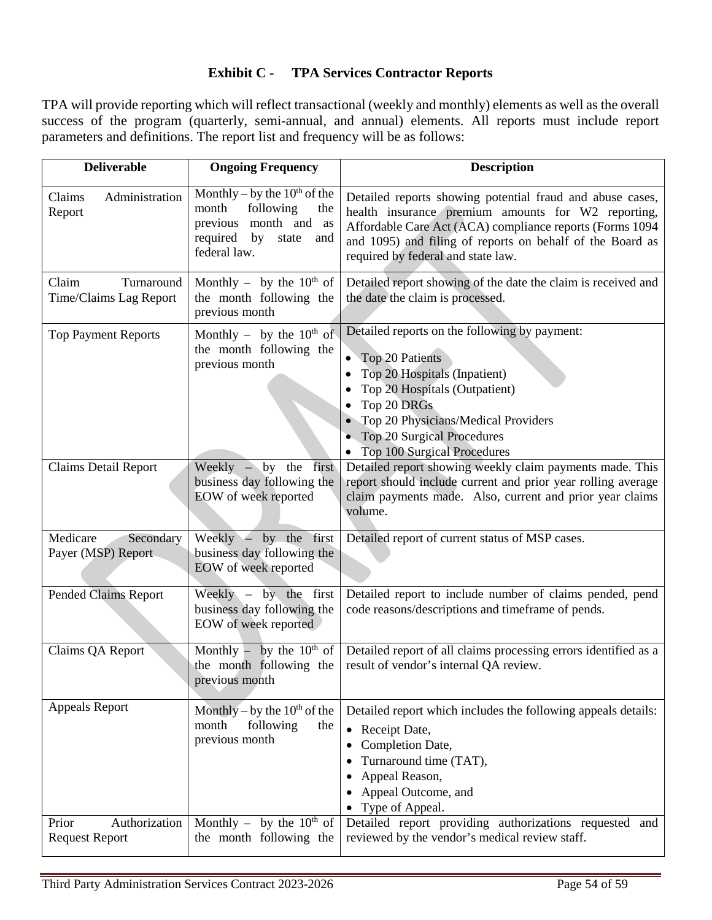# Exhibit C - TPA Services Contractor Reports

TPA will provide reporting which will reflect transactional (weekly and monthly) elements as well as the overall success of the program (quarterly, semi-annual, and annual) elements. All reports must include report parameters and definitions. The report list and frequency will be as follows:

| Deliverable | Ongoing Frequency | Description |
|---|---|---|
| Claims Administration Report | Monthly – by the 10th of the month following the previous month and as required by state and federal law. | Detailed reports showing potential fraud and abuse cases, health insurance premium amounts for W2 reporting, Affordable Care Act (ACA) compliance reports (Forms 1094 and 1095) and filing of reports on behalf of the Board as required by federal and state law. |
| Claim Turnaround Time/Claims Lag Report | Monthly – by the 10th of the month following the previous month | Detailed report showing of the date the claim is received and the date the claim is processed. |
| Top Payment Reports | Monthly – by the 10th of the month following the previous month | Detailed reports on the following by payment:<br>• Top 20 Patients<br>• Top 20 Hospitals (Inpatient)<br>• Top 20 Hospitals (Outpatient)<br>• Top 20 DRGs<br>• Top 20 Physicians/Medical Providers<br>• Top 20 Surgical Procedures<br>• Top 100 Surgical Procedures |
| Claims Detail Report | Weekly – by the first business day following the EOW of week reported | Detailed report showing weekly claim payments made. This report should include current and prior year rolling average claim payments made. Also, current and prior year claims volume. |
| Medicare Secondary Payer (MSP) Report | Weekly – by the first business day following the EOW of week reported | Detailed report of current status of MSP cases. |
| Pended Claims Report | Weekly – by the first business day following the EOW of week reported | Detailed report to include number of claims pended, pend code reasons/descriptions and timeframe of pends. |
| Claims QA Report | Monthly – by the 10th of the month following the previous month | Detailed report of all claims processing errors identified as a result of vendor's internal QA review. |
| Appeals Report | Monthly – by the 10th of the month following the previous month | Detailed report which includes the following appeals details:<br>• Receipt Date,<br>• Completion Date,<br>• Turnaround time (TAT),<br>• Appeal Reason,<br>• Appeal Outcome, and<br>• Type of Appeal. |
| Prior Authorization Request Report | Monthly – by the 10th of the month following the | Detailed report providing authorizations requested and reviewed by the vendor's medical review staff. |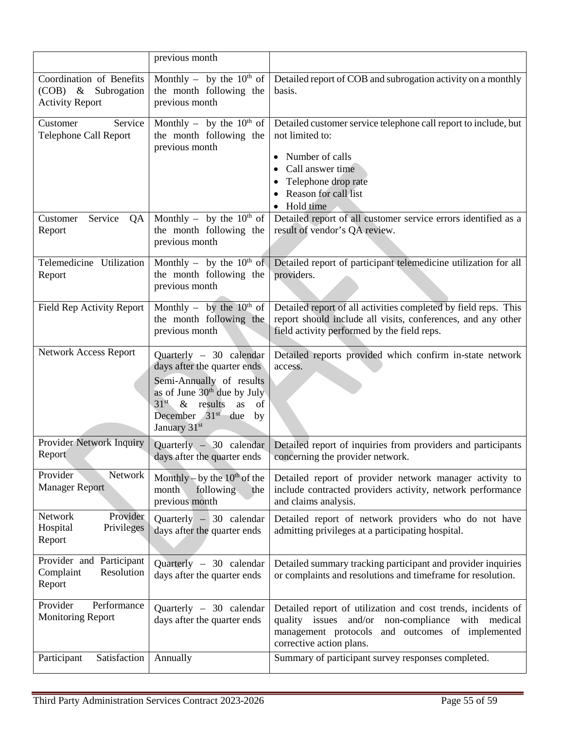| | | |
|---|---|---|
| | previous month | |
| Coordination of Benefits (COB) & Subrogation Activity Report | Monthly – by the 10th of the month following the previous month | Detailed report of COB and subrogation activity on a monthly basis. |
| Customer Service Telephone Call Report | Monthly – by the 10th of the month following the previous month | Detailed customer service telephone call report to include, but not limited to:<br>• Number of calls<br>• Call answer time<br>• Telephone drop rate<br>• Reason for call list<br>• Hold time |
| Customer Service QA Report | Monthly – by the 10th of the month following the previous month | Detailed report of all customer service errors identified as a result of vendor's QA review. |
| Telemedicine Utilization Report | Monthly – by the 10th of the month following the previous month | Detailed report of participant telemedicine utilization for all providers. |
| Field Rep Activity Report | Monthly – by the 10th of the month following the previous month | Detailed report of all activities completed by field reps. This report should include all visits, conferences, and any other field activity performed by the field reps. |
| Network Access Report | Quarterly – 30 calendar days after the quarter ends<br>Semi-Annually of results as of June 30th due by July 31st & results as of December 31st due by January 31st | Detailed reports provided which confirm in-state network access. |
| Provider Network Inquiry Report | Quarterly – 30 calendar days after the quarter ends | Detailed report of inquiries from providers and participants concerning the provider network. |
| Provider Network Manager Report | Monthly – by the 10th of the month following the previous month | Detailed report of provider network manager activity to include contracted providers activity, network performance and claims analysis. |
| Network Provider Hospital Privileges Report | Quarterly – 30 calendar days after the quarter ends | Detailed report of network providers who do not have admitting privileges at a participating hospital. |
| Provider and Participant Complaint Resolution Report | Quarterly – 30 calendar days after the quarter ends | Detailed summary tracking participant and provider inquiries or complaints and resolutions and timeframe for resolution. |
| Provider Performance Monitoring Report | Quarterly – 30 calendar days after the quarter ends | Detailed report of utilization and cost trends, incidents of quality issues and/or non-compliance with medical management protocols and outcomes of implemented corrective action plans. |
| Participant Satisfaction | Annually | Summary of participant survey responses completed. |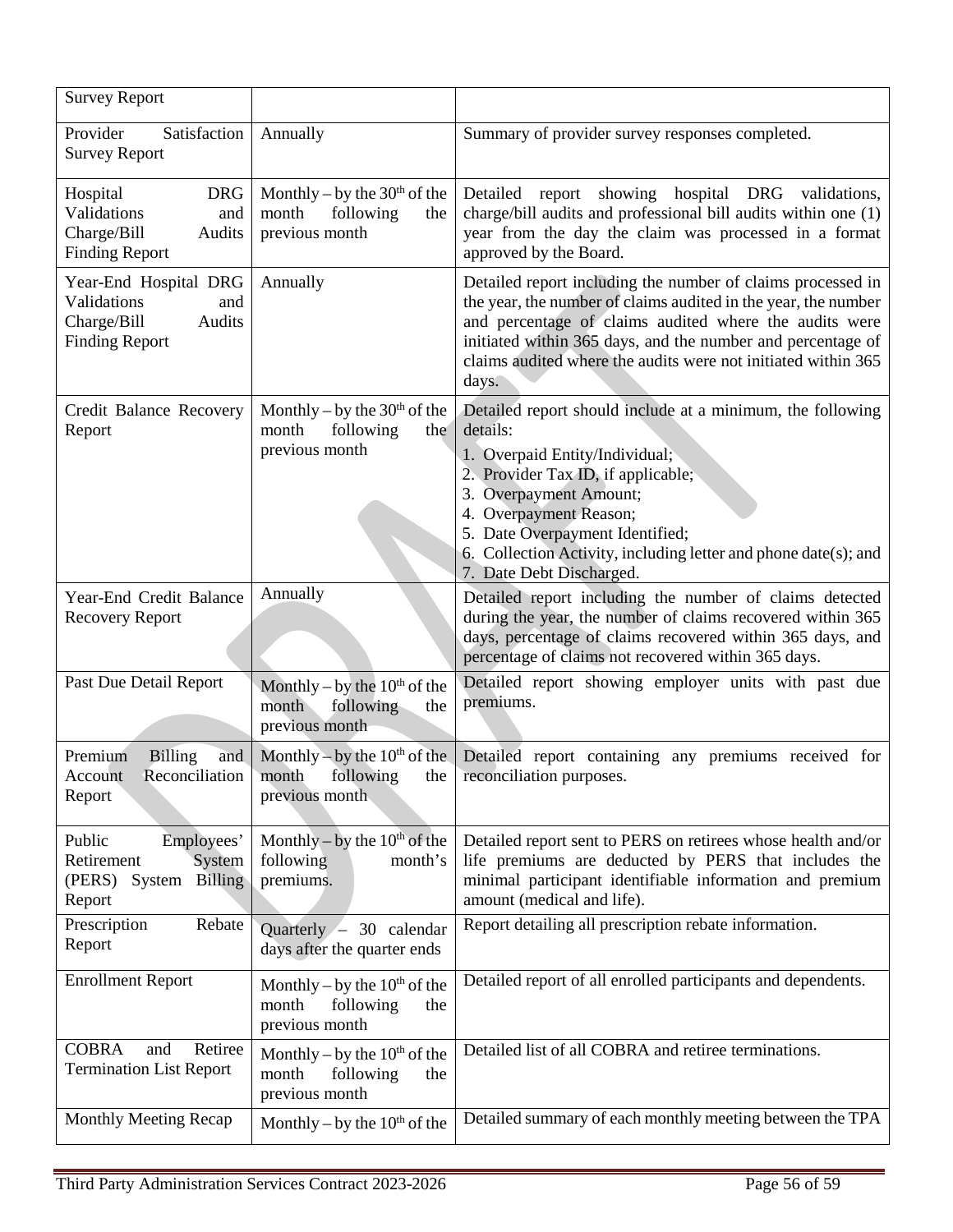| Survey Report | | |
|---|---|---|
| Provider Satisfaction Survey Report | Annually | Summary of provider survey responses completed. |
| Hospital DRG Validations and Charge/Bill Audits Finding Report | Monthly – by the 30th of the month following the previous month | Detailed report showing hospital DRG validations, charge/bill audits and professional bill audits within one (1) year from the day the claim was processed in a format approved by the Board. |
| Year-End Hospital DRG Validations and Charge/Bill Audits Finding Report | Annually | Detailed report including the number of claims processed in the year, the number of claims audited in the year, the number and percentage of claims audited where the audits were initiated within 365 days, and the number and percentage of claims audited where the audits were not initiated within 365 days. |
| Credit Balance Recovery Report | Monthly – by the 30th of the month following the previous month | Detailed report should include at a minimum, the following details:<br>1. Overpaid Entity/Individual;<br>2. Provider Tax ID, if applicable;<br>3. Overpayment Amount;<br>4. Overpayment Reason;<br>5. Date Overpayment Identified;<br>6. Collection Activity, including letter and phone date(s); and<br>7. Date Debt Discharged. |
| Year-End Credit Balance Recovery Report | Annually | Detailed report including the number of claims detected during the year, the number of claims recovered within 365 days, percentage of claims recovered within 365 days, and percentage of claims not recovered within 365 days. |
| Past Due Detail Report | Monthly – by the 10th of the month following the previous month | Detailed report showing employer units with past due premiums. |
| Premium Billing and Account Reconciliation Report | Monthly – by the 10th of the month following the previous month | Detailed report containing any premiums received for reconciliation purposes. |
| Public Employees' Retirement System (PERS) System Billing Report | Monthly – by the 10th of the following month's premiums. | Detailed report sent to PERS on retirees whose health and/or life premiums are deducted by PERS that includes the minimal participant identifiable information and premium amount (medical and life). |
| Prescription Rebate Report | Quarterly – 30 calendar days after the quarter ends | Report detailing all prescription rebate information. |
| Enrollment Report | Monthly – by the 10th of the month following the previous month | Detailed report of all enrolled participants and dependents. |
| COBRA and Retiree Termination List Report | Monthly – by the 10th of the month following the previous month | Detailed list of all COBRA and retiree terminations. |
| Monthly Meeting Recap | Monthly – by the 10th of the | Detailed summary of each monthly meeting between the TPA |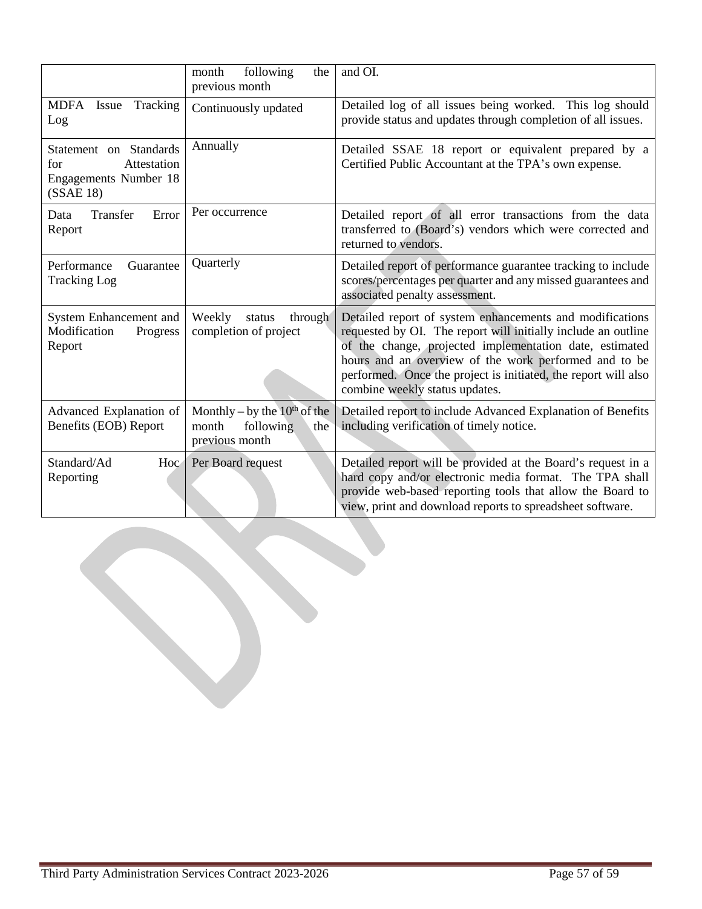| | | |
|---|---|---|
| | month following the previous month | and OI. |
| MDFA Issue Tracking Log | Continuously updated | Detailed log of all issues being worked. This log should provide status and updates through completion of all issues. |
| Statement on Standards for Attestation Engagements Number 18 (SSAE 18) | Annually | Detailed SSAE 18 report or equivalent prepared by a Certified Public Accountant at the TPA's own expense. |
| Data Transfer Error Report | Per occurrence | Detailed report of all error transactions from the data transferred to (Board's) vendors which were corrected and returned to vendors. |
| Performance Guarantee Tracking Log | Quarterly | Detailed report of performance guarantee tracking to include scores/percentages per quarter and any missed guarantees and associated penalty assessment. |
| System Enhancement and Modification Progress Report | Weekly status through completion of project | Detailed report of system enhancements and modifications requested by OI. The report will initially include an outline of the change, projected implementation date, estimated hours and an overview of the work performed and to be performed. Once the project is initiated, the report will also combine weekly status updates. |
| Advanced Explanation of Benefits (EOB) Report | Monthly – by the 10th of the month following the previous month | Detailed report to include Advanced Explanation of Benefits including verification of timely notice. |
| Standard/Ad Hoc Reporting | Per Board request | Detailed report will be provided at the Board's request in a hard copy and/or electronic media format. The TPA shall provide web-based reporting tools that allow the Board to view, print and download reports to spreadsheet software. |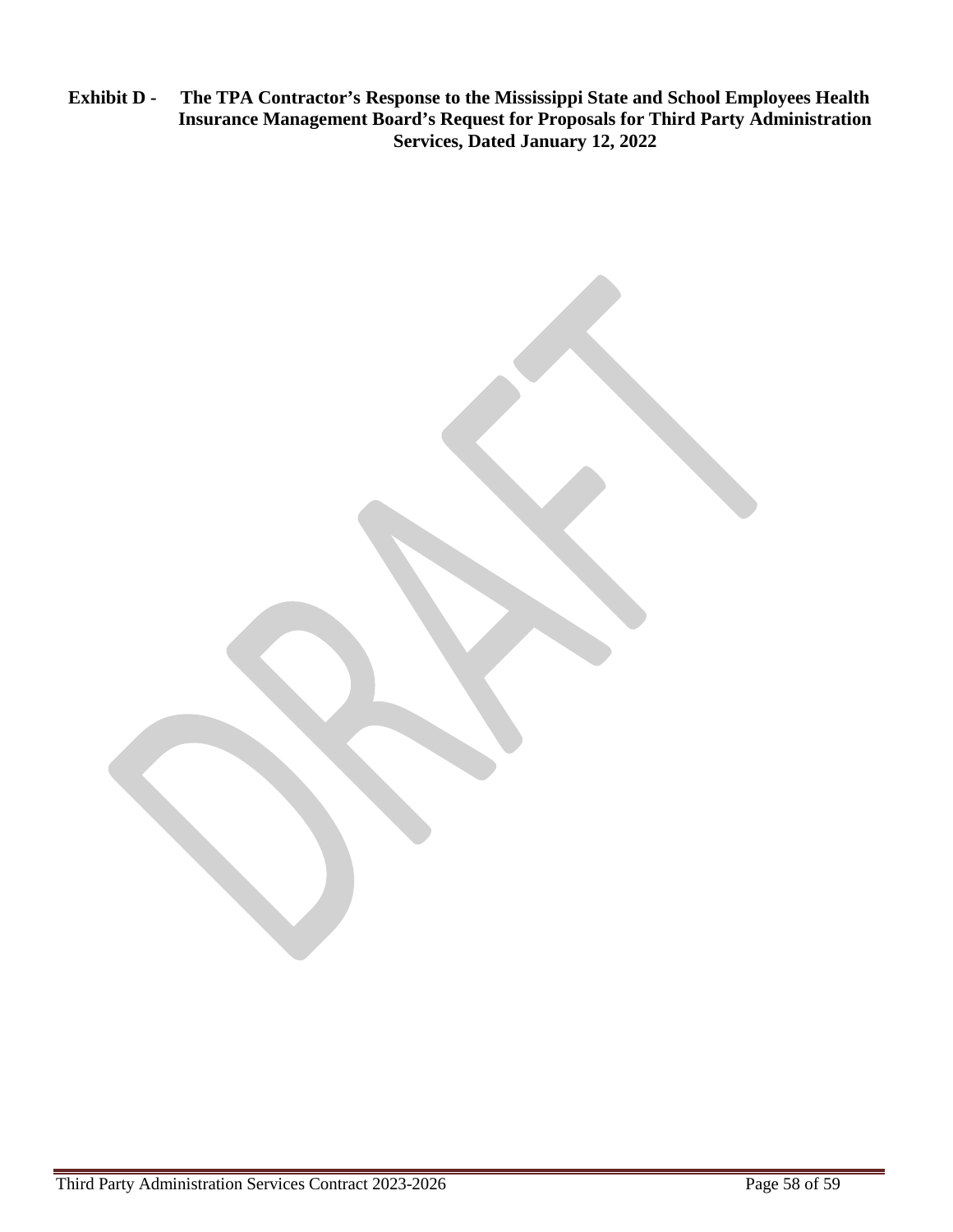**Exhibit D - The TPA Contractor's Response to the Mississippi State and School Employees Health Insurance Management Board's Request for Proposals for Third Party Administration Services, Dated January 12, 2022**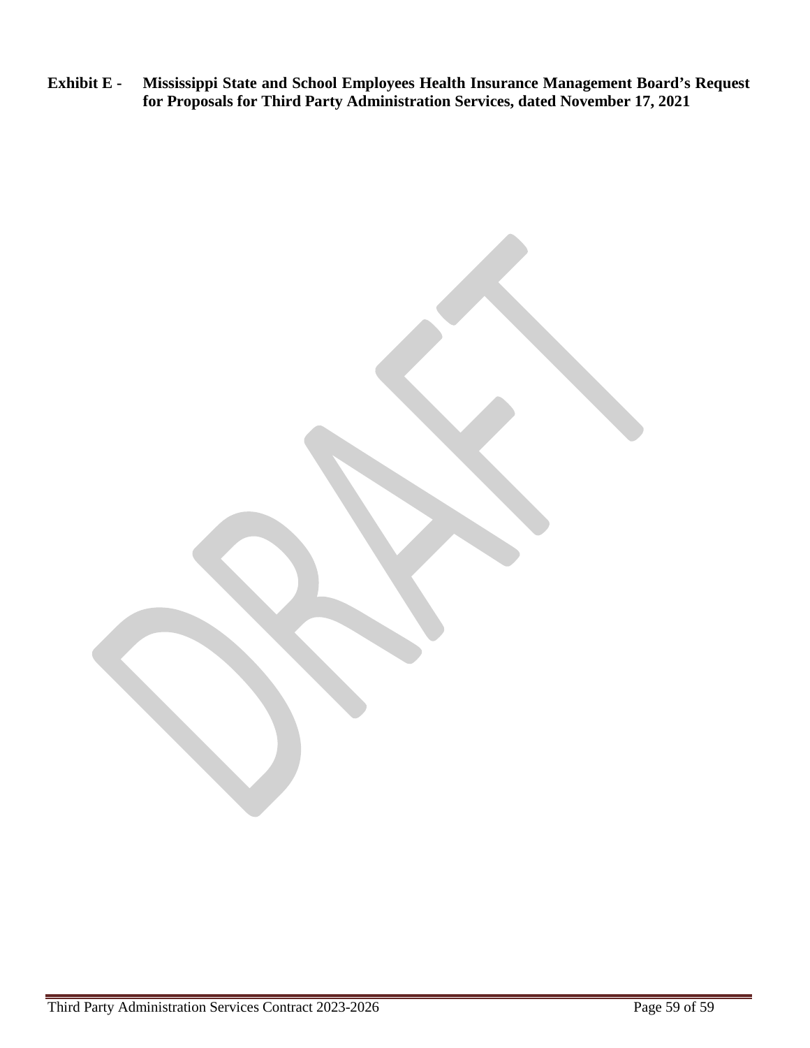**Exhibit E - Mississippi State and School Employees Health Insurance Management Board's Request for Proposals for Third Party Administration Services, dated November 17, 2021**